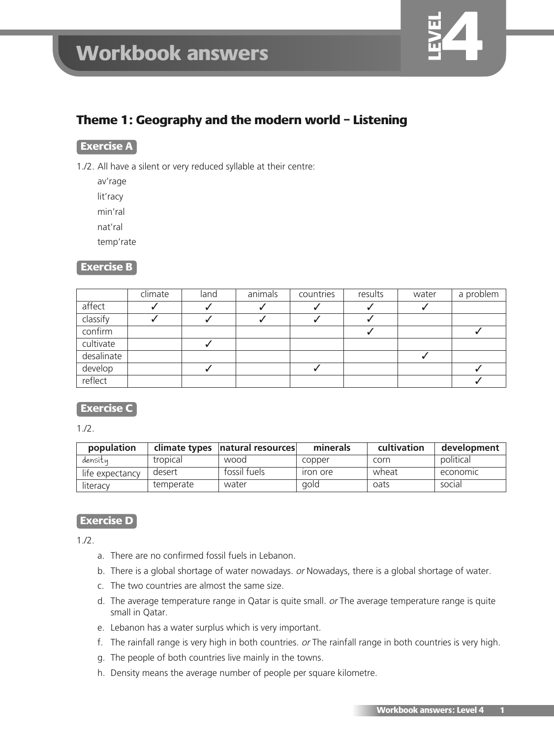# Workbook answers

LEVEL 4

## Theme 1: Geography and the modern world – Listening

### Exercise A

1./2. All have a silent or very reduced syllable at their centre:

av'rage

lit'racy

min'ral

nat'ral

temp'rate

### Exercise B

| | climate | land | animals | countries | results | water | a problem |
|---|---|---|---|---|---|---|---|
| affect | ✓ | ✓ | ✓ | ✓ | ✓ | ✓ | |
| classify | ✓ | ✓ | ✓ | ✓ | ✓ | | |
| confirm | | | | | ✓ | | ✓ |
| cultivate | | ✓ | | | | | |
| desalinate | | | | | | ✓ | |
| develop | | ✓ | | ✓ | | | ✓ |
| reflect | | | | | | | ✓ |

### Exercise C

1./2.

| population | climate types | natural resources | minerals | cultivation | development |
|---|---|---|---|---|---|
| density | tropical | wood | copper | corn | political |
| life expectancy | desert | fossil fuels | iron ore | wheat | economic |
| literacy | temperate | water | gold | oats | social |

### Exercise D

1./2.

a. There are no confirmed fossil fuels in Lebanon.

b. There is a global shortage of water nowadays. *or* Nowadays, there is a global shortage of water.

c. The two countries are almost the same size.

d. The average temperature range in Qatar is quite small. *or* The average temperature range is quite small in Qatar.

e. Lebanon has a water surplus which is very important.

f. The rainfall range is very high in both countries. *or* The rainfall range in both countries is very high.

g. The people of both countries live mainly in the towns.

h. Density means the average number of people per square kilometre.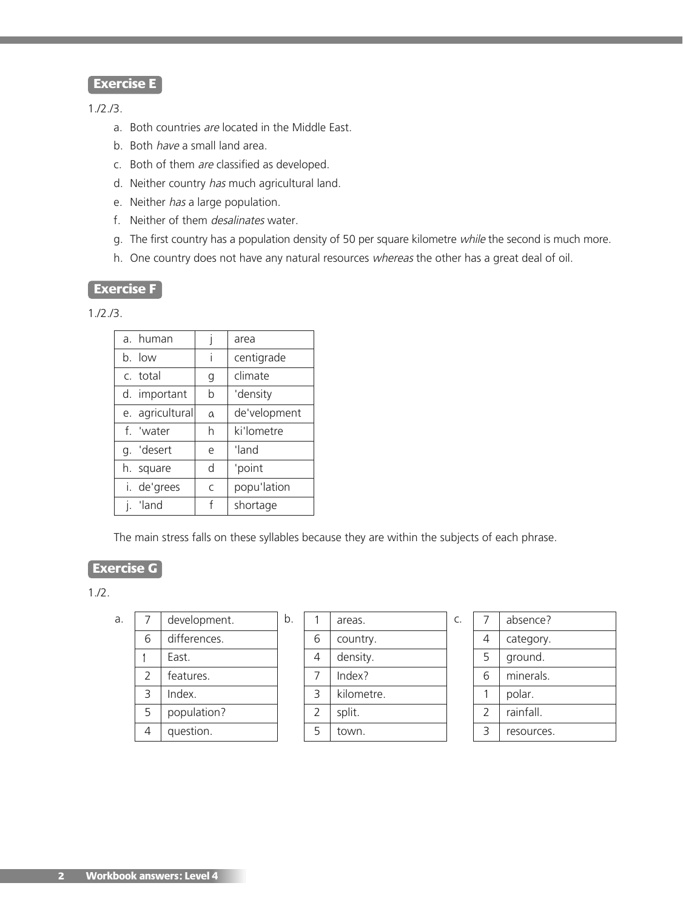## Exercise E

1./2./3.

a. Both countries *are* located in the Middle East.
b. Both *have* a small land area.
c. Both of them *are* classified as developed.
d. Neither country *has* much agricultural land.
e. Neither *has* a large population.
f. Neither of them *desalinates* water.
g. The first country has a population density of 50 per square kilometre *while* the second is much more.
h. One country does not have any natural resources *whereas* the other has a great deal of oil.

## Exercise F

1./2./3.

| | | |
|---|---|---|
| a. human | j | area |
| b. low | i | centigrade |
| c. total | g | climate |
| d. important | b | 'density |
| e. agricultural | a | de'velopment |
| f. 'water | h | ki'lometre |
| g. 'desert | e | 'land |
| h. square | d | 'point |
| i. de'grees | c | popu'lation |
| j. 'land | f | shortage |

The main stress falls on these syllables because they are within the subjects of each phrase.

## Exercise G

1./2.

a.

| | |
|---|---|
| 7 | development. |
| 6 | differences. |
| 1 | East. |
| 2 | features. |
| 3 | Index. |
| 5 | population? |
| 4 | question. |

b.

| | |
|---|---|
| 1 | areas. |
| 6 | country. |
| 4 | density. |
| 7 | Index? |
| 3 | kilometre. |
| 2 | split. |
| 5 | town. |

c.

| | |
|---|---|
| 7 | absence? |
| 4 | category. |
| 5 | ground. |
| 6 | minerals. |
| 1 | polar. |
| 2 | rainfall. |
| 3 | resources. |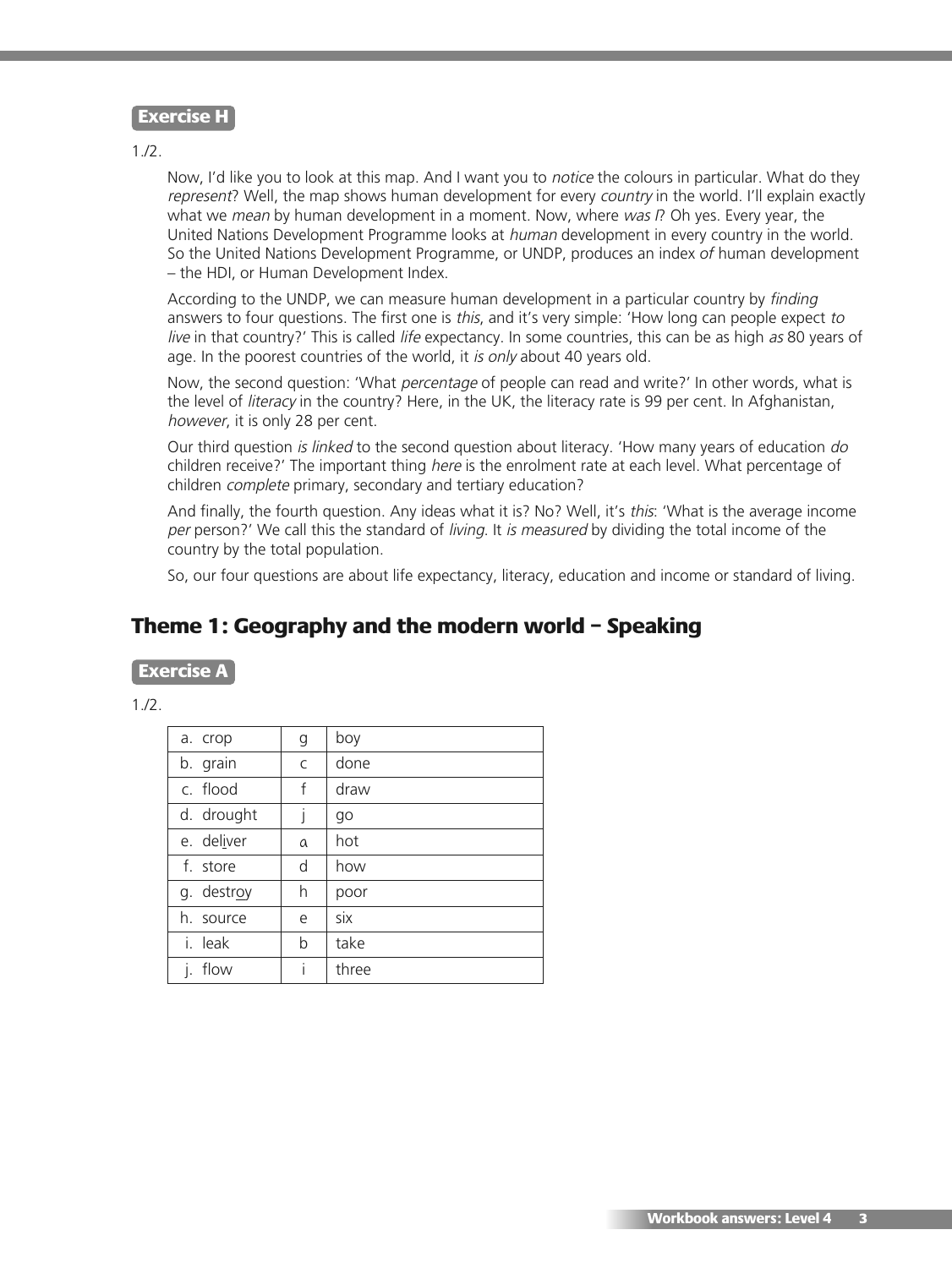**Exercise H**

1./2.

Now, I'd like you to look at this map. And I want you to *notice* the colours in particular. What do they *represent*? Well, the map shows human development for every *country* in the world. I'll explain exactly what we *mean* by human development in a moment. Now, where *was I*? Oh yes. Every year, the United Nations Development Programme looks at *human* development in every country in the world. So the United Nations Development Programme, or UNDP, produces an index *of* human development – the HDI, or Human Development Index.

According to the UNDP, we can measure human development in a particular country by *finding* answers to four questions. The first one is *this*, and it's very simple: 'How long can people expect *to live* in that country?' This is called *life* expectancy. In some countries, this can be as high *as* 80 years of age. In the poorest countries of the world, it *is only* about 40 years old.

Now, the second question: 'What *percentage* of people can read and write?' In other words, what is the level of *literacy* in the country? Here, in the UK, the literacy rate is 99 per cent. In Afghanistan, *however*, it is only 28 per cent.

Our third question *is linked* to the second question about literacy. 'How many years of education *do* children receive?' The important thing *here* is the enrolment rate at each level. What percentage of children *complete* primary, secondary and tertiary education?

And finally, the fourth question. Any ideas what it is? No? Well, it's *this*: 'What is the average income *per* person?' We call this the standard of *living*. It *is measured* by dividing the total income of the country by the total population.

So, our four questions are about life expectancy, literacy, education and income or standard of living.

## Theme 1: Geography and the modern world – Speaking

**Exercise A**

1./2.

| | | |
|---|---|---|
| a. crop | g | boy |
| b. grain | c | done |
| c. flood | f | draw |
| d. drought | j | go |
| e. del<u>i</u>ver | a | hot |
| f. store | d | how |
| g. destr<u>oy</u> | h | poor |
| h. source | e | six |
| i. leak | b | take |
| j. flow | i | three |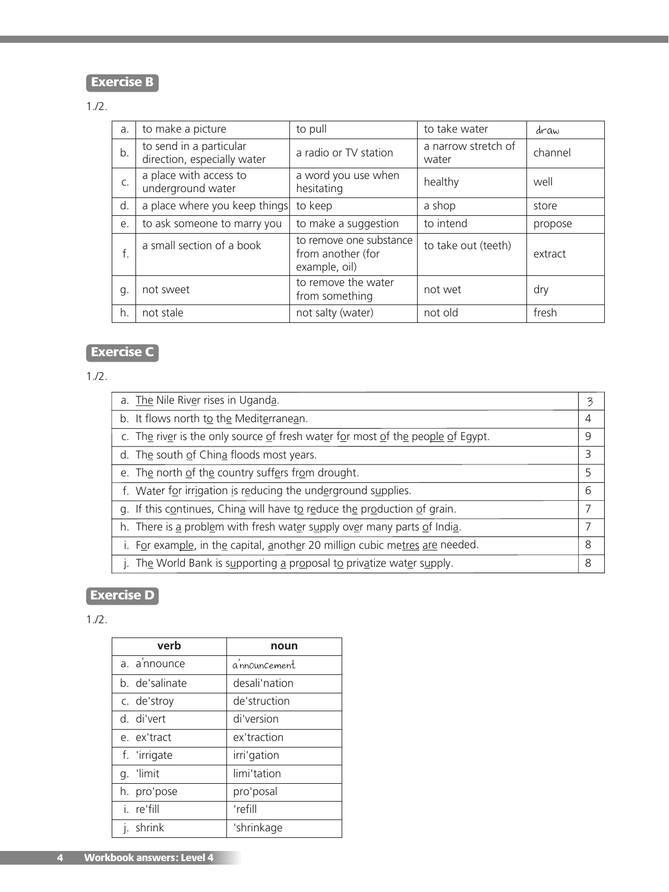## Exercise B

1./2.

| | | | | |
|---|---|---|---|---|
| a. | to make a picture | to pull | to take water | draw |
| b. | to send in a particular direction, especially water | a radio or TV station | a narrow stretch of water | channel |
| c. | a place with access to underground water | a word you use when hesitating | healthy | well |
| d. | a place where you keep things | to keep | a shop | store |
| e. | to ask someone to marry you | to make a suggestion | to intend | propose |
| f. | a small section of a book | to remove one substance from another (for example, oil) | to take out (teeth) | extract |
| g. | not sweet | to remove the water from something | not wet | dry |
| h. | not stale | not salty (water) | not old | fresh |

## Exercise C

1./2.

| | |
|---|---|
| a. The Nile River rises in Uganda. | 3 |
| b. It flows north to the Mediterranean. | 4 |
| c. The river is the only source of fresh water for most of the people of Egypt. | 9 |
| d. The south of China floods most years. | 3 |
| e. The north of the country suffers from drought. | 5 |
| f. Water for irrigation is reducing the underground supplies. | 6 |
| g. If this continues, China will have to reduce the production of grain. | 7 |
| h. There is a problem with fresh water supply over many parts of India. | 7 |
| i. For example, in the capital, another 20 million cubic metres are needed. | 8 |
| j. The World Bank is supporting a proposal to privatize water supply. | 8 |

## Exercise D

1./2.

| verb | noun |
|---|---|
| a. a'nnounce | a'nnouncement |
| b. de'salinate | desali'nation |
| c. de'stroy | de'struction |
| d. di'vert | di'version |
| e. ex'tract | ex'traction |
| f. 'irrigate | irri'gation |
| g. 'limit | limi'tation |
| h. pro'pose | pro'posal |
| i. re'fill | 'refill |
| j. shrink | 'shrinkage |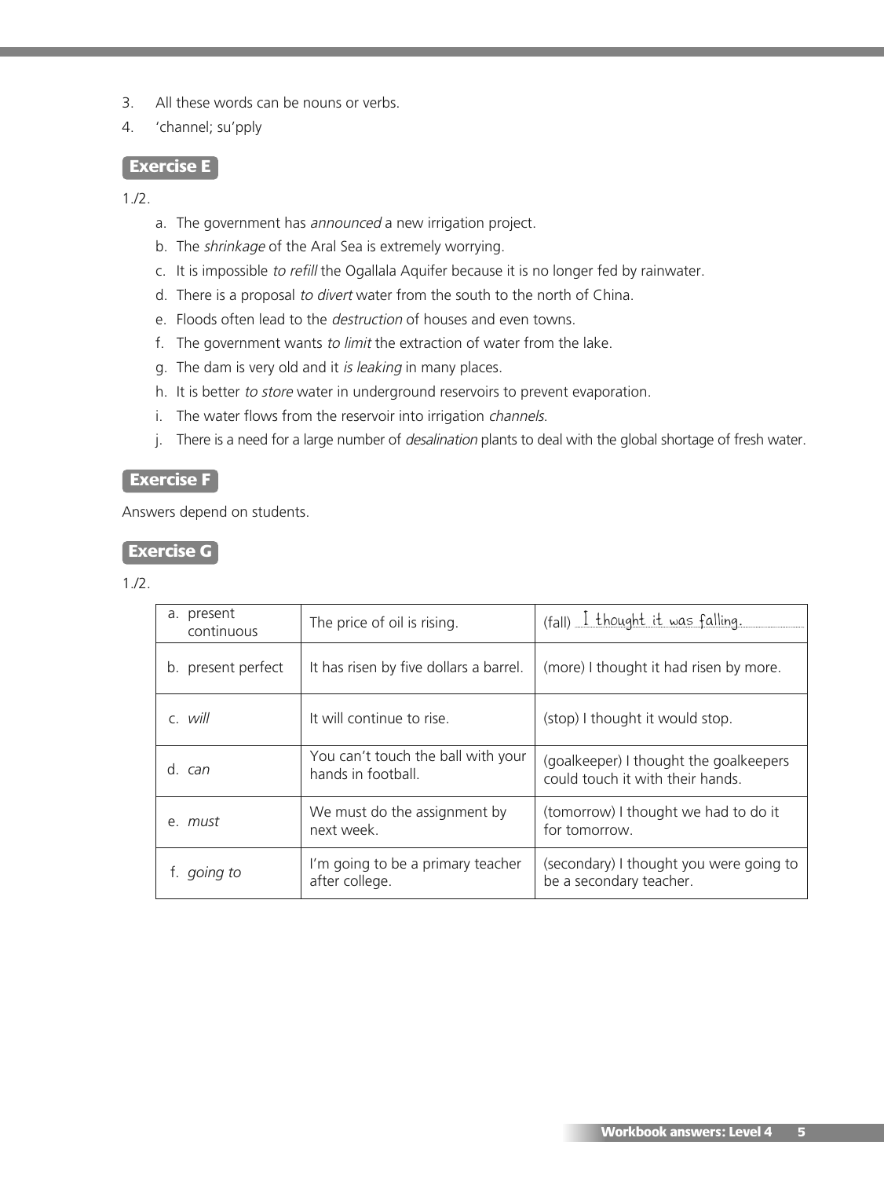3. All these words can be nouns or verbs.
4. 'channel; su'pply

## Exercise E

1./2.

a. The government has *announced* a new irrigation project.
b. The *shrinkage* of the Aral Sea is extremely worrying.
c. It is impossible *to refill* the Ogallala Aquifer because it is no longer fed by rainwater.
d. There is a proposal *to divert* water from the south to the north of China.
e. Floods often lead to the *destruction* of houses and even towns.
f. The government wants *to limit* the extraction of water from the lake.
g. The dam is very old and it *is leaking* in many places.
h. It is better *to store* water in underground reservoirs to prevent evaporation.
i. The water flows from the reservoir into irrigation *channels.*
j. There is a need for a large number of *desalination* plants to deal with the global shortage of fresh water.

## Exercise F

Answers depend on students.

## Exercise G

1./2.

| | | |
|---|---|---|
| a. present continuous | The price of oil is rising. | (fall) I thought it was falling. |
| b. present perfect | It has risen by five dollars a barrel. | (more) I thought it had risen by more. |
| c. *will* | It will continue to rise. | (stop) I thought it would stop. |
| d. *can* | You can't touch the ball with your hands in football. | (goalkeeper) I thought the goalkeepers could touch it with their hands. |
| e. *must* | We must do the assignment by next week. | (tomorrow) I thought we had to do it for tomorrow. |
| f. *going to* | I'm going to be a primary teacher after college. | (secondary) I thought you were going to be a secondary teacher. |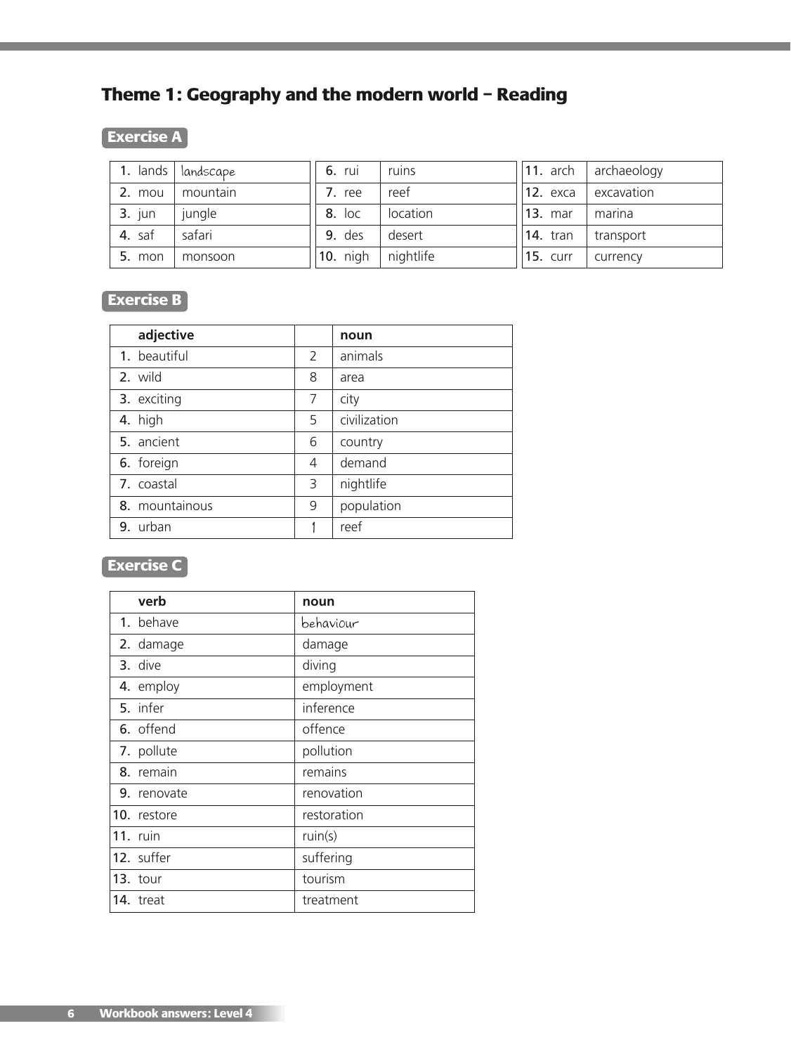## Theme 1: Geography and the modern world – Reading

### Exercise A

| | | | | | |
|---|---|---|---|---|---|
| 1. lands | landscape | 6. rui | ruins | 11. arch | archaeology |
| 2. mou | mountain | 7. ree | reef | 12. exca | excavation |
| 3. jun | jungle | 8. loc | location | 13. mar | marina |
| 4. saf | safari | 9. des | desert | 14. tran | transport |
| 5. mon | monsoon | 10. nigh | nightlife | 15. curr | currency |

### Exercise B

| adjective | | noun |
|---|---|---|
| 1. beautiful | 2 | animals |
| 2. wild | 8 | area |
| 3. exciting | 7 | city |
| 4. high | 5 | civilization |
| 5. ancient | 6 | country |
| 6. foreign | 4 | demand |
| 7. coastal | 3 | nightlife |
| 8. mountainous | 9 | population |
| 9. urban | 1 | reef |

### Exercise C

| verb | noun |
|---|---|
| 1. behave | behaviour |
| 2. damage | damage |
| 3. dive | diving |
| 4. employ | employment |
| 5. infer | inference |
| 6. offend | offence |
| 7. pollute | pollution |
| 8. remain | remains |
| 9. renovate | renovation |
| 10. restore | restoration |
| 11. ruin | ruin(s) |
| 12. suffer | suffering |
| 13. tour | tourism |
| 14. treat | treatment |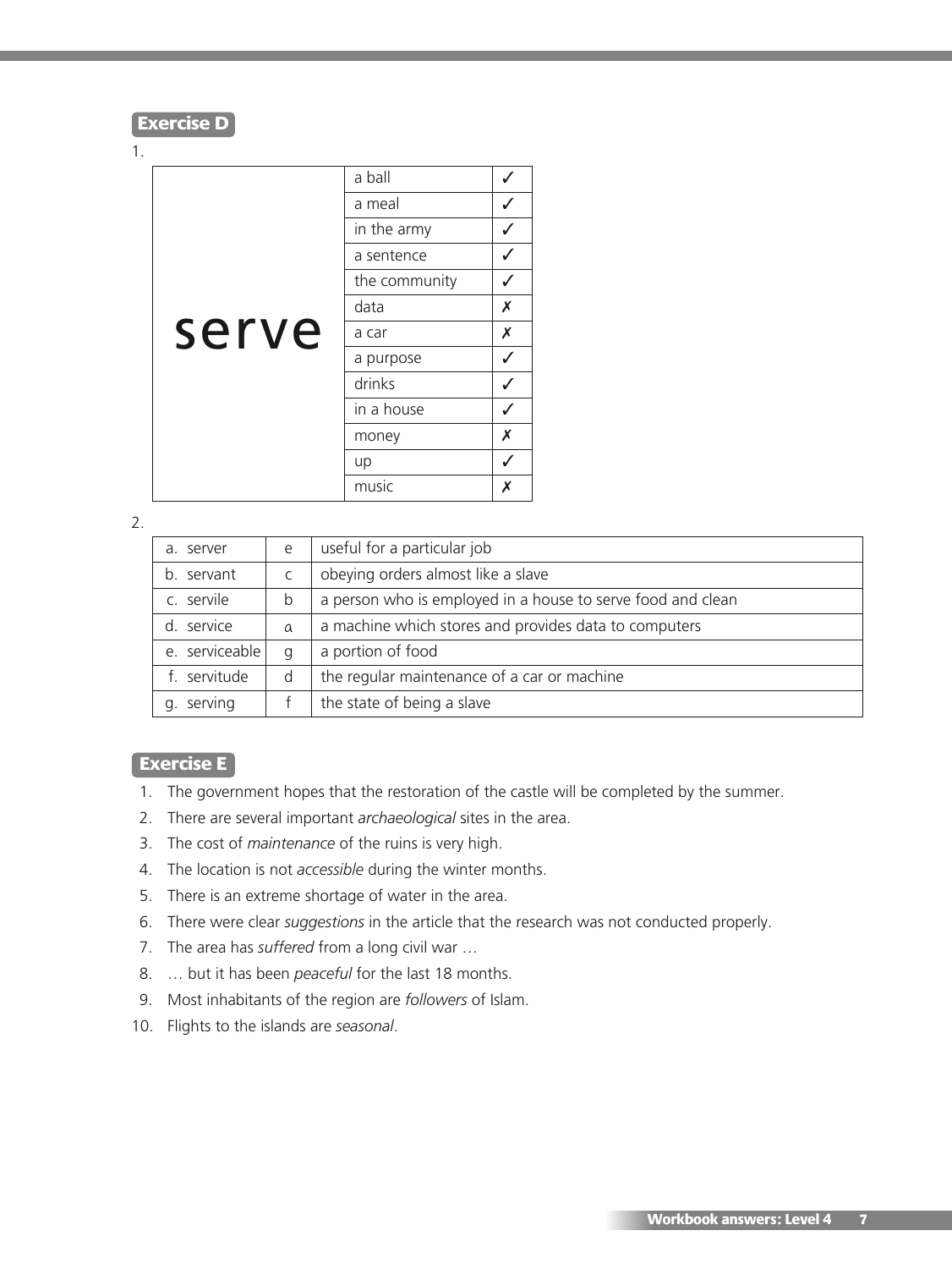## Exercise D

1.

| serve | | |
|---|---|---|
| | a ball | ✓ |
| | a meal | ✓ |
| | in the army | ✓ |
| | a sentence | ✓ |
| | the community | ✓ |
| | data | ✗ |
| | a car | ✗ |
| | a purpose | ✓ |
| | drinks | ✓ |
| | in a house | ✓ |
| | money | ✗ |
| | up | ✓ |
| | music | ✗ |

2.

| | | |
|---|---|---|
| a. server | e | useful for a particular job |
| b. servant | c | obeying orders almost like a slave |
| c. servile | b | a person who is employed in a house to serve food and clean |
| d. service | a | a machine which stores and provides data to computers |
| e. serviceable | g | a portion of food |
| f. servitude | d | the regular maintenance of a car or machine |
| g. serving | f | the state of being a slave |

## Exercise E

1. The government hopes that the restoration of the castle will be completed by the summer.
2. There are several important *archaeological* sites in the area.
3. The cost of *maintenance* of the ruins is very high.
4. The location is not *accessible* during the winter months.
5. There is an extreme shortage of water in the area.
6. There were clear *suggestions* in the article that the research was not conducted properly.
7. The area has *suffered* from a long civil war …
8. … but it has been *peaceful* for the last 18 months.
9. Most inhabitants of the region are *followers* of Islam.
10. Flights to the islands are *seasonal*.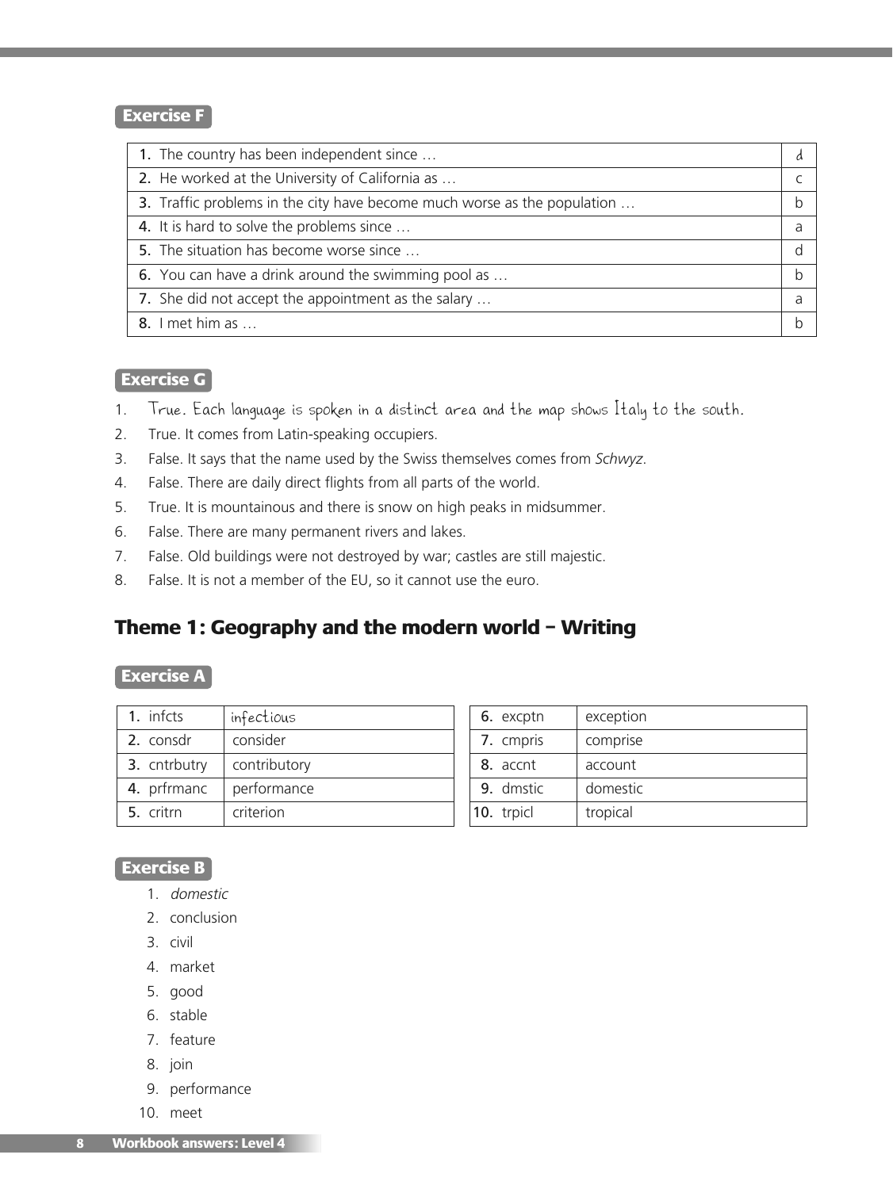### Exercise F

| | |
|---|---|
| 1. The country has been independent since … | d |
| 2. He worked at the University of California as … | c |
| 3. Traffic problems in the city have become much worse as the population … | b |
| 4. It is hard to solve the problems since … | a |
| 5. The situation has become worse since … | d |
| 6. You can have a drink around the swimming pool as … | b |
| 7. She did not accept the appointment as the salary … | a |
| 8. I met him as … | b |

### Exercise G

1. True. Each language is spoken in a distinct area and the map shows Italy to the south.
2. True. It comes from Latin-speaking occupiers.
3. False. It says that the name used by the Swiss themselves comes from *Schwyz*.
4. False. There are daily direct flights from all parts of the world.
5. True. It is mountainous and there is snow on high peaks in midsummer.
6. False. There are many permanent rivers and lakes.
7. False. Old buildings were not destroyed by war; castles are still majestic.
8. False. It is not a member of the EU, so it cannot use the euro.

## Theme 1: Geography and the modern world – Writing

### Exercise A

| | |
|---|---|
| 1. infcts | infectious |
| 2. consdr | consider |
| 3. cntrbutry | contributory |
| 4. prfrmanc | performance |
| 5. critrn | criterion |

| | |
|---|---|
| 6. excptn | exception |
| 7. cmpris | comprise |
| 8. accnt | account |
| 9. dmstic | domestic |
| 10. trpicl | tropical |

### Exercise B

1. *domestic*
2. conclusion
3. civil
4. market
5. good
6. stable
7. feature
8. join
9. performance
10. meet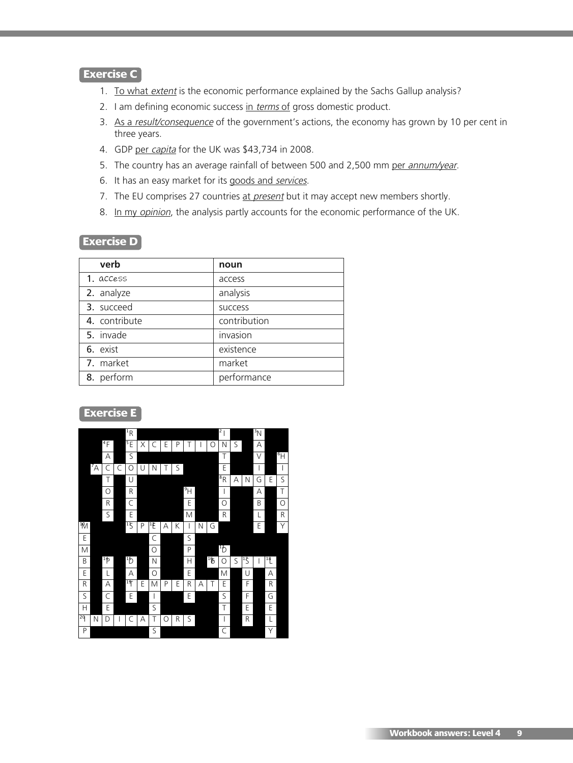## Exercise C

1. To what *extent* is the economic performance explained by the Sachs Gallup analysis?
2. I am defining economic success in *terms* of gross domestic product.
3. As a *result/consequence* of the government's actions, the economy has grown by 10 per cent in three years.
4. GDP per *capita* for the UK was $43,734 in 2008.
5. The country has an average rainfall of between 500 and 2,500 mm per *annum/year*.
6. It has an easy market for its goods and *services*.
7. The EU comprises 27 countries at *present* but it may accept new members shortly.
8. In my *opinion*, the analysis partly accounts for the economic performance of the UK.

## Exercise D

| verb | noun |
|---|---|
| 1. access | access |
| 2. analyze | analysis |
| 3. succeed | success |
| 4. contribute | contribution |
| 5. invade | invasion |
| 6. exist | existence |
| 7. market | market |
| 8. perform | performance |

## Exercise E

| | | | | | | | | | | | | | | | | | |
|---|---|---|---|---|---|---|---|---|---|---|---|---|---|---|---|---|---|
| | | | | 1 R | | | | | | | | 2 I | | | 3 N | | |
| | | 4 F | | 5 E | X | C | E | P | T | I | O | N | S | | A | | |
| | | A | | S | | | | | | | | T | | | V | | 6 H |
| | 7 A | C | C | O | U | N | T | S | | | | E | | | I | | I |
| | | T | | U | | | | | | | | 8 R | A | N | G | E | S |
| | | O | | R | | | | | 9 H | | | I | | | A | | T |
| | | R | | C | | | | | E | | | O | | | B | | O |
| | | S | | E | | | | | M | | | R | | | L | | R |
| 10 M | | | | 11 S | P | 12 E | A | K | I | N | G | | | | E | | Y |
| E | | | | | | C | | | S | | | | | | | | |
| M | | | | | | O | | | P | | | 13 D | | | | | |
| B | | 14 P | | 15 D | | N | | | H | | 16 F | O | S | 17 S | I | 18 L | |
| E | | L | | A | | O | | | E | | | M | | U | | A | |
| R | | A | | 19 T | E | M | P | E | R | A | T | E | | F | | R | |
| S | | C | | E | | I | | | E | | | S | | F | | G | |
| H | | E | | | | S | | | | | | T | | E | | E | |
| 20 I | N | D | I | C | A | T | O | R | S | | | I | | R | | L | |
| P | | | | | | S | | | | | | C | | | | Y | |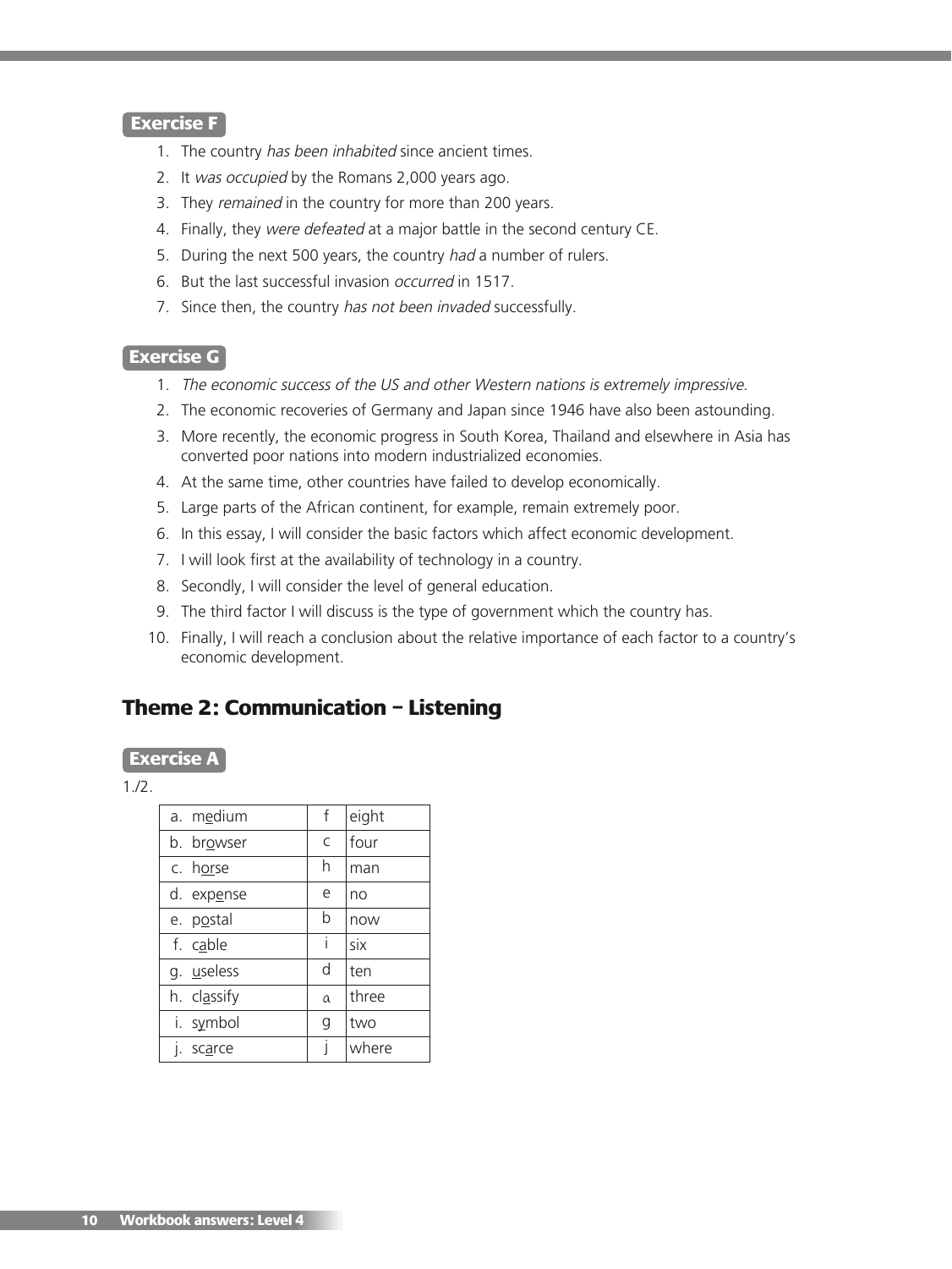**Exercise F**

1. The country *has been inhabited* since ancient times.
2. It *was occupied* by the Romans 2,000 years ago.
3. They *remained* in the country for more than 200 years.
4. Finally, they *were defeated* at a major battle in the second century CE.
5. During the next 500 years, the country *had* a number of rulers.
6. But the last successful invasion *occurred* in 1517.
7. Since then, the country *has not been invaded* successfully.

**Exercise G**

1. *The economic success of the US and other Western nations is extremely impressive.*
2. The economic recoveries of Germany and Japan since 1946 have also been astounding.
3. More recently, the economic progress in South Korea, Thailand and elsewhere in Asia has converted poor nations into modern industrialized economies.
4. At the same time, other countries have failed to develop economically.
5. Large parts of the African continent, for example, remain extremely poor.
6. In this essay, I will consider the basic factors which affect economic development.
7. I will look first at the availability of technology in a country.
8. Secondly, I will consider the level of general education.
9. The third factor I will discuss is the type of government which the country has.
10. Finally, I will reach a conclusion about the relative importance of each factor to a country's economic development.

## Theme 2: Communication – Listening

**Exercise A**

1./2.

| | | |
|---|---|---|
| a. m<u>e</u>dium | f | eight |
| b. br<u>o</u>wser | c | four |
| c. h<u>or</u>se | h | man |
| d. exp<u>e</u>nse | e | no |
| e. p<u>o</u>stal | b | now |
| f. c<u>a</u>ble | i | six |
| g. <u>u</u>seless | d | ten |
| h. cl<u>a</u>ssify | a | three |
| i. s<u>y</u>mbol | g | two |
| j. sc<u>a</u>rce | j | where |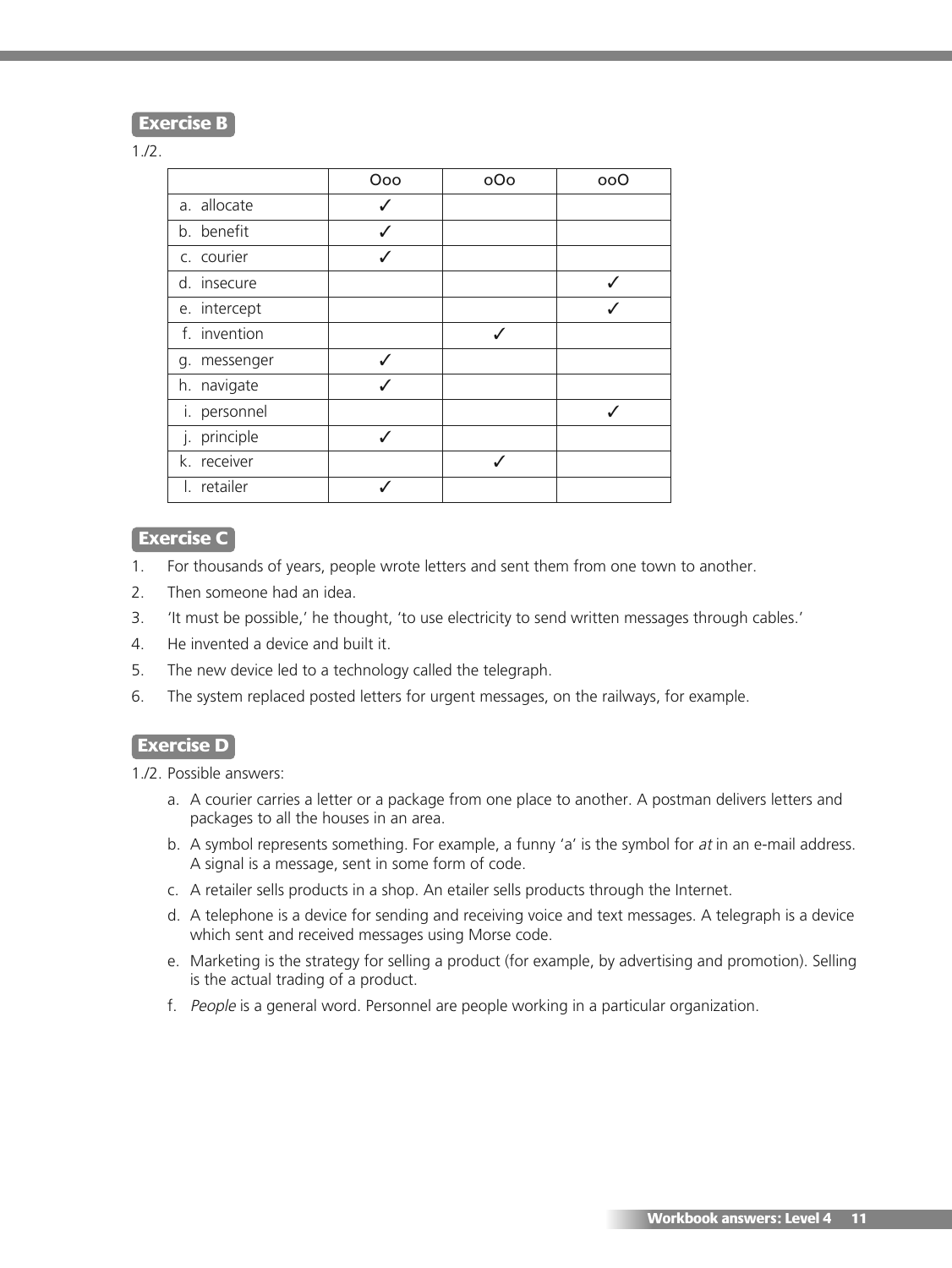## Exercise B

1./2.

| | Ooo | oOo | ooO |
|---|---|---|---|
| a. allocate | ✓ | | |
| b. benefit | ✓ | | |
| c. courier | ✓ | | |
| d. insecure | | | ✓ |
| e. intercept | | | ✓ |
| f. invention | | ✓ | |
| g. messenger | ✓ | | |
| h. navigate | ✓ | | |
| i. personnel | | | ✓ |
| j. principle | ✓ | | |
| k. receiver | | ✓ | |
| l. retailer | ✓ | | |

## Exercise C

1. For thousands of years, people wrote letters and sent them from one town to another.
2. Then someone had an idea.
3. 'It must be possible,' he thought, 'to use electricity to send written messages through cables.'
4. He invented a device and built it.
5. The new device led to a technology called the telegraph.
6. The system replaced posted letters for urgent messages, on the railways, for example.

## Exercise D

1./2. Possible answers:

a. A courier carries a letter or a package from one place to another. A postman delivers letters and packages to all the houses in an area.

b. A symbol represents something. For example, a funny 'a' is the symbol for *at* in an e-mail address. A signal is a message, sent in some form of code.

c. A retailer sells products in a shop. An etailer sells products through the Internet.

d. A telephone is a device for sending and receiving voice and text messages. A telegraph is a device which sent and received messages using Morse code.

e. Marketing is the strategy for selling a product (for example, by advertising and promotion). Selling is the actual trading of a product.

f. *People* is a general word. Personnel are people working in a particular organization.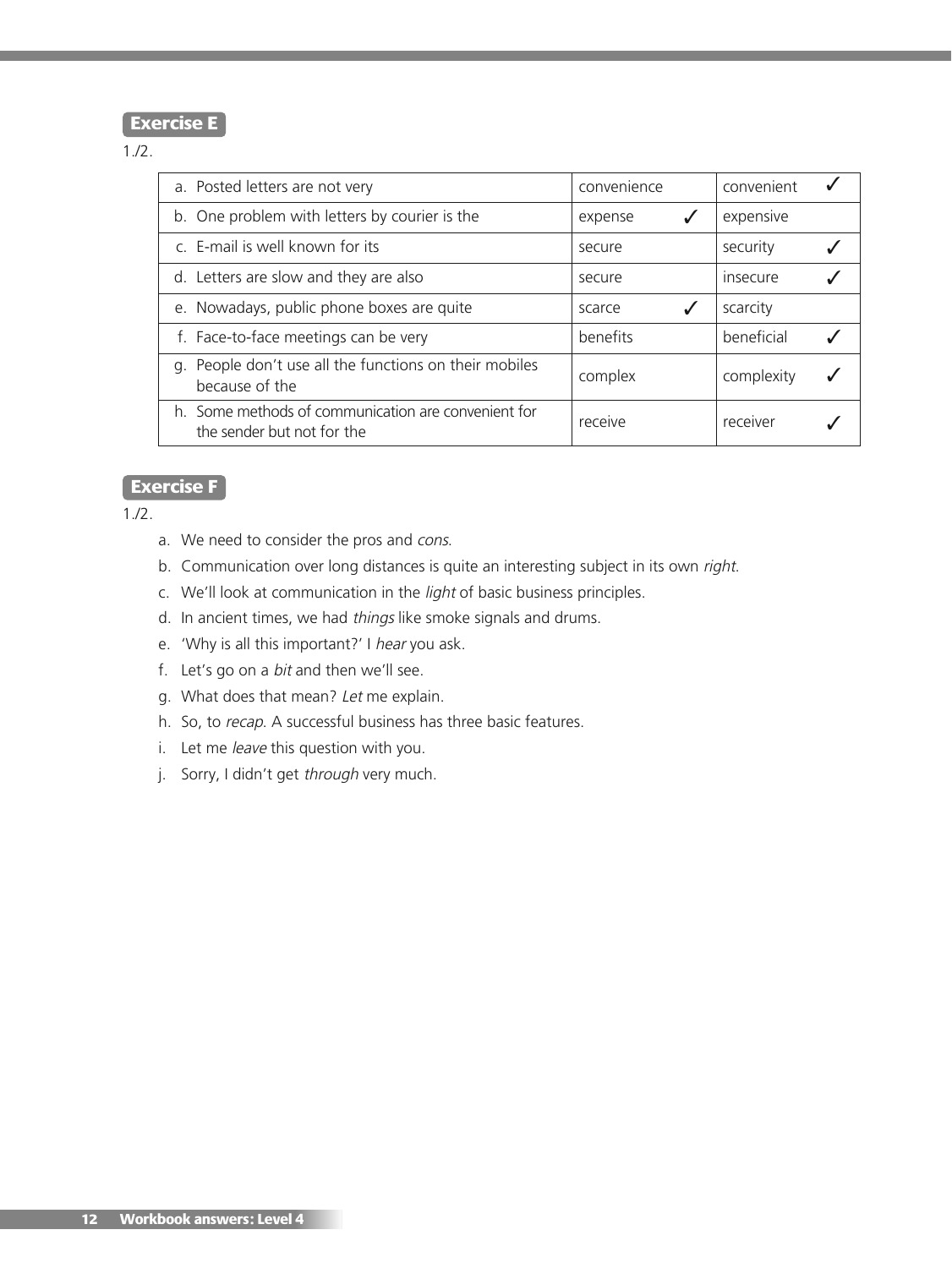**Exercise E**

1./2.

| | | |
|---|---|---|
| a. Posted letters are not very | convenience | convenient ✓ |
| b. One problem with letters by courier is the | expense ✓ | expensive |
| c. E-mail is well known for its | secure | security ✓ |
| d. Letters are slow and they are also | secure | insecure ✓ |
| e. Nowadays, public phone boxes are quite | scarce ✓ | scarcity |
| f. Face-to-face meetings can be very | benefits | beneficial ✓ |
| g. People don't use all the functions on their mobiles because of the | complex | complexity ✓ |
| h. Some methods of communication are convenient for the sender but not for the | receive | receiver ✓ |

**Exercise F**

1./2.

a. We need to consider the pros and *cons*.
b. Communication over long distances is quite an interesting subject in its own *right*.
c. We'll look at communication in the *light* of basic business principles.
d. In ancient times, we had *things* like smoke signals and drums.
e. 'Why is all this important?' I *hear* you ask.
f. Let's go on a *bit* and then we'll see.
g. What does that mean? *Let* me explain.
h. So, to *recap*. A successful business has three basic features.
i. Let me *leave* this question with you.
j. Sorry, I didn't get *through* very much.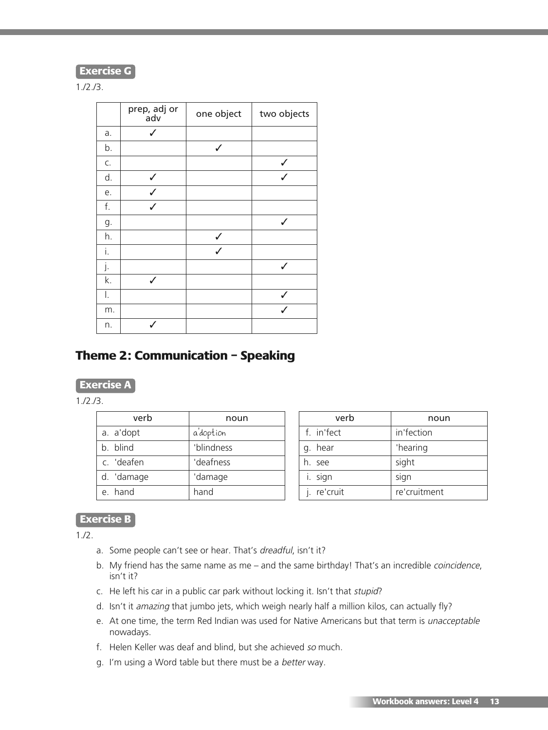**Exercise G**

1./2./3.

| | prep, adj or adv | one object | two objects |
|---|---|---|---|
| a. | ✓ | | |
| b. | | ✓ | |
| c. | | | ✓ |
| d. | ✓ | | ✓ |
| e. | ✓ | | |
| f. | ✓ | | |
| g. | | | ✓ |
| h. | | ✓ | |
| i. | | ✓ | |
| j. | | | ✓ |
| k. | ✓ | | |
| l. | | | ✓ |
| m. | | | ✓ |
| n. | ✓ | | |

## Theme 2: Communication – Speaking

**Exercise A**

1./2./3.

| verb | noun |
|---|---|
| a. a'dopt | a'doption |
| b. blind | 'blindness |
| c. 'deafen | 'deafness |
| d. 'damage | 'damage |
| e. hand | hand |

| verb | noun |
|---|---|
| f. in'fect | in'fection |
| g. hear | 'hearing |
| h. see | sight |
| i. sign | sign |
| j. re'cruit | re'cruitment |

**Exercise B**

1./2.

a. Some people can't see or hear. That's *dreadful*, isn't it?
b. My friend has the same name as me – and the same birthday! That's an incredible *coincidence*, isn't it?
c. He left his car in a public car park without locking it. Isn't that *stupid*?
d. Isn't it *amazing* that jumbo jets, which weigh nearly half a million kilos, can actually fly?
e. At one time, the term Red Indian was used for Native Americans but that term is *unacceptable* nowadays.
f. Helen Keller was deaf and blind, but she achieved *so* much.
g. I'm using a Word table but there must be a *better* way.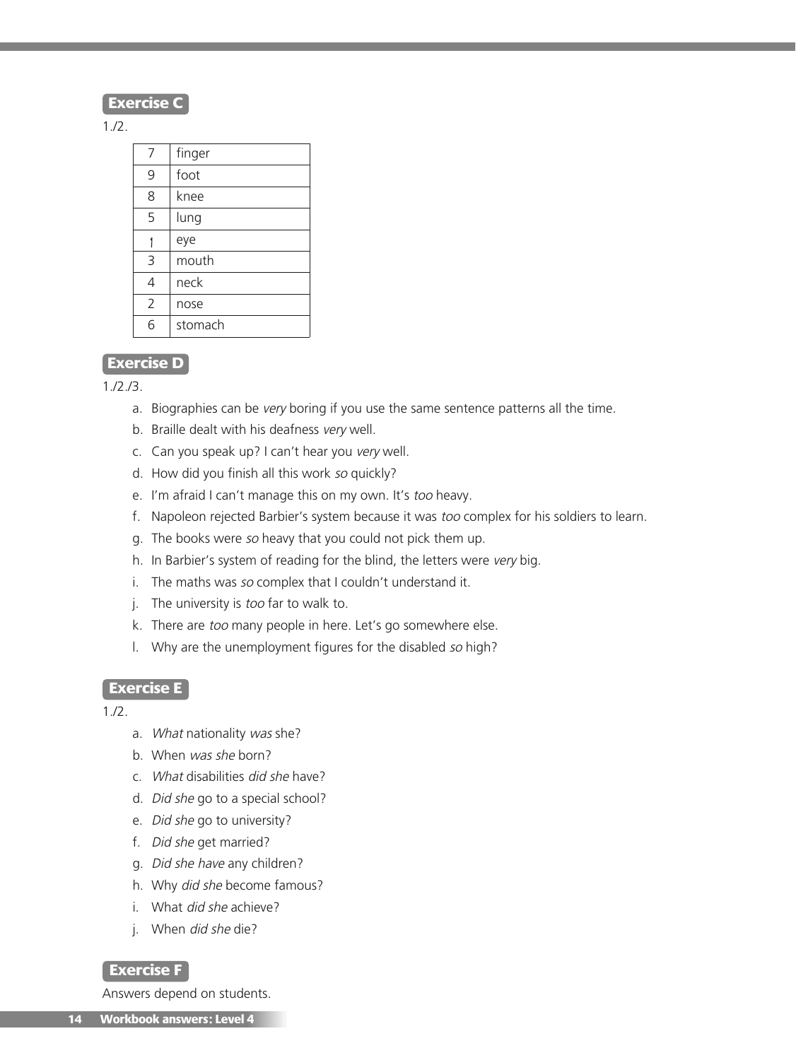## Exercise C

1./2.

| | |
|---|---|
| 7 | finger |
| 9 | foot |
| 8 | knee |
| 5 | lung |
| 1 | eye |
| 3 | mouth |
| 4 | neck |
| 2 | nose |
| 6 | stomach |

## Exercise D

1./2./3.

a. Biographies can be *very* boring if you use the same sentence patterns all the time.
b. Braille dealt with his deafness *very* well.
c. Can you speak up? I can't hear you *very* well.
d. How did you finish all this work *so* quickly?
e. I'm afraid I can't manage this on my own. It's *too* heavy.
f. Napoleon rejected Barbier's system because it was *too* complex for his soldiers to learn.
g. The books were *so* heavy that you could not pick them up.
h. In Barbier's system of reading for the blind, the letters were *very* big.
i. The maths was *so* complex that I couldn't understand it.
j. The university is *too* far to walk to.
k. There are *too* many people in here. Let's go somewhere else.
l. Why are the unemployment figures for the disabled *so* high?

## Exercise E

1./2.

a. *What* nationality *was* she?
b. When *was she* born?
c. *What* disabilities *did she* have?
d. *Did she* go to a special school?
e. *Did she* go to university?
f. *Did she* get married?
g. *Did she have* any children?
h. Why *did she* become famous?
i. What *did she* achieve?
j. When *did she* die?

## Exercise F

Answers depend on students.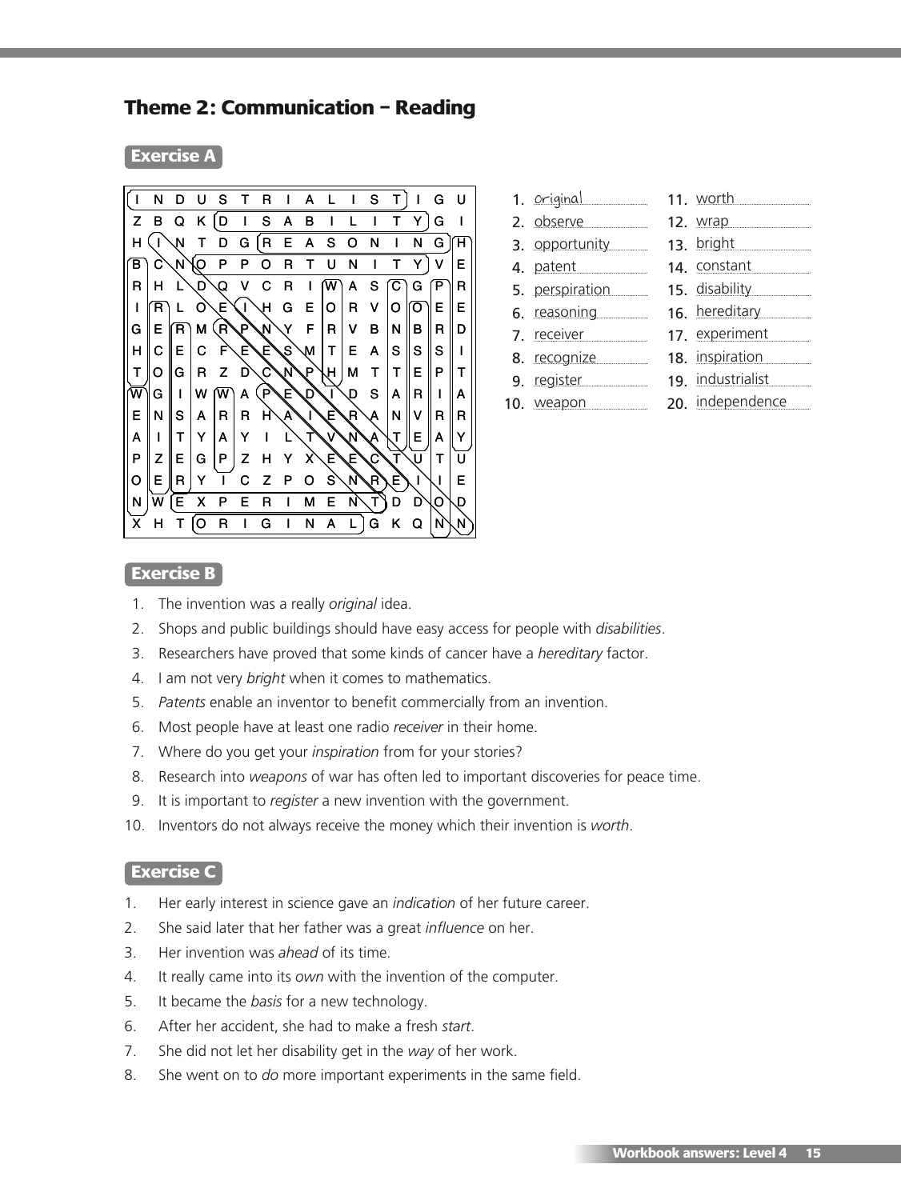## Theme 2: Communication – Reading

### Exercise A

| | | | | | | | | | | | | | | | |
|---|---|---|---|---|---|---|---|---|---|---|---|---|---|---|---|
| I | N | D | U | S | T | R | I | A | L | I | S | T | I | G | U |
| Z | B | Q | K | D | I | S | A | B | I | L | I | T | Y | G | I |
| H | I | N | T | D | G | R | E | A | S | O | N | I | N | G | H |
| B | C | N | O | P | P | O | R | T | U | N | I | T | Y | V | E |
| R | H | L | D | Q | V | C | R | I | W | A | S | C | G | P | R |
| I | R | L | O | E | I | H | G | E | O | R | V | O | O | E | E |
| G | E | R | M | R | P | N | Y | F | R | V | B | N | B | R | D |
| H | C | E | C | F | E | E | S | M | T | E | A | S | S | S | I |
| T | O | G | R | Z | D | C | N | P | H | M | T | T | E | P | T |
| W | G | I | W | W | A | P | E | D | I | D | S | A | R | I | A |
| E | N | S | A | R | R | H | A | I | E | R | A | N | V | R | R |
| A | I | T | Y | A | Y | I | L | T | V | N | A | T | E | A | Y |
| P | Z | E | G | P | Z | H | Y | X | E | E | C | T | U | T | U |
| O | E | R | Y | I | C | Z | P | O | S | N | R | E | I | I | E |
| N | W | E | X | P | E | R | I | M | E | N | T | D | D | O | D |
| X | H | T | O | R | I | G | I | N | A | L | G | K | Q | N | N |

1. original
2. observe
3. opportunity
4. patent
5. perspiration
6. reasoning
7. receiver
8. recognize
9. register
10. weapon
11. worth
12. wrap
13. bright
14. constant
15. disability
16. hereditary
17. experiment
18. inspiration
19. industrialist
20. independence

### Exercise B

1. The invention was a really *original* idea.
2. Shops and public buildings should have easy access for people with *disabilities*.
3. Researchers have proved that some kinds of cancer have a *hereditary* factor.
4. I am not very *bright* when it comes to mathematics.
5. *Patents* enable an inventor to benefit commercially from an invention.
6. Most people have at least one radio *receiver* in their home.
7. Where do you get your *inspiration* from for your stories?
8. Research into *weapons* of war has often led to important discoveries for peace time.
9. It is important to *register* a new invention with the government.
10. Inventors do not always receive the money which their invention is *worth*.

### Exercise C

1. Her early interest in science gave an *indication* of her future career.
2. She said later that her father was a great *influence* on her.
3. Her invention was *ahead* of its time.
4. It really came into its *own* with the invention of the computer.
5. It became the *basis* for a new technology.
6. After her accident, she had to make a fresh *start*.
7. She did not let her disability get in the *way* of her work.
8. She went on to *do* more important experiments in the same field.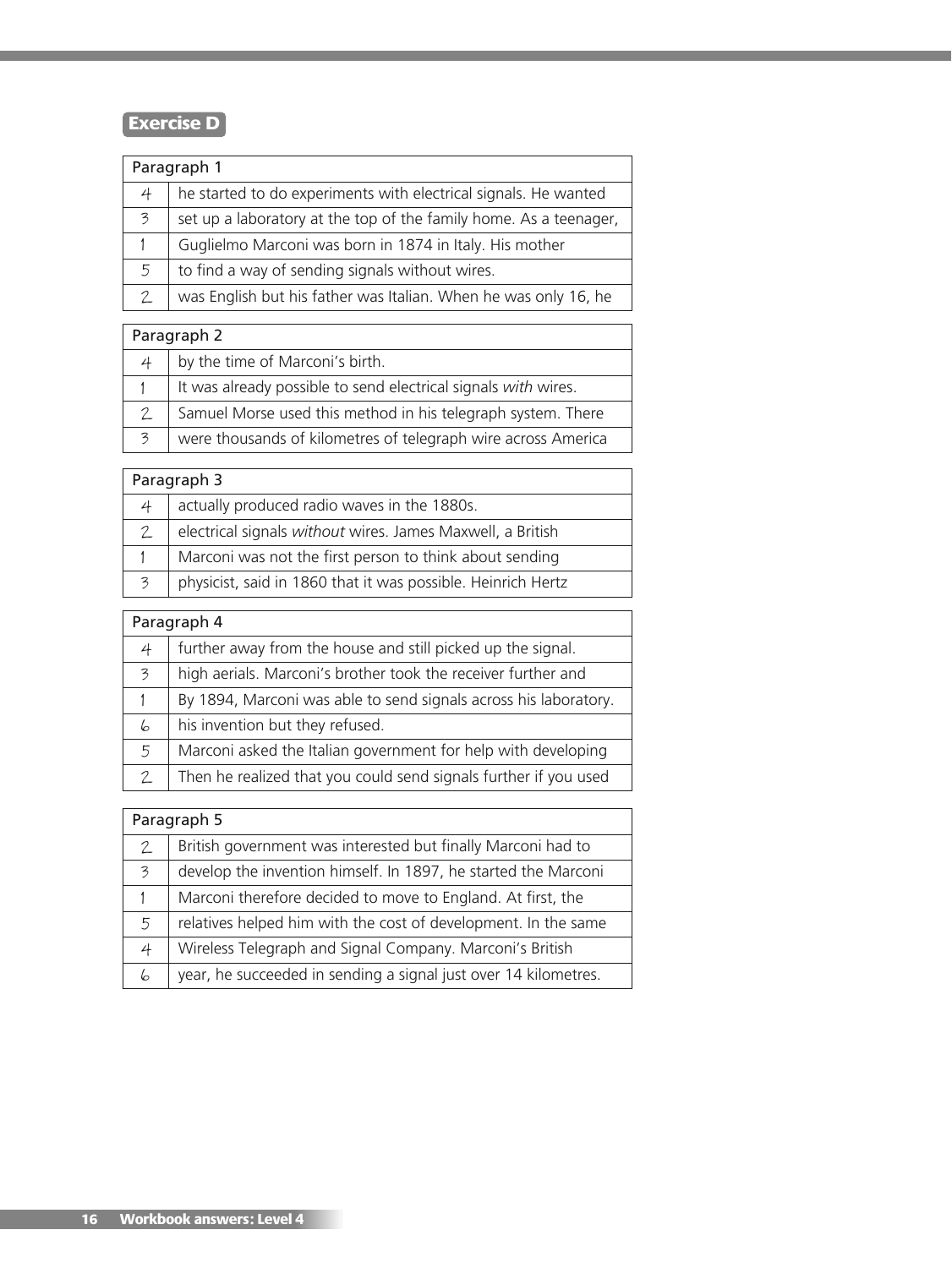## Exercise D

| Paragraph 1 | |
|---|---|
| 4 | he started to do experiments with electrical signals. He wanted |
| 3 | set up a laboratory at the top of the family home. As a teenager, |
| 1 | Guglielmo Marconi was born in 1874 in Italy. His mother |
| 5 | to find a way of sending signals without wires. |
| 2 | was English but his father was Italian. When he was only 16, he |

| Paragraph 2 | |
|---|---|
| 4 | by the time of Marconi's birth. |
| 1 | It was already possible to send electrical signals *with* wires. |
| 2 | Samuel Morse used this method in his telegraph system. There |
| 3 | were thousands of kilometres of telegraph wire across America |

| Paragraph 3 | |
|---|---|
| 4 | actually produced radio waves in the 1880s. |
| 2 | electrical signals *without* wires. James Maxwell, a British |
| 1 | Marconi was not the first person to think about sending |
| 3 | physicist, said in 1860 that it was possible. Heinrich Hertz |

| Paragraph 4 | |
|---|---|
| 4 | further away from the house and still picked up the signal. |
| 3 | high aerials. Marconi's brother took the receiver further and |
| 1 | By 1894, Marconi was able to send signals across his laboratory. |
| 6 | his invention but they refused. |
| 5 | Marconi asked the Italian government for help with developing |
| 2 | Then he realized that you could send signals further if you used |

| Paragraph 5 | |
|---|---|
| 2 | British government was interested but finally Marconi had to |
| 3 | develop the invention himself. In 1897, he started the Marconi |
| 1 | Marconi therefore decided to move to England. At first, the |
| 5 | relatives helped him with the cost of development. In the same |
| 4 | Wireless Telegraph and Signal Company. Marconi's British |
| 6 | year, he succeeded in sending a signal just over 14 kilometres. |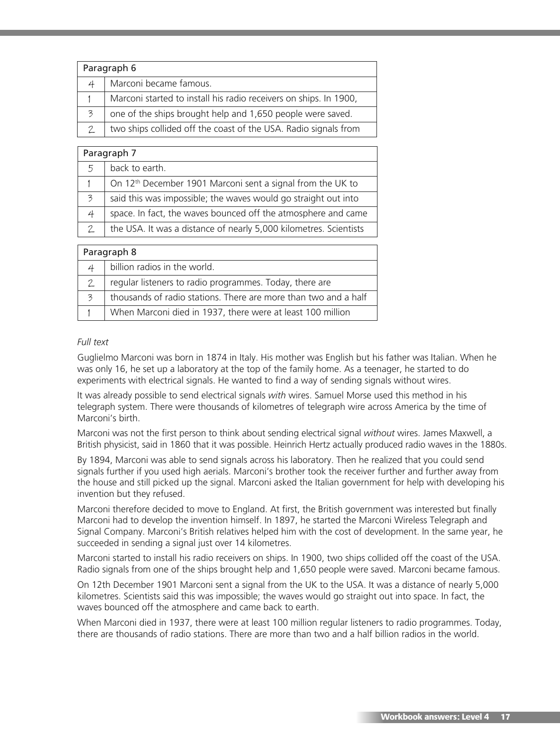| Paragraph 6 | |
|---|---|
| 4 | Marconi became famous. |
| 1 | Marconi started to install his radio receivers on ships. In 1900, |
| 3 | one of the ships brought help and 1,650 people were saved. |
| 2 | two ships collided off the coast of the USA. Radio signals from |

| Paragraph 7 | |
|---|---|
| 5 | back to earth. |
| 1 | On 12th December 1901 Marconi sent a signal from the UK to |
| 3 | said this was impossible; the waves would go straight out into |
| 4 | space. In fact, the waves bounced off the atmosphere and came |
| 2 | the USA. It was a distance of nearly 5,000 kilometres. Scientists |

| Paragraph 8 | |
|---|---|
| 4 | billion radios in the world. |
| 2 | regular listeners to radio programmes. Today, there are |
| 3 | thousands of radio stations. There are more than two and a half |
| 1 | When Marconi died in 1937, there were at least 100 million |

*Full text*

Guglielmo Marconi was born in 1874 in Italy. His mother was English but his father was Italian. When he was only 16, he set up a laboratory at the top of the family home. As a teenager, he started to do experiments with electrical signals. He wanted to find a way of sending signals without wires.

It was already possible to send electrical signals *with* wires. Samuel Morse used this method in his telegraph system. There were thousands of kilometres of telegraph wire across America by the time of Marconi's birth.

Marconi was not the first person to think about sending electrical signal *without* wires. James Maxwell, a British physicist, said in 1860 that it was possible. Heinrich Hertz actually produced radio waves in the 1880s.

By 1894, Marconi was able to send signals across his laboratory. Then he realized that you could send signals further if you used high aerials. Marconi's brother took the receiver further and further away from the house and still picked up the signal. Marconi asked the Italian government for help with developing his invention but they refused.

Marconi therefore decided to move to England. At first, the British government was interested but finally Marconi had to develop the invention himself. In 1897, he started the Marconi Wireless Telegraph and Signal Company. Marconi's British relatives helped him with the cost of development. In the same year, he succeeded in sending a signal just over 14 kilometres.

Marconi started to install his radio receivers on ships. In 1900, two ships collided off the coast of the USA. Radio signals from one of the ships brought help and 1,650 people were saved. Marconi became famous.

On 12th December 1901 Marconi sent a signal from the UK to the USA. It was a distance of nearly 5,000 kilometres. Scientists said this was impossible; the waves would go straight out into space. In fact, the waves bounced off the atmosphere and came back to earth.

When Marconi died in 1937, there were at least 100 million regular listeners to radio programmes. Today, there are thousands of radio stations. There are more than two and a half billion radios in the world.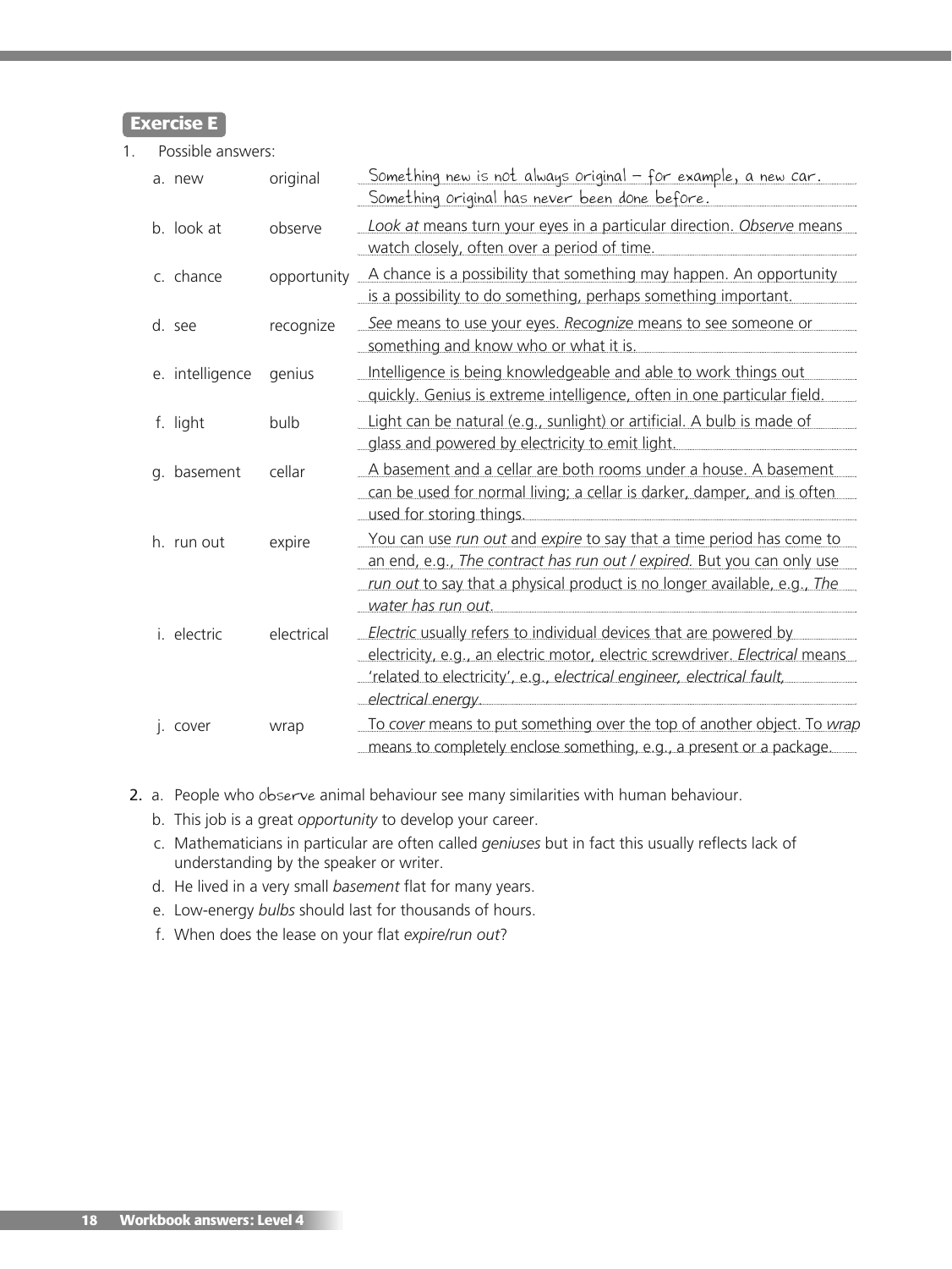## Exercise E

1. Possible answers:

| | | |
|---|---|---|
| a. new | original | Something new is not always original – for example, a new car. Something original has never been done before. |
| b. look at | observe | *Look at* means turn your eyes in a particular direction. *Observe* means watch closely, often over a period of time. |
| c. chance | opportunity | A chance is a possibility that something may happen. An opportunity is a possibility to do something, perhaps something important. |
| d. see | recognize | *See* means to use your eyes. *Recognize* means to see someone or something and know who or what it is. |
| e. intelligence | genius | Intelligence is being knowledgeable and able to work things out quickly. Genius is extreme intelligence, often in one particular field. |
| f. light | bulb | Light can be natural (e.g., sunlight) or artificial. A bulb is made of glass and powered by electricity to emit light. |
| g. basement | cellar | A basement and a cellar are both rooms under a house. A basement can be used for normal living; a cellar is darker, damper, and is often used for storing things. |
| h. run out | expire | You can use *run out* and *expire* to say that a time period has come to an end, e.g., *The contract has run out / expired*. But you can only use *run out* to say that a physical product is no longer available, e.g., *The water has run out*. |
| i. electric | electrical | *Electric* usually refers to individual devices that are powered by electricity, e.g., an electric motor, electric screwdriver. *Electrical* means 'related to electricity', e.g., *electrical engineer, electrical fault, electrical energy*. |
| j. cover | wrap | To *cover* means to put something over the top of another object. To *wrap* means to completely enclose something, e.g., a present or a package. |

2. a. People who observe animal behaviour see many similarities with human behaviour.
   b. This job is a great *opportunity* to develop your career.
   c. Mathematicians in particular are often called *geniuses* but in fact this usually reflects lack of understanding by the speaker or writer.
   d. He lived in a very small *basement* flat for many years.
   e. Low-energy *bulbs* should last for thousands of hours.
   f. When does the lease on your flat *expire/run out*?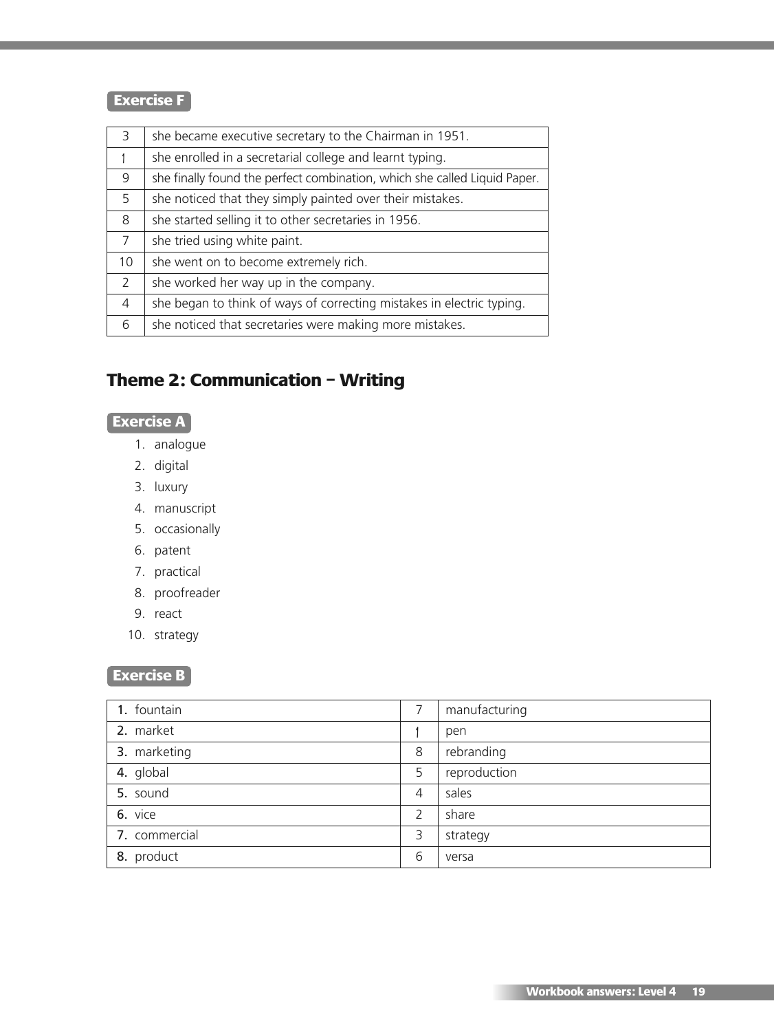### Exercise F

| | |
|---|---|
| 3 | she became executive secretary to the Chairman in 1951. |
| 1 | she enrolled in a secretarial college and learnt typing. |
| 9 | she finally found the perfect combination, which she called Liquid Paper. |
| 5 | she noticed that they simply painted over their mistakes. |
| 8 | she started selling it to other secretaries in 1956. |
| 7 | she tried using white paint. |
| 10 | she went on to become extremely rich. |
| 2 | she worked her way up in the company. |
| 4 | she began to think of ways of correcting mistakes in electric typing. |
| 6 | she noticed that secretaries were making more mistakes. |

## Theme 2: Communication – Writing

### Exercise A

1. analogue
2. digital
3. luxury
4. manuscript
5. occasionally
6. patent
7. practical
8. proofreader
9. react
10. strategy

### Exercise B

| | | |
|---|---|---|
| 1. fountain | 7 | manufacturing |
| 2. market | 1 | pen |
| 3. marketing | 8 | rebranding |
| 4. global | 5 | reproduction |
| 5. sound | 4 | sales |
| 6. vice | 2 | share |
| 7. commercial | 3 | strategy |
| 8. product | 6 | versa |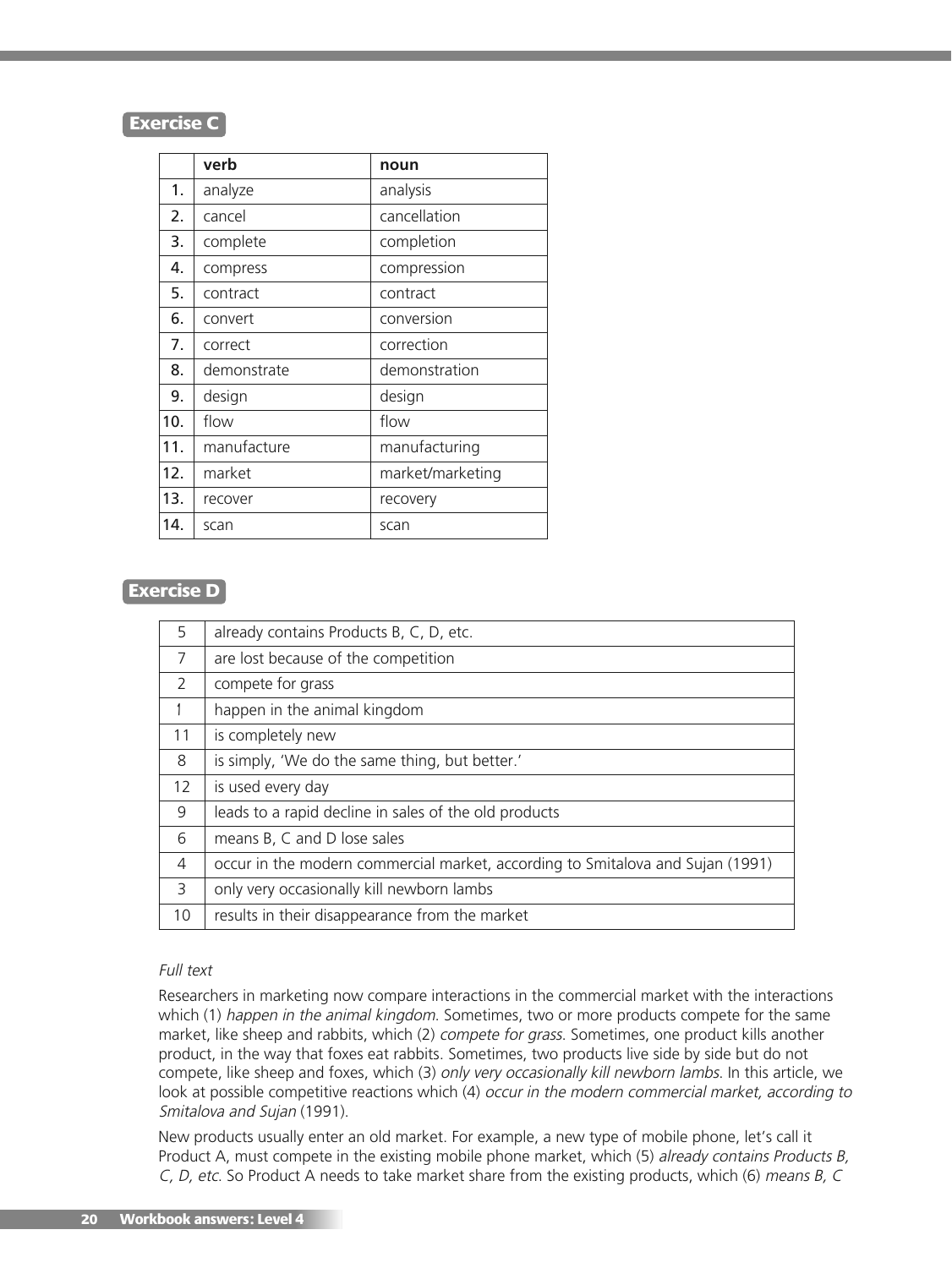## Exercise C

| | verb | noun |
|---|---|---|
| 1. | analyze | analysis |
| 2. | cancel | cancellation |
| 3. | complete | completion |
| 4. | compress | compression |
| 5. | contract | contract |
| 6. | convert | conversion |
| 7. | correct | correction |
| 8. | demonstrate | demonstration |
| 9. | design | design |
| 10. | flow | flow |
| 11. | manufacture | manufacturing |
| 12. | market | market/marketing |
| 13. | recover | recovery |
| 14. | scan | scan |

## Exercise D

| | |
|---|---|
| 5 | already contains Products B, C, D, etc. |
| 7 | are lost because of the competition |
| 2 | compete for grass |
| 1 | happen in the animal kingdom |
| 11 | is completely new |
| 8 | is simply, 'We do the same thing, but better.' |
| 12 | is used every day |
| 9 | leads to a rapid decline in sales of the old products |
| 6 | means B, C and D lose sales |
| 4 | occur in the modern commercial market, according to Smitalova and Sujan (1991) |
| 3 | only very occasionally kill newborn lambs |
| 10 | results in their disappearance from the market |

*Full text*

Researchers in marketing now compare interactions in the commercial market with the interactions which (1) *happen in the animal kingdom*. Sometimes, two or more products compete for the same market, like sheep and rabbits, which (2) *compete for grass*. Sometimes, one product kills another product, in the way that foxes eat rabbits. Sometimes, two products live side by side but do not compete, like sheep and foxes, which (3) *only very occasionally kill newborn lambs*. In this article, we look at possible competitive reactions which (4) *occur in the modern commercial market, according to Smitalova and Sujan* (1991).

New products usually enter an old market. For example, a new type of mobile phone, let's call it Product A, must compete in the existing mobile phone market, which (5) *already contains Products B, C, D, etc*. So Product A needs to take market share from the existing products, which (6) *means B, C*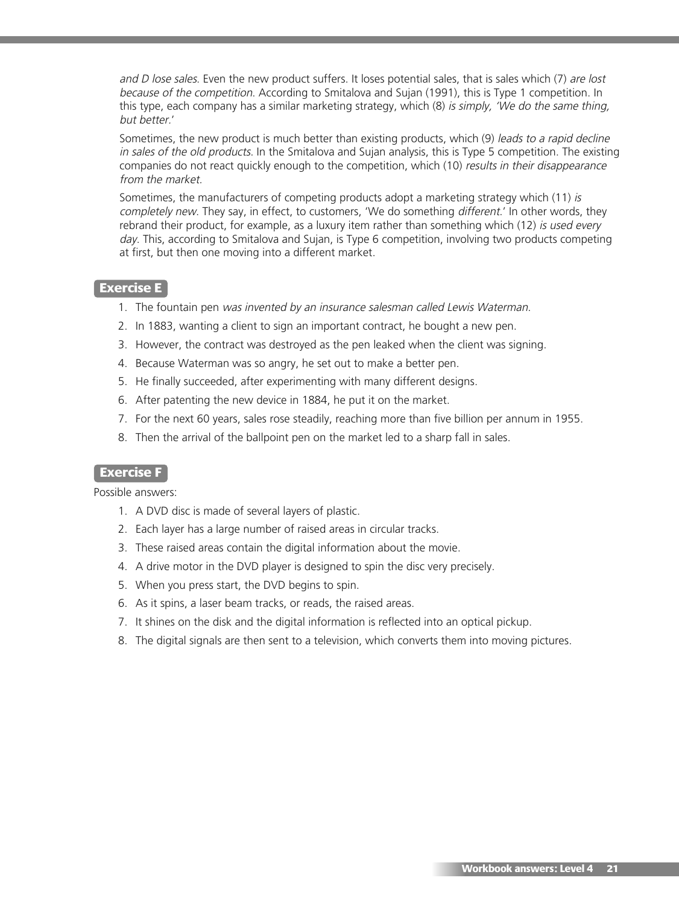*and D lose sales.* Even the new product suffers. It loses potential sales, that is sales which (7) *are lost because of the competition.* According to Smitalova and Sujan (1991), this is Type 1 competition. In this type, each company has a similar marketing strategy, which (8) *is simply, 'We do the same thing, but better.'*

Sometimes, the new product is much better than existing products, which (9) *leads to a rapid decline in sales of the old products.* In the Smitalova and Sujan analysis, this is Type 5 competition. The existing companies do not react quickly enough to the competition, which (10) *results in their disappearance from the market.*

Sometimes, the manufacturers of competing products adopt a marketing strategy which (11) *is completely new.* They say, in effect, to customers, 'We do something *different*.' In other words, they rebrand their product, for example, as a luxury item rather than something which (12) *is used every day.* This, according to Smitalova and Sujan, is Type 6 competition, involving two products competing at first, but then one moving into a different market.

## Exercise E

1. The fountain pen *was invented by an insurance salesman called Lewis Waterman.*
2. In 1883, wanting a client to sign an important contract, he bought a new pen.
3. However, the contract was destroyed as the pen leaked when the client was signing.
4. Because Waterman was so angry, he set out to make a better pen.
5. He finally succeeded, after experimenting with many different designs.
6. After patenting the new device in 1884, he put it on the market.
7. For the next 60 years, sales rose steadily, reaching more than five billion per annum in 1955.
8. Then the arrival of the ballpoint pen on the market led to a sharp fall in sales.

## Exercise F

Possible answers:

1. A DVD disc is made of several layers of plastic.
2. Each layer has a large number of raised areas in circular tracks.
3. These raised areas contain the digital information about the movie.
4. A drive motor in the DVD player is designed to spin the disc very precisely.
5. When you press start, the DVD begins to spin.
6. As it spins, a laser beam tracks, or reads, the raised areas.
7. It shines on the disk and the digital information is reflected into an optical pickup.
8. The digital signals are then sent to a television, which converts them into moving pictures.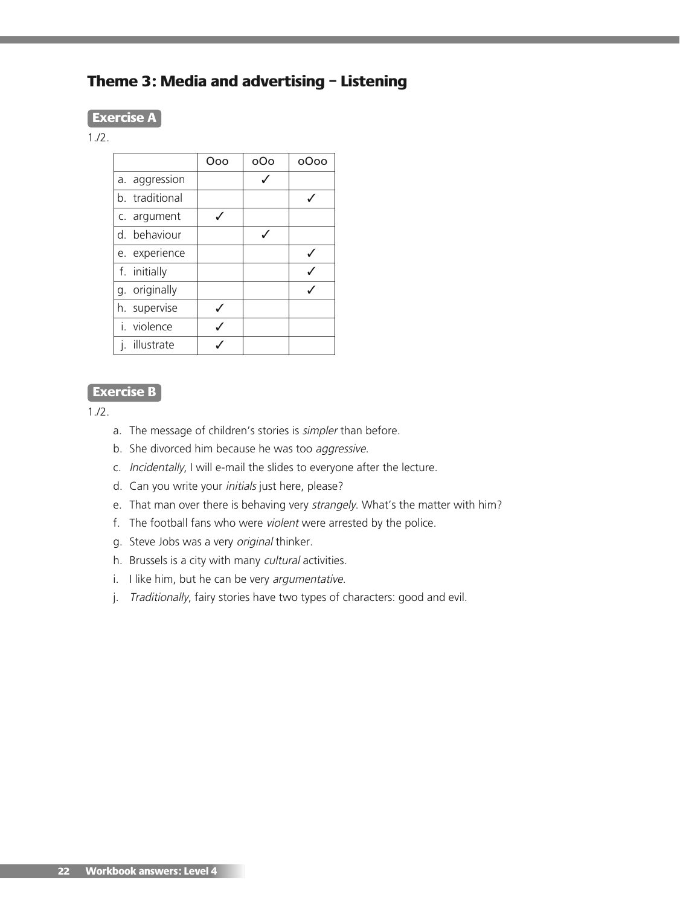## Theme 3: Media and advertising – Listening

**Exercise A**

1./2.

| | Ooo | oOo | oOoo |
|---|---|---|---|
| a. aggression | | ✓ | |
| b. traditional | | | ✓ |
| c. argument | ✓ | | |
| d. behaviour | | ✓ | |
| e. experience | | | ✓ |
| f. initially | | | ✓ |
| g. originally | | | ✓ |
| h. supervise | ✓ | | |
| i. violence | ✓ | | |
| j. illustrate | ✓ | | |

**Exercise B**

1./2.

a. The message of children's stories is *simpler* than before.
b. She divorced him because he was too *aggressive*.
c. *Incidentally*, I will e-mail the slides to everyone after the lecture.
d. Can you write your *initials* just here, please?
e. That man over there is behaving very *strangely*. What's the matter with him?
f. The football fans who were *violent* were arrested by the police.
g. Steve Jobs was a very *original* thinker.
h. Brussels is a city with many *cultural* activities.
i. I like him, but he can be very *argumentative*.
j. *Traditionally*, fairy stories have two types of characters: good and evil.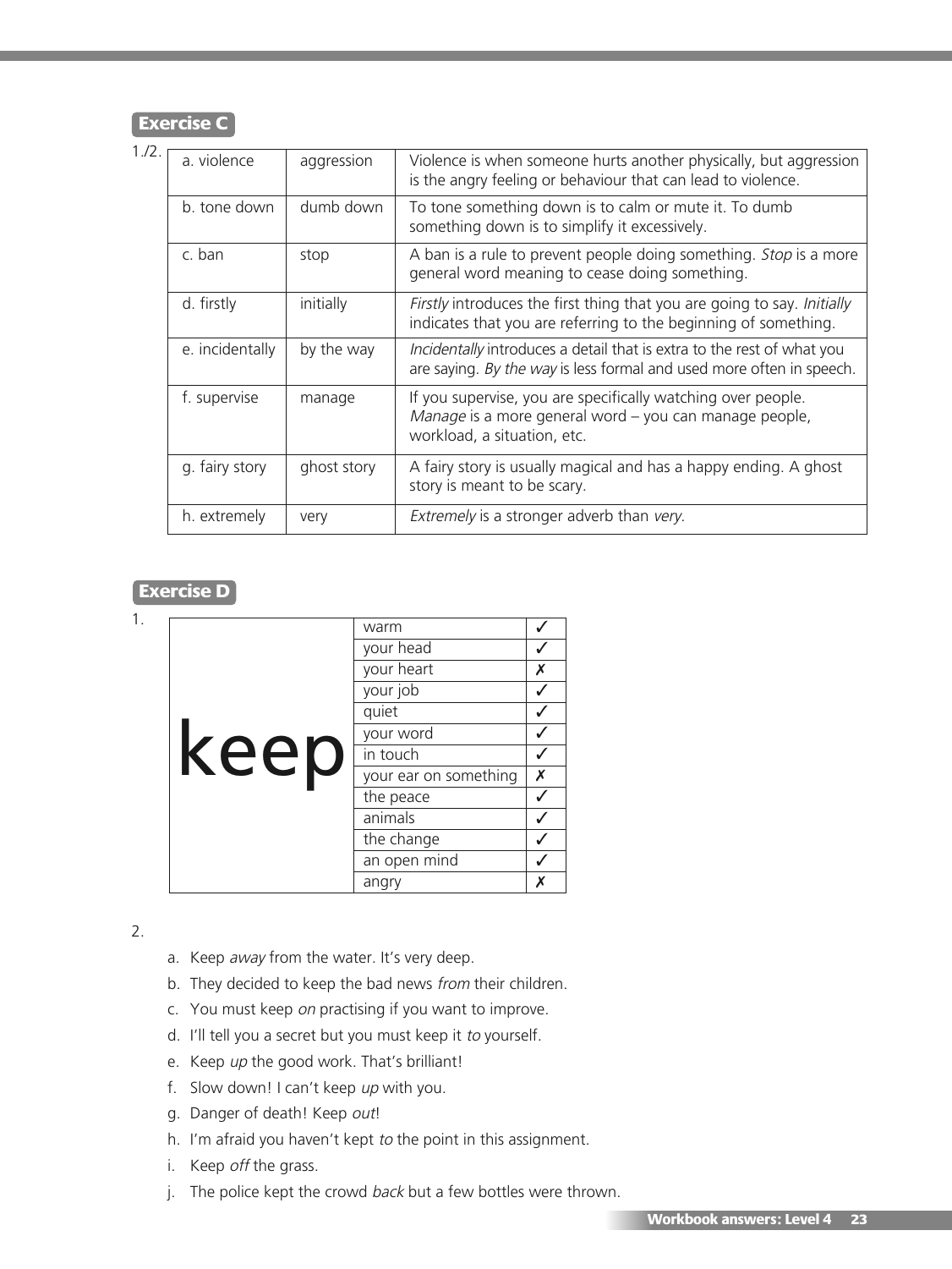## Exercise C

1./2.

| | | |
|---|---|---|
| a. violence | aggression | Violence is when someone hurts another physically, but aggression is the angry feeling or behaviour that can lead to violence. |
| b. tone down | dumb down | To tone something down is to calm or mute it. To dumb something down is to simplify it excessively. |
| c. ban | stop | A ban is a rule to prevent people doing something. *Stop* is a more general word meaning to cease doing something. |
| d. firstly | initially | *Firstly* introduces the first thing that you are going to say. *Initially* indicates that you are referring to the beginning of something. |
| e. incidentally | by the way | *Incidentally* introduces a detail that is extra to the rest of what you are saying. *By the way* is less formal and used more often in speech. |
| f. supervise | manage | If you supervise, you are specifically watching over people. *Manage* is a more general word – you can manage people, workload, a situation, etc. |
| g. fairy story | ghost story | A fairy story is usually magical and has a happy ending. A ghost story is meant to be scary. |
| h. extremely | very | *Extremely* is a stronger adverb than *very*. |

## Exercise D

1.

| | | |
|---|---|---|
| keep | warm | ✓ |
| | your head | ✓ |
| | your heart | ✗ |
| | your job | ✓ |
| | quiet | ✓ |
| | your word | ✓ |
| | in touch | ✓ |
| | your ear on something | ✗ |
| | the peace | ✓ |
| | animals | ✓ |
| | the change | ✓ |
| | an open mind | ✓ |
| | angry | ✗ |

2.

a. Keep *away* from the water. It's very deep.

b. They decided to keep the bad news *from* their children.

c. You must keep *on* practising if you want to improve.

d. I'll tell you a secret but you must keep it *to* yourself.

e. Keep *up* the good work. That's brilliant!

f. Slow down! I can't keep *up* with you.

g. Danger of death! Keep *out*!

h. I'm afraid you haven't kept *to* the point in this assignment.

i. Keep *off* the grass.

j. The police kept the crowd *back* but a few bottles were thrown.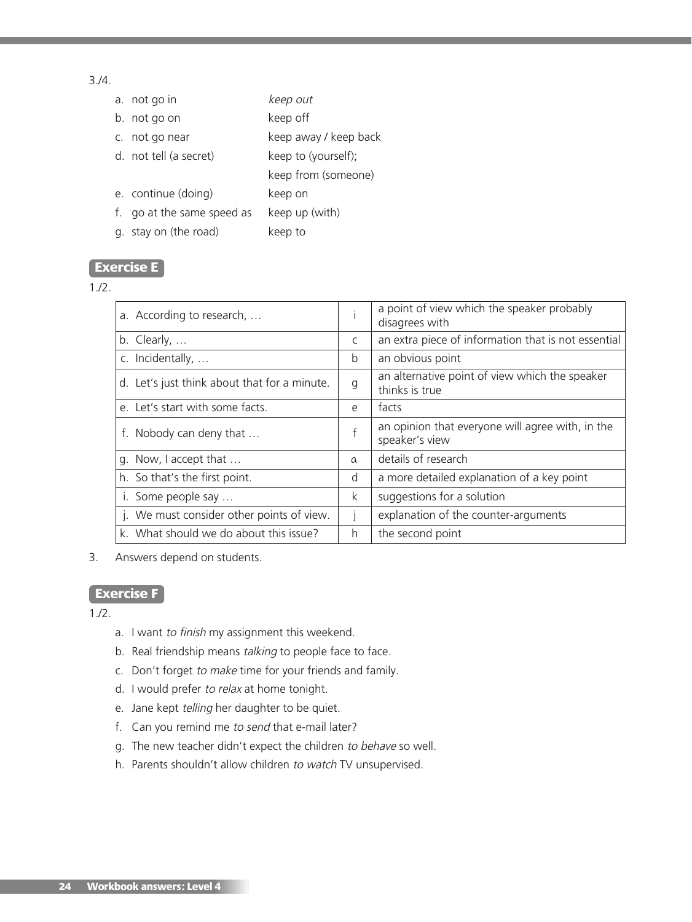3./4.

| | |
|---|---|
| a. not go in | *keep out* |
| b. not go on | keep off |
| c. not go near | keep away / keep back |
| d. not tell (a secret) | keep to (yourself); keep from (someone) |
| e. continue (doing) | keep on |
| f. go at the same speed as | keep up (with) |
| g. stay on (the road) | keep to |

## Exercise E

1./2.

| | | |
|---|---|---|
| a. According to research, … | i | a point of view which the speaker probably disagrees with |
| b. Clearly, … | c | an extra piece of information that is not essential |
| c. Incidentally, … | b | an obvious point |
| d. Let's just think about that for a minute. | g | an alternative point of view which the speaker thinks is true |
| e. Let's start with some facts. | e | facts |
| f. Nobody can deny that … | f | an opinion that everyone will agree with, in the speaker's view |
| g. Now, I accept that … | a | details of research |
| h. So that's the first point. | d | a more detailed explanation of a key point |
| i. Some people say … | k | suggestions for a solution |
| j. We must consider other points of view. | j | explanation of the counter-arguments |
| k. What should we do about this issue? | h | the second point |

3. Answers depend on students.

## Exercise F

1./2.

a. I want *to finish* my assignment this weekend.
b. Real friendship means *talking* to people face to face.
c. Don't forget *to make* time for your friends and family.
d. I would prefer *to relax* at home tonight.
e. Jane kept *telling* her daughter to be quiet.
f. Can you remind me *to send* that e-mail later?
g. The new teacher didn't expect the children *to behave* so well.
h. Parents shouldn't allow children *to watch* TV unsupervised.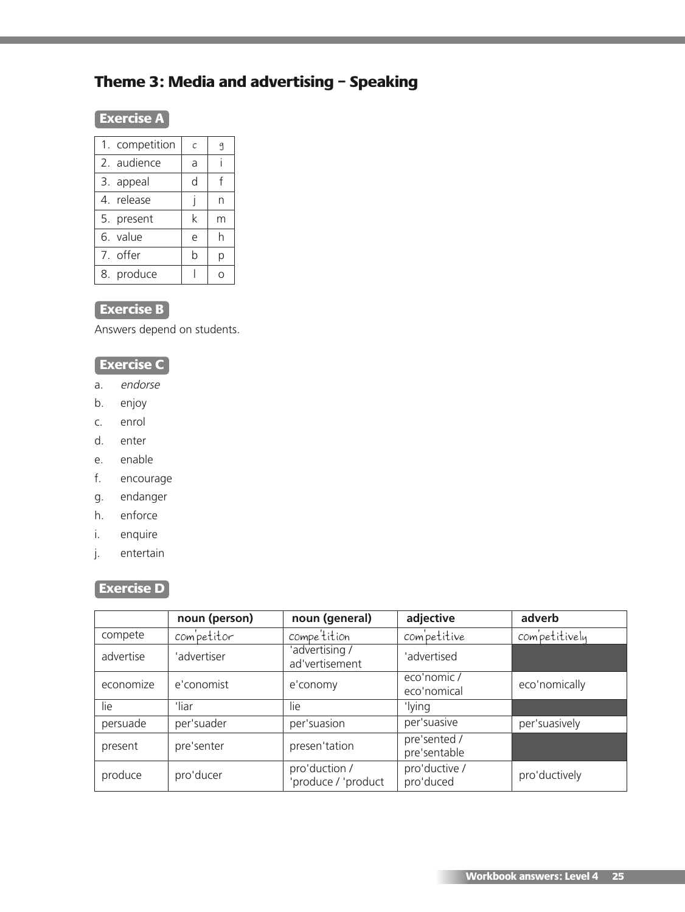## Theme 3: Media and advertising – Speaking

### Exercise A

| | | |
|---|---|---|
| 1. competition | c | g |
| 2. audience | a | i |
| 3. appeal | d | f |
| 4. release | j | n |
| 5. present | k | m |
| 6. value | e | h |
| 7. offer | b | p |
| 8. produce | l | o |

### Exercise B

Answers depend on students.

### Exercise C

a. *endorse*
b. enjoy
c. enrol
d. enter
e. enable
f. encourage
g. endanger
h. enforce
i. enquire
j. entertain

### Exercise D

| | noun (person) | noun (general) | adjective | adverb |
|---|---|---|---|---|
| compete | com'petitor | compe'tition | com'petitive | com'petitively |
| advertise | 'advertiser | 'advertising / ad'vertisement | 'advertised | |
| economize | e'conomist | e'conomy | eco'nomic / eco'nomical | eco'nomically |
| lie | 'liar | lie | 'lying | |
| persuade | per'suader | per'suasion | per'suasive | per'suasively |
| present | pre'senter | presen'tation | pre'sented / pre'sentable | |
| produce | pro'ducer | pro'duction / 'produce / 'product | pro'ductive / pro'duced | pro'ductively |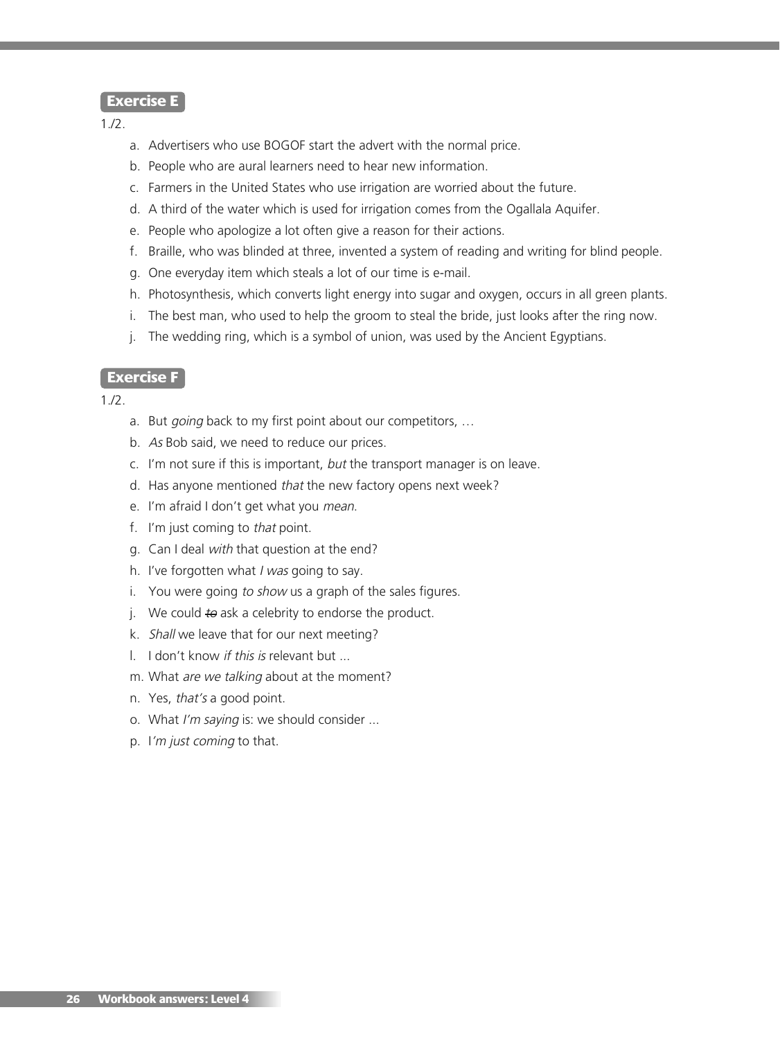## Exercise E

1./2.

a. Advertisers who use BOGOF start the advert with the normal price.
b. People who are aural learners need to hear new information.
c. Farmers in the United States who use irrigation are worried about the future.
d. A third of the water which is used for irrigation comes from the Ogallala Aquifer.
e. People who apologize a lot often give a reason for their actions.
f. Braille, who was blinded at three, invented a system of reading and writing for blind people.
g. One everyday item which steals a lot of our time is e-mail.
h. Photosynthesis, which converts light energy into sugar and oxygen, occurs in all green plants.
i. The best man, who used to help the groom to steal the bride, just looks after the ring now.
j. The wedding ring, which is a symbol of union, was used by the Ancient Egyptians.

## Exercise F

1./2.

a. But *going* back to my first point about our competitors, …
b. *As* Bob said, we need to reduce our prices.
c. I'm not sure if this is important, *but* the transport manager is on leave.
d. Has anyone mentioned *that* the new factory opens next week?
e. I'm afraid I don't get what you *mean*.
f. I'm just coming to *that* point.
g. Can I deal *with* that question at the end?
h. I've forgotten what *I was* going to say.
i. You were going *to show* us a graph of the sales figures.
j. We could ~~to~~ ask a celebrity to endorse the product.
k. *Shall* we leave that for our next meeting?
l. I don't know *if this is* relevant but ...
m. What *are we talking* about at the moment?
n. Yes, *that's* a good point.
o. What *I'm saying* is: we should consider ...
p. I*'m just coming* to that.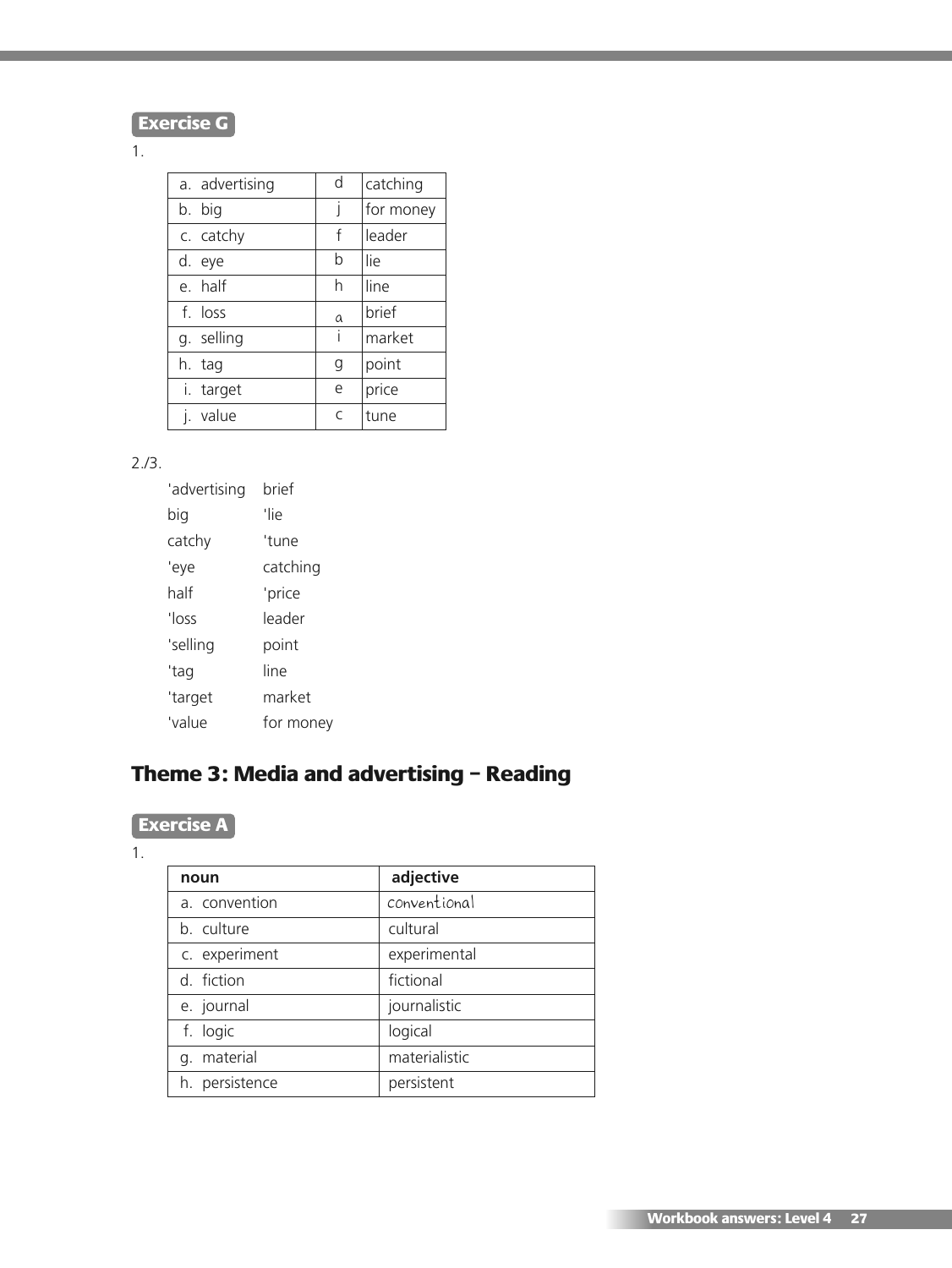## Exercise G

1.

| a. advertising | d | catching |
|---|---|---|
| b. big | j | for money |
| c. catchy | f | leader |
| d. eye | b | lie |
| e. half | h | line |
| f. loss | a | brief |
| g. selling | i | market |
| h. tag | g | point |
| i. target | e | price |
| j. value | c | tune |

2./3.

| | |
|---|---|
| 'advertising | brief |
| big | 'lie |
| catchy | 'tune |
| 'eye | catching |
| half | 'price |
| 'loss | leader |
| 'selling | point |
| 'tag | line |
| 'target | market |
| 'value | for money |

# Theme 3: Media and advertising – Reading

## Exercise A

1.

| noun | adjective |
|---|---|
| a. convention | conventional |
| b. culture | cultural |
| c. experiment | experimental |
| d. fiction | fictional |
| e. journal | journalistic |
| f. logic | logical |
| g. material | materialistic |
| h. persistence | persistent |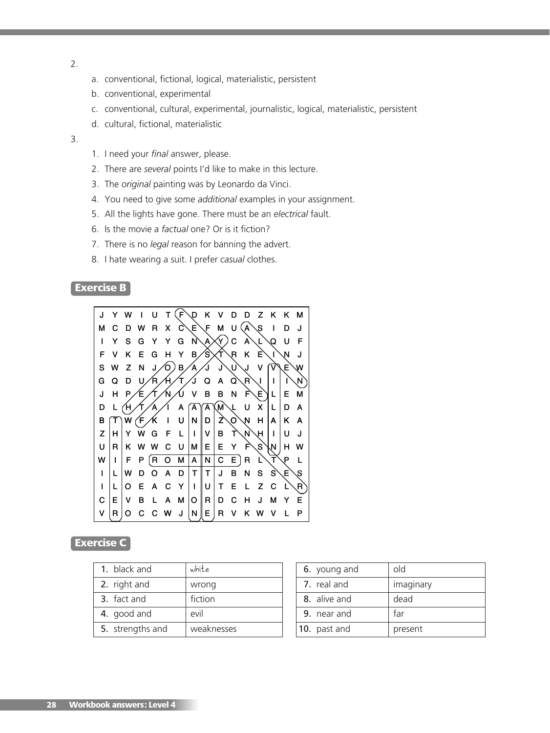2.

a. conventional, fictional, logical, materialistic, persistent
b. conventional, experimental
c. conventional, cultural, experimental, journalistic, logical, materialistic, persistent
d. cultural, fictional, materialistic

3.

1. I need your *final* answer, please.
2. There are *several* points I'd like to make in this lecture.
3. The *original* painting was by Leonardo da Vinci.
4. You need to give some *additional* examples in your assignment.
5. All the lights have gone. There must be an *electrical* fault.
6. Is the movie a *factual* one? Or is it fiction?
7. There is no *legal* reason for banning the advert.
8. I hate wearing a suit. I prefer *casual* clothes.

## Exercise B

```
J Y W I U T F D K V D D Z K K M
M C D W R X C E F M U A S I D J
I Y S G Y Y G N A Y C A L Q U F
F V K E G H Y B S T R K E I N J
S W Z N J O B A J J U J V V E W
G Q D U R H T J Q A Q R I I I N
J H P E T N U V B B N F E L E M
D L H T A I A A A M L U X L D A
B T W F K I U N D Z O N H A K A
Z H Y W G F L I V B T N H I U J
U R K W W C U M E E Y F S N H W
W I F P R O M A N C E R L T P L
I L W D O A D T T J B N S S E S
I L O E A C Y I U T E L Z C L R
C E V B L A M O R D C H J M Y E
V R O C C W J N E R V K W V L P
```

## Exercise C

| | |
|---|---|
| 1. black and | white |
| 2. right and | wrong |
| 3. fact and | fiction |
| 4. good and | evil |
| 5. strengths and | weaknesses |

| | |
|---|---|
| 6. young and | old |
| 7. real and | imaginary |
| 8. alive and | dead |
| 9. near and | far |
| 10. past and | present |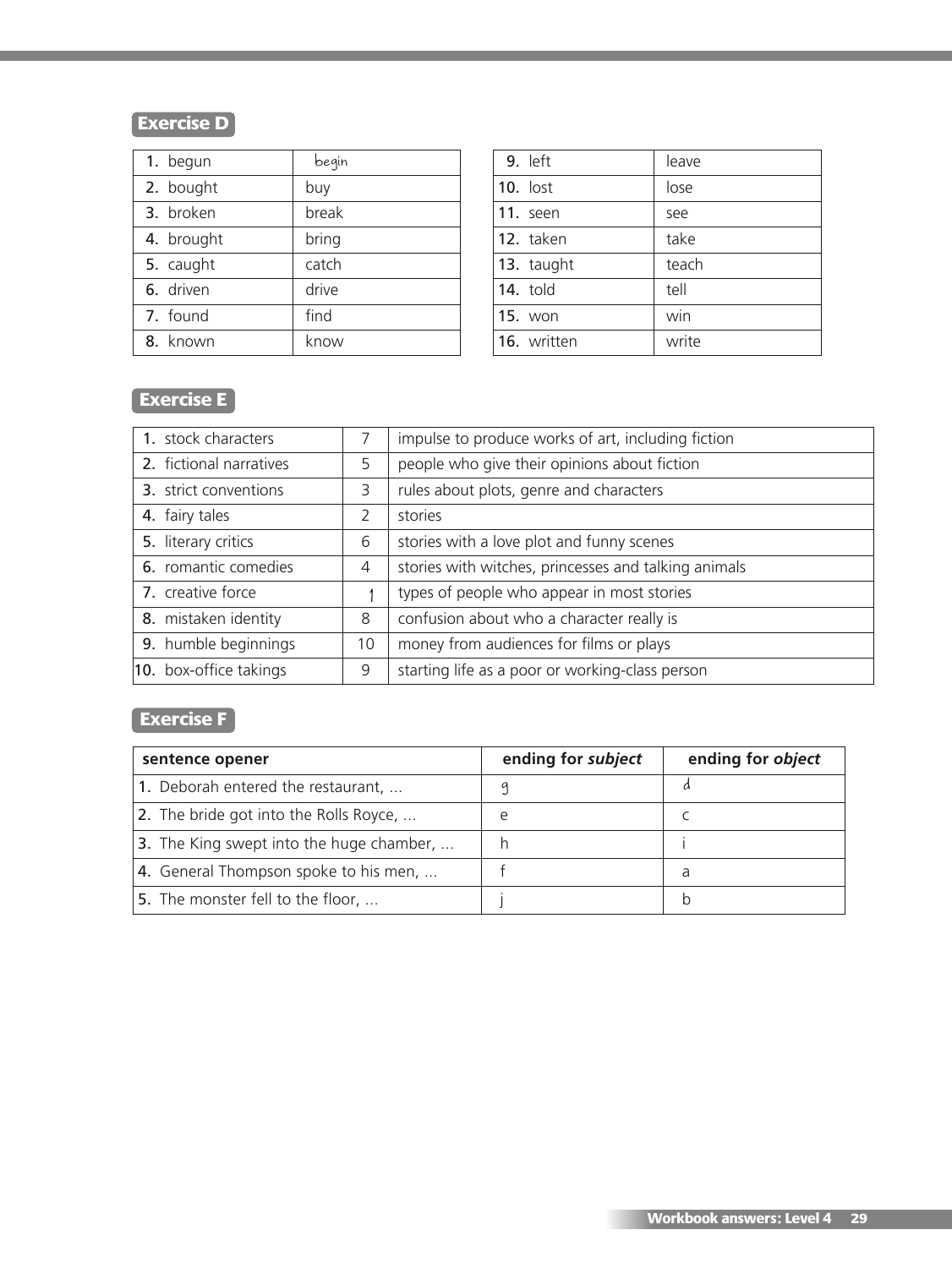## Exercise D

| | |
|---|---|
| 1. begun | begin |
| 2. bought | buy |
| 3. broken | break |
| 4. brought | bring |
| 5. caught | catch |
| 6. driven | drive |
| 7. found | find |
| 8. known | know |

| | |
|---|---|
| 9. left | leave |
| 10. lost | lose |
| 11. seen | see |
| 12. taken | take |
| 13. taught | teach |
| 14. told | tell |
| 15. won | win |
| 16. written | write |

## Exercise E

| | | |
|---|---|---|
| 1. stock characters | 7 | impulse to produce works of art, including fiction |
| 2. fictional narratives | 5 | people who give their opinions about fiction |
| 3. strict conventions | 3 | rules about plots, genre and characters |
| 4. fairy tales | 2 | stories |
| 5. literary critics | 6 | stories with a love plot and funny scenes |
| 6. romantic comedies | 4 | stories with witches, princesses and talking animals |
| 7. creative force | 1 | types of people who appear in most stories |
| 8. mistaken identity | 8 | confusion about who a character really is |
| 9. humble beginnings | 10 | money from audiences for films or plays |
| 10. box-office takings | 9 | starting life as a poor or working-class person |

## Exercise F

| sentence opener | ending for *subject* | ending for *object* |
|---|---|---|
| 1. Deborah entered the restaurant, ... | g | d |
| 2. The bride got into the Rolls Royce, ... | e | c |
| 3. The King swept into the huge chamber, ... | h | i |
| 4. General Thompson spoke to his men, ... | f | a |
| 5. The monster fell to the floor, ... | j | b |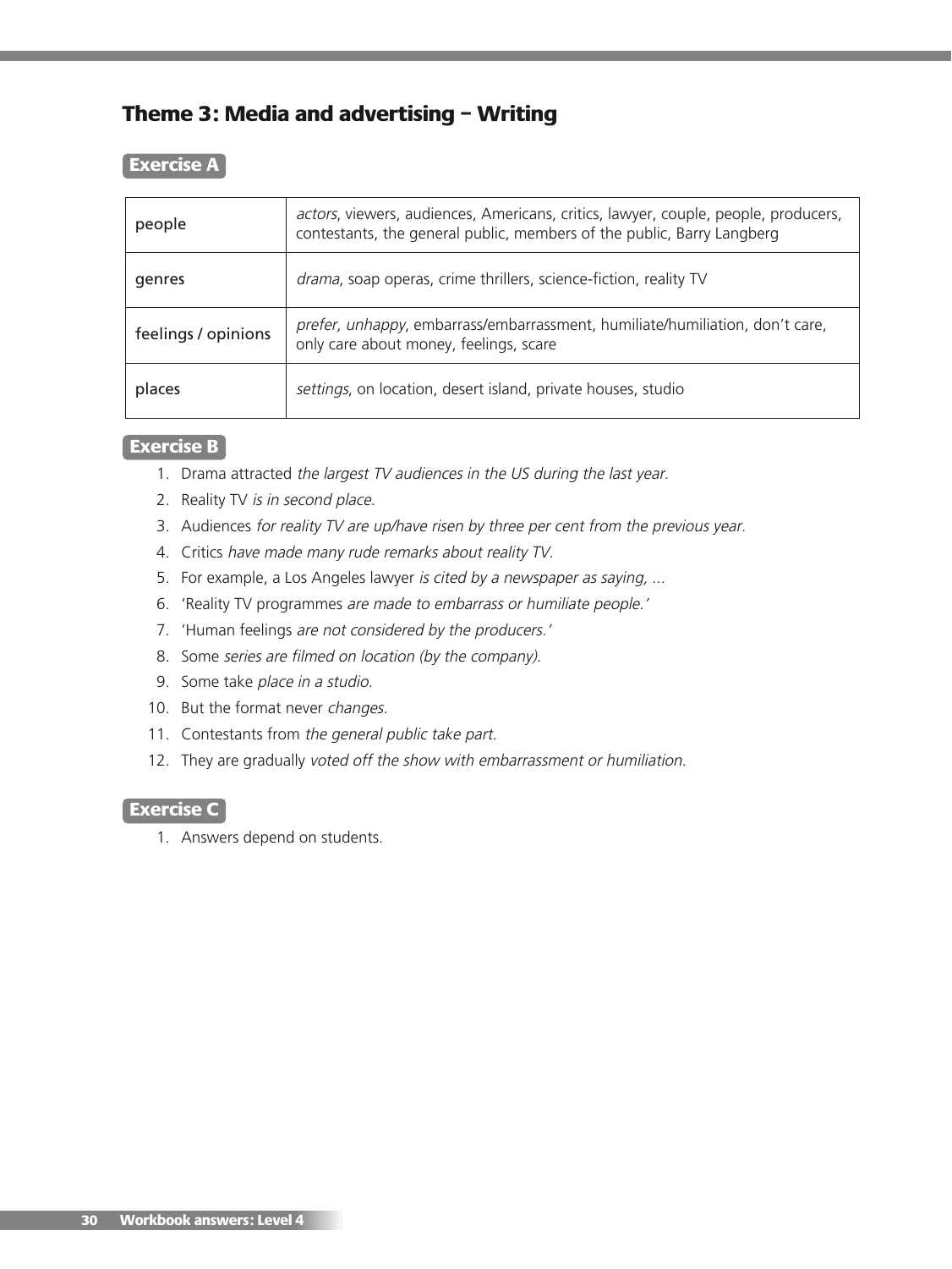## Theme 3: Media and advertising – Writing

### Exercise A

| | |
|---|---|
| people | *actors*, viewers, audiences, Americans, critics, lawyer, couple, people, producers, contestants, the general public, members of the public, Barry Langberg |
| genres | *drama*, soap operas, crime thrillers, science-fiction, reality TV |
| feelings / opinions | *prefer, unhappy*, embarrass/embarrassment, humiliate/humiliation, don't care, only care about money, feelings, scare |
| places | *settings*, on location, desert island, private houses, studio |

### Exercise B

1. Drama attracted *the largest TV audiences in the US during the last year.*
2. Reality TV *is in second place.*
3. Audiences *for reality TV are up/have risen by three per cent from the previous year.*
4. Critics *have made many rude remarks about reality TV.*
5. For example, a Los Angeles lawyer *is cited by a newspaper as saying, ...*
6. 'Reality TV programmes *are made to embarrass or humiliate people.'*
7. 'Human feelings *are not considered by the producers.'*
8. Some *series are filmed on location (by the company).*
9. Some take *place in a studio.*
10. But the format never *changes.*
11. Contestants from *the general public take part.*
12. They are gradually *voted off the show with embarrassment or humiliation.*

### Exercise C

1. Answers depend on students.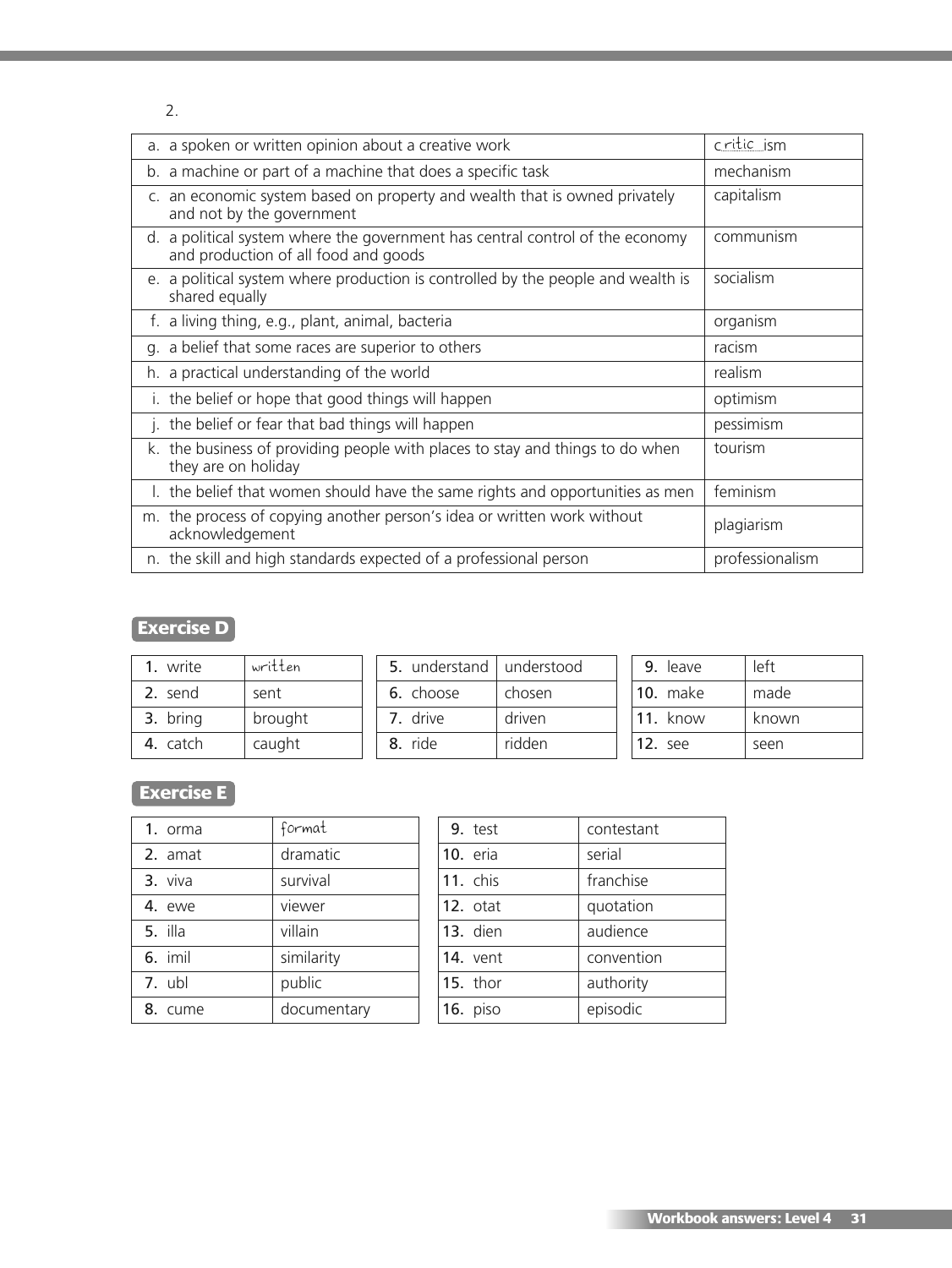2.

| | |
|---|---|
| a. a spoken or written opinion about a creative work | critic ism |
| b. a machine or part of a machine that does a specific task | mechanism |
| c. an economic system based on property and wealth that is owned privately and not by the government | capitalism |
| d. a political system where the government has central control of the economy and production of all food and goods | communism |
| e. a political system where production is controlled by the people and wealth is shared equally | socialism |
| f. a living thing, e.g., plant, animal, bacteria | organism |
| g. a belief that some races are superior to others | racism |
| h. a practical understanding of the world | realism |
| i. the belief or hope that good things will happen | optimism |
| j. the belief or fear that bad things will happen | pessimism |
| k. the business of providing people with places to stay and things to do when they are on holiday | tourism |
| l. the belief that women should have the same rights and opportunities as men | feminism |
| m. the process of copying another person's idea or written work without acknowledgement | plagiarism |
| n. the skill and high standards expected of a professional person | professionalism |

## Exercise D

| | | | | | |
|---|---|---|---|---|---|
| 1. write | written | 5. understand | understood | 9. leave | left |
| 2. send | sent | 6. choose | chosen | 10. make | made |
| 3. bring | brought | 7. drive | driven | 11. know | known |
| 4. catch | caught | 8. ride | ridden | 12. see | seen |

## Exercise E

| | | | |
|---|---|---|---|
| 1. orma | format | 9. test | contestant |
| 2. amat | dramatic | 10. eria | serial |
| 3. viva | survival | 11. chis | franchise |
| 4. ewe | viewer | 12. otat | quotation |
| 5. illa | villain | 13. dien | audience |
| 6. imil | similarity | 14. vent | convention |
| 7. ubl | public | 15. thor | authority |
| 8. cume | documentary | 16. piso | episodic |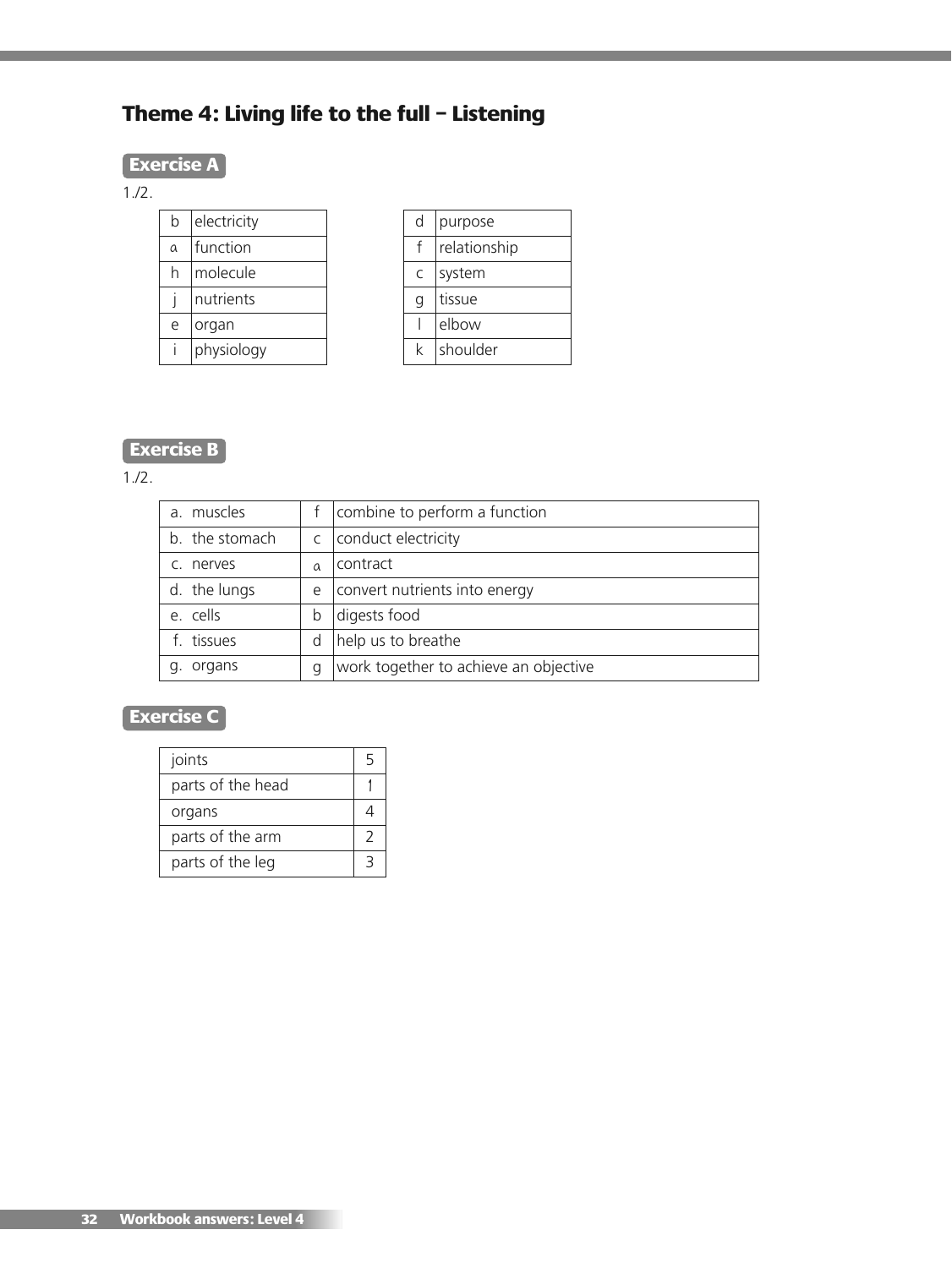## Theme 4: Living life to the full – Listening

### Exercise A

1./2.

| | |
|---|---|
| b | electricity |
| a | function |
| h | molecule |
| j | nutrients |
| e | organ |
| i | physiology |

| | |
|---|---|
| d | purpose |
| f | relationship |
| c | system |
| g | tissue |
| l | elbow |
| k | shoulder |

### Exercise B

1./2.

| | | |
|---|---|---|
| a. muscles | f | combine to perform a function |
| b. the stomach | c | conduct electricity |
| c. nerves | a | contract |
| d. the lungs | e | convert nutrients into energy |
| e. cells | b | digests food |
| f. tissues | d | help us to breathe |
| g. organs | g | work together to achieve an objective |

### Exercise C

| | |
|---|---|
| joints | 5 |
| parts of the head | 1 |
| organs | 4 |
| parts of the arm | 2 |
| parts of the leg | 3 |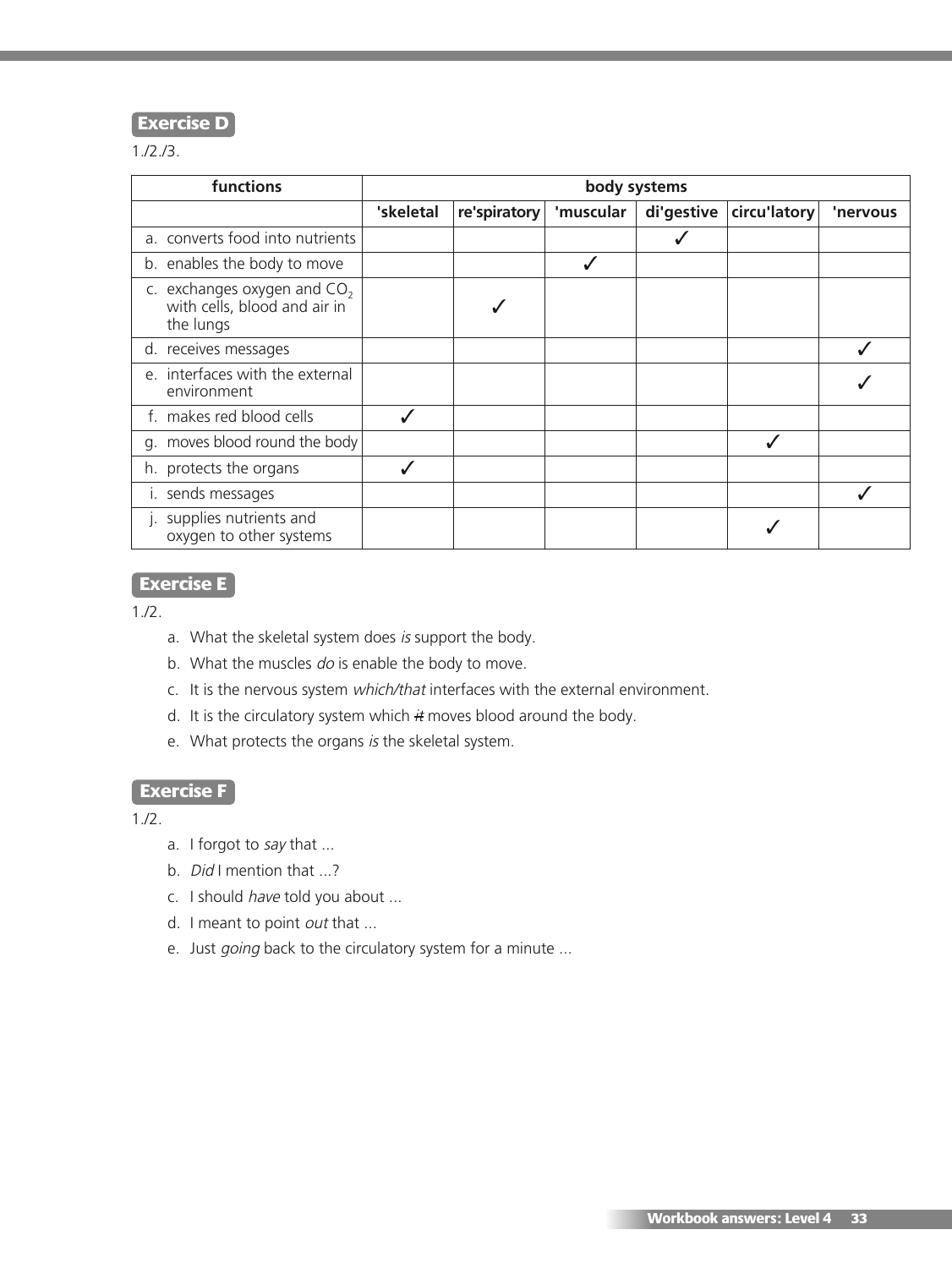## Exercise D

1./2./3.

| functions | body systems | | | | | |
|---|---|---|---|---|---|---|
| | 'skeletal | re'spiratory | 'muscular | di'gestive | circu'latory | 'nervous |
| a. converts food into nutrients | | | | ✓ | | |
| b. enables the body to move | | | ✓ | | | |
| c. exchanges oxygen and $CO_2$ with cells, blood and air in the lungs | | ✓ | | | | |
| d. receives messages | | | | | | ✓ |
| e. interfaces with the external environment | | | | | | ✓ |
| f. makes red blood cells | ✓ | | | | | |
| g. moves blood round the body | | | | | ✓ | |
| h. protects the organs | ✓ | | | | | |
| i. sends messages | | | | | | ✓ |
| j. supplies nutrients and oxygen to other systems | | | | | ✓ | |

## Exercise E

1./2.

a. What the skeletal system does *is* support the body.
b. What the muscles *do* is enable the body to move.
c. It is the nervous system *which/that* interfaces with the external environment.
d. It is the circulatory system which ~~it~~ moves blood around the body.
e. What protects the organs *is* the skeletal system.

## Exercise F

1./2.

a. I forgot to *say* that ...
b. *Did* I mention that ...?
c. I should *have* told you about ...
d. I meant to point *out* that ...
e. Just *going* back to the circulatory system for a minute ...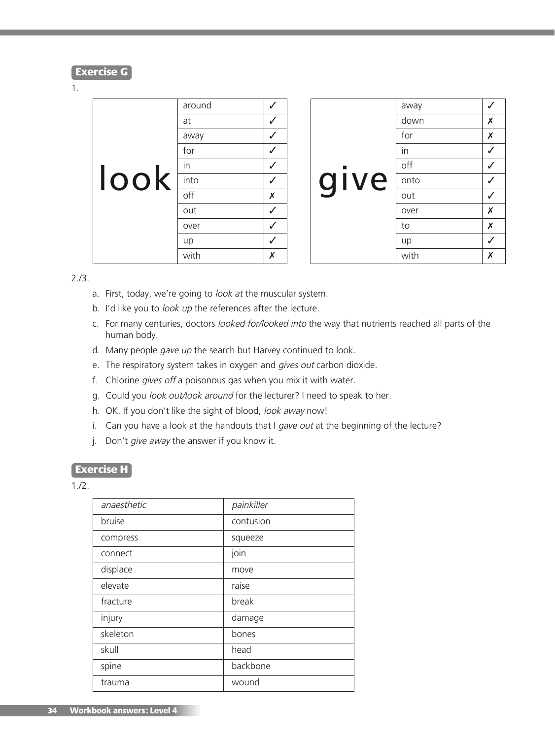## Exercise G

1.

| look | | |
|---|---|---|
| | around | ✓ |
| | at | ✓ |
| | away | ✓ |
| | for | ✓ |
| | in | ✓ |
| | into | ✓ |
| | off | ✗ |
| | out | ✓ |
| | over | ✓ |
| | up | ✓ |
| | with | ✗ |

| give | | |
|---|---|---|
| | away | ✓ |
| | down | ✗ |
| | for | ✗ |
| | in | ✓ |
| | off | ✓ |
| | onto | ✓ |
| | out | ✓ |
| | over | ✗ |
| | to | ✗ |
| | up | ✓ |
| | with | ✗ |

2./3.

a. First, today, we're going to *look at* the muscular system.
b. I'd like you to *look up* the references after the lecture.
c. For many centuries, doctors *looked for/looked into* the way that nutrients reached all parts of the human body.
d. Many people *gave up* the search but Harvey continued to look.
e. The respiratory system takes in oxygen and *gives out* carbon dioxide.
f. Chlorine *gives off* a poisonous gas when you mix it with water.
g. Could you *look out/look around* for the lecturer? I need to speak to her.
h. OK. If you don't like the sight of blood, *look away* now!
i. Can you have a look at the handouts that I *gave out* at the beginning of the lecture?
j. Don't *give away* the answer if you know it.

## Exercise H

1./2.

| *anaesthetic* | *painkiller* |
|---|---|
| bruise | contusion |
| compress | squeeze |
| connect | join |
| displace | move |
| elevate | raise |
| fracture | break |
| injury | damage |
| skeleton | bones |
| skull | head |
| spine | backbone |
| trauma | wound |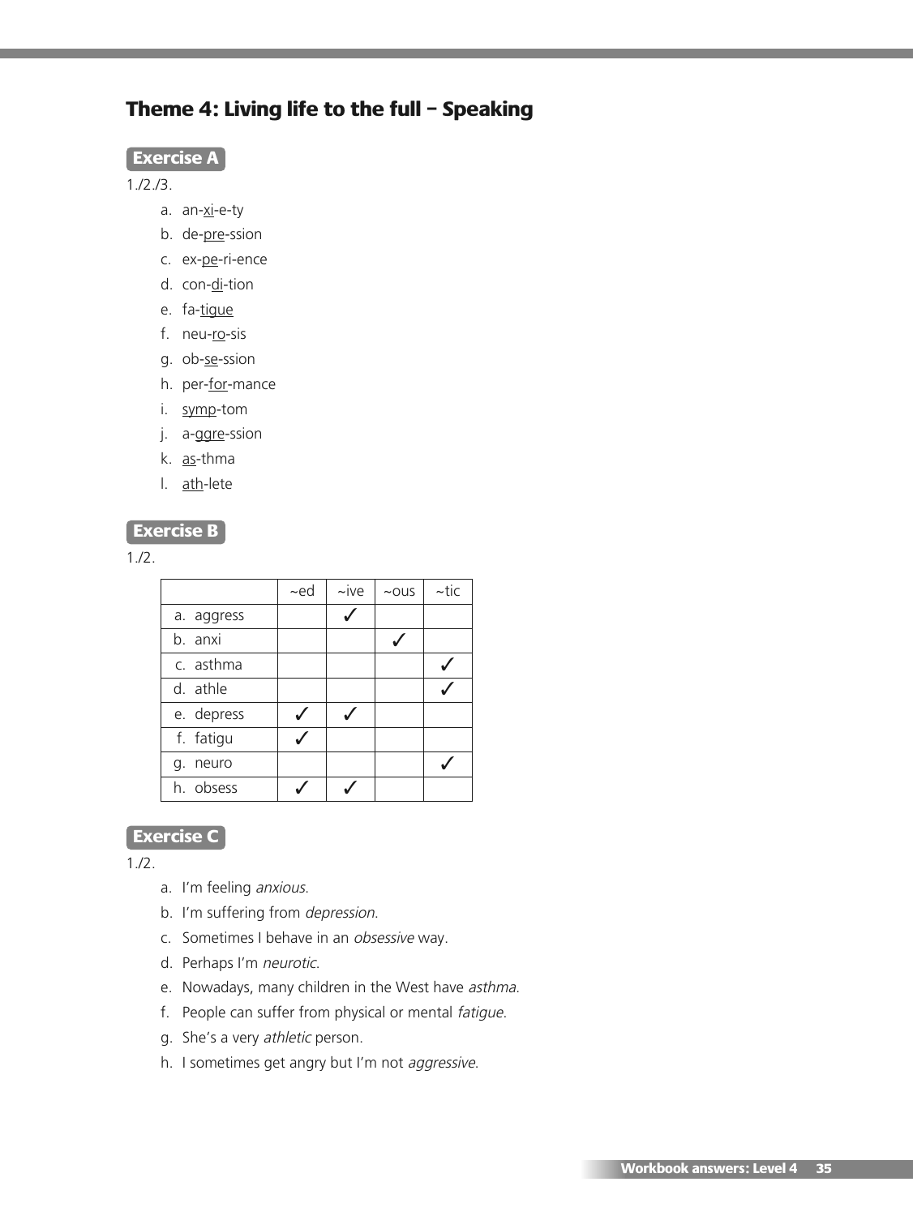## Theme 4: Living life to the full – Speaking

### Exercise A

1./2./3.

a. an-<u>xi</u>-e-ty
b. de-<u>pre</u>-ssion
c. ex-<u>pe</u>-ri-ence
d. con-<u>di</u>-tion
e. fa-<u>tigue</u>
f. neu-<u>ro</u>-sis
g. ob-<u>se</u>-ssion
h. per-<u>for</u>-mance
i. <u>symp</u>-tom
j. a-<u>ggre</u>-ssion
k. <u>as</u>-thma
l. <u>ath</u>-lete

### Exercise B

1./2.

| | ~ed | ~ive | ~ous | ~tic |
|---|---|---|---|---|
| a. aggress | | ✓ | | |
| b. anxi | | | ✓ | |
| c. asthma | | | | ✓ |
| d. athle | | | | ✓ |
| e. depress | ✓ | ✓ | | |
| f. fatigu | ✓ | | | |
| g. neuro | | | | ✓ |
| h. obsess | ✓ | ✓ | | |

### Exercise C

1./2.

a. I'm feeling *anxious*.
b. I'm suffering from *depression*.
c. Sometimes I behave in an *obsessive* way.
d. Perhaps I'm *neurotic*.
e. Nowadays, many children in the West have *asthma*.
f. People can suffer from physical or mental *fatigue*.
g. She's a very *athletic* person.
h. I sometimes get angry but I'm not *aggressive*.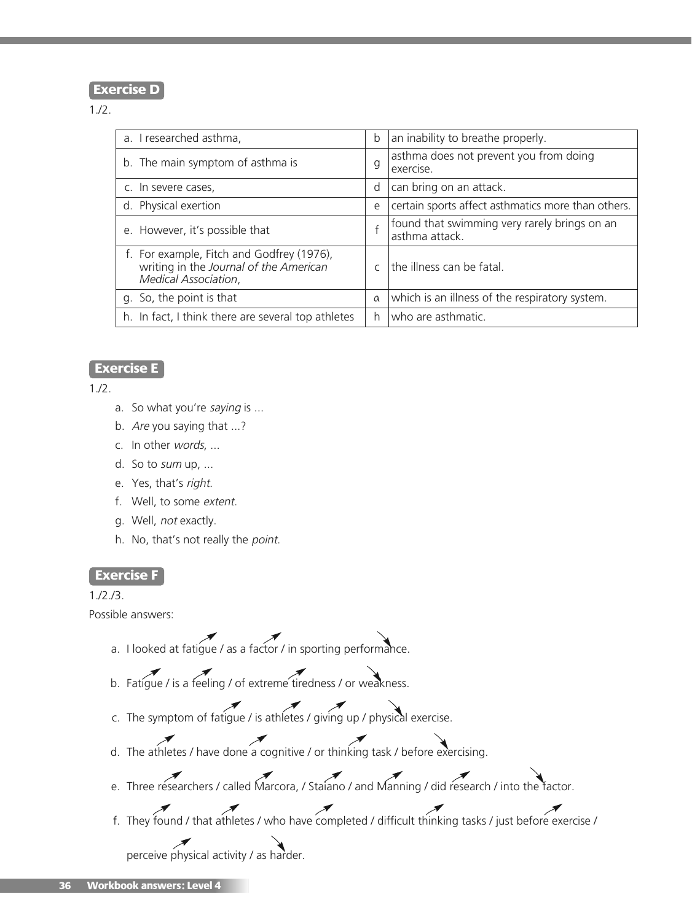## Exercise D

1./2.

| | | |
|---|---|---|
| a. I researched asthma, | b | an inability to breathe properly. |
| b. The main symptom of asthma is | g | asthma does not prevent you from doing exercise. |
| c. In severe cases, | d | can bring on an attack. |
| d. Physical exertion | e | certain sports affect asthmatics more than others. |
| e. However, it's possible that | f | found that swimming very rarely brings on an asthma attack. |
| f. For example, Fitch and Godfrey (1976), writing in the *Journal of the American Medical Association*, | c | the illness can be fatal. |
| g. So, the point is that | a | which is an illness of the respiratory system. |
| h. In fact, I think there are several top athletes | h | who are asthmatic. |

## Exercise E

1./2.

a. So what you're *saying* is ...

b. *Are* you saying that ...?

c. In other *words*, ...

d. So to *sum* up, ...

e. Yes, that's *right*.

f. Well, to some *extent*.

g. Well, *not* exactly.

h. No, that's not really the *point*.

## Exercise F

1./2./3.

Possible answers:

a. I looked at fatigue / as a factor / in sporting performance.

b. Fatigue / is a feeling / of extreme tiredness / or weakness.

c. The symptom of fatigue / is athletes / giving up / physical exercise.

d. The athletes / have done a cognitive / or thinking task / before exercising.

e. Three researchers / called Marcora, / Staiano / and Manning / did research / into the factor.

f. They found / that athletes / who have completed / difficult thinking tasks / just before exercise / perceive physical activity / as harder.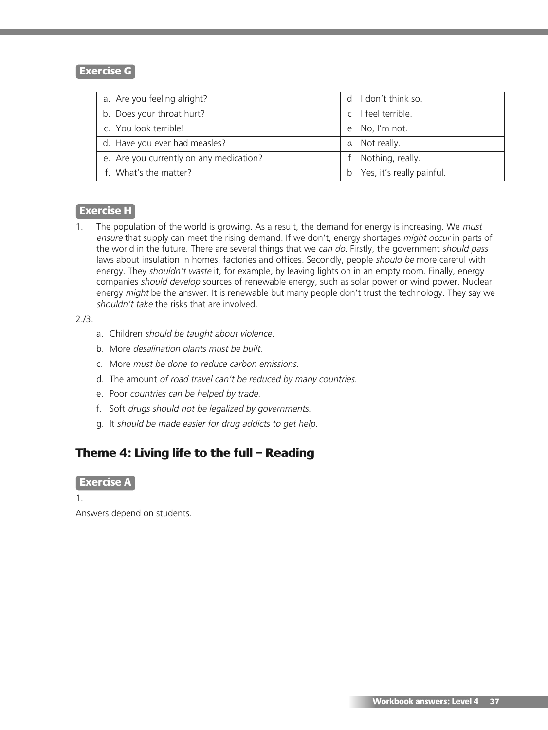**Exercise G**

| a. Are you feeling alright? | d | I don't think so. |
|---|---|---|
| b. Does your throat hurt? | c | I feel terrible. |
| c. You look terrible! | e | No, I'm not. |
| d. Have you ever had measles? | a | Not really. |
| e. Are you currently on any medication? | f | Nothing, really. |
| f. What's the matter? | b | Yes, it's really painful. |

**Exercise H**

1. The population of the world is growing. As a result, the demand for energy is increasing. We *must ensure* that supply can meet the rising demand. If we don't, energy shortages *might occur* in parts of the world in the future. There are several things that we *can do*. Firstly, the government *should pass* laws about insulation in homes, factories and offices. Secondly, people *should be* more careful with energy. They *shouldn't waste* it, for example, by leaving lights on in an empty room. Finally, energy companies *should develop* sources of renewable energy, such as solar power or wind power. Nuclear energy *might* be the answer. It is renewable but many people don't trust the technology. They say we *shouldn't take* the risks that are involved.

2./3.

a. Children *should be taught about violence.*

b. More *desalination plants must be built.*

c. More *must be done to reduce carbon emissions.*

d. The amount *of road travel can't be reduced by many countries.*

e. Poor *countries can be helped by trade.*

f. Soft *drugs should not be legalized by governments.*

g. It *should be made easier for drug addicts to get help.*

## Theme 4: Living life to the full – Reading

**Exercise A**

1.

Answers depend on students.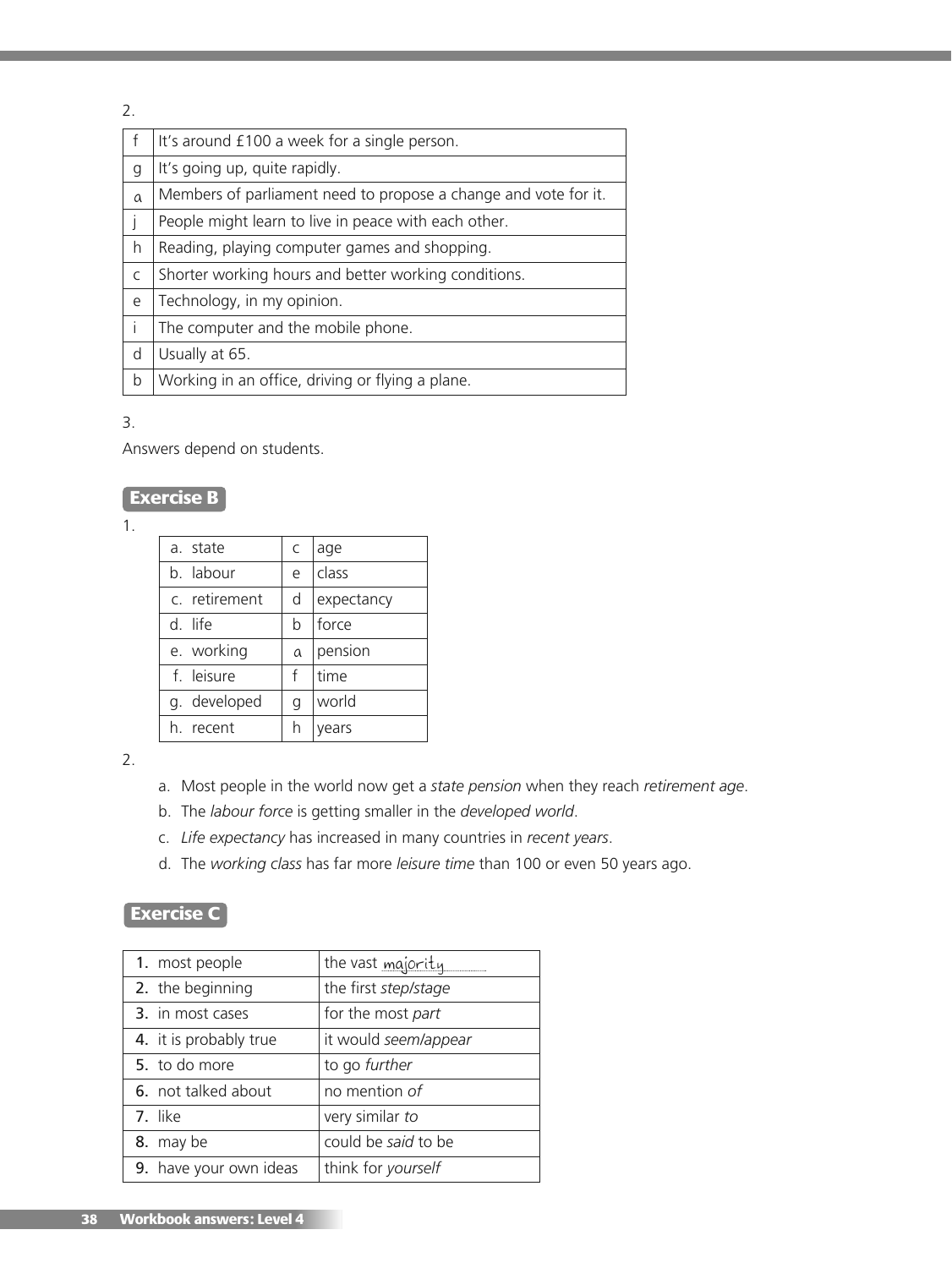2.

| | |
|---|---|
| f | It's around £100 a week for a single person. |
| g | It's going up, quite rapidly. |
| a | Members of parliament need to propose a change and vote for it. |
| j | People might learn to live in peace with each other. |
| h | Reading, playing computer games and shopping. |
| c | Shorter working hours and better working conditions. |
| e | Technology, in my opinion. |
| i | The computer and the mobile phone. |
| d | Usually at 65. |
| b | Working in an office, driving or flying a plane. |

3.

Answers depend on students.

## Exercise B

1.

| | | |
|---|---|---|
| a. state | c | age |
| b. labour | e | class |
| c. retirement | d | expectancy |
| d. life | b | force |
| e. working | a | pension |
| f. leisure | f | time |
| g. developed | g | world |
| h. recent | h | years |

2.

a. Most people in the world now get a *state pension* when they reach *retirement age*.
b. The *labour force* is getting smaller in the *developed world*.
c. *Life expectancy* has increased in many countries in *recent years*.
d. The *working class* has far more *leisure time* than 100 or even 50 years ago.

## Exercise C

| | |
|---|---|
| **1.** most people | the vast majority |
| **2.** the beginning | the first *step/stage* |
| **3.** in most cases | for the most *part* |
| **4.** it is probably true | it would *seem/appear* |
| **5.** to do more | to go *further* |
| **6.** not talked about | no mention *of* |
| **7.** like | very similar *to* |
| **8.** may be | could be *said* to be |
| **9.** have your own ideas | think for *yourself* |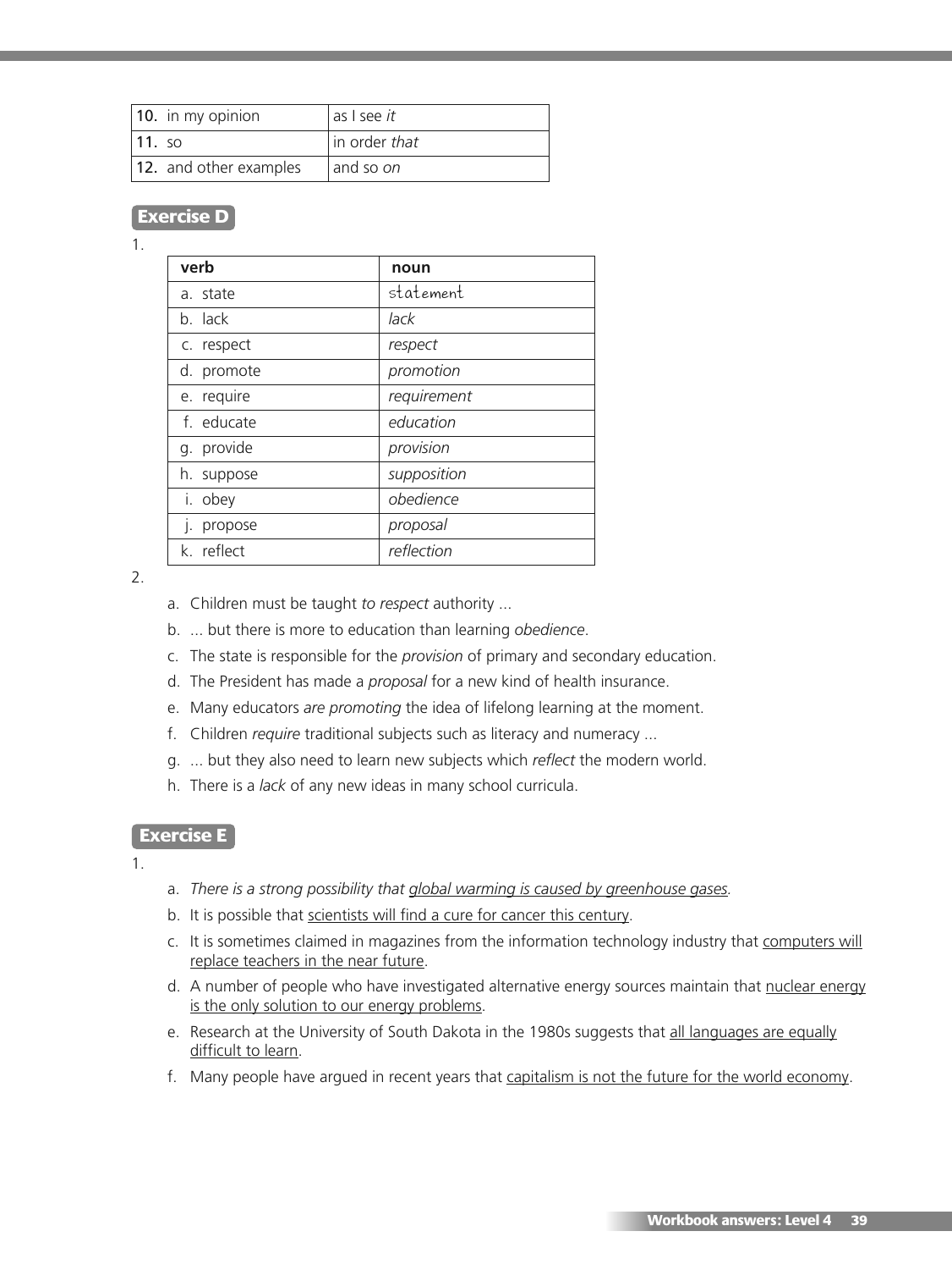| 10. in my opinion | as I see *it* |
|---|---|
| 11. so | in order *that* |
| 12. and other examples | and so *on* |

## Exercise D

1.

| verb | noun |
|---|---|
| a. state | statement |
| b. lack | *lack* |
| c. respect | *respect* |
| d. promote | *promotion* |
| e. require | *requirement* |
| f. educate | *education* |
| g. provide | *provision* |
| h. suppose | *supposition* |
| i. obey | *obedience* |
| j. propose | *proposal* |
| k. reflect | *reflection* |

2.

a. Children must be taught *to respect* authority ...

b. ... but there is more to education than learning *obedience*.

c. The state is responsible for the *provision* of primary and secondary education.

d. The President has made a *proposal* for a new kind of health insurance.

e. Many educators *are promoting* the idea of lifelong learning at the moment.

f. Children *require* traditional subjects such as literacy and numeracy ...

g. ... but they also need to learn new subjects which *reflect* the modern world.

h. There is a *lack* of any new ideas in many school curricula.

## Exercise E

1.

a. *There is a strong possibility that global warming is caused by greenhouse gases.*

b. It is possible that scientists will find a cure for cancer this century.

c. It is sometimes claimed in magazines from the information technology industry that computers will replace teachers in the near future.

d. A number of people who have investigated alternative energy sources maintain that nuclear energy is the only solution to our energy problems.

e. Research at the University of South Dakota in the 1980s suggests that all languages are equally difficult to learn.

f. Many people have argued in recent years that capitalism is not the future for the world economy.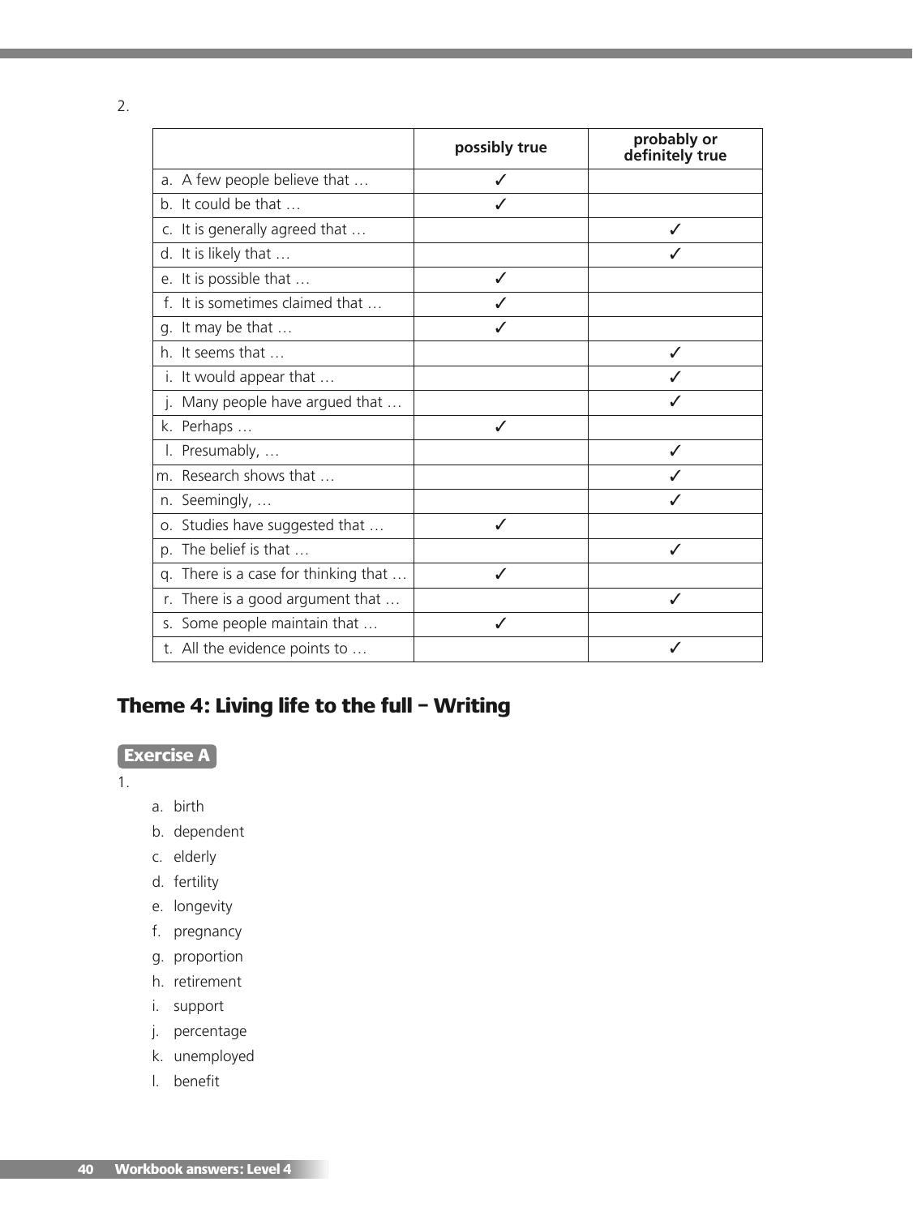2.

| | possibly true | probably or definitely true |
|---|---|---|
| a. A few people believe that … | ✓ | |
| b. It could be that … | ✓ | |
| c. It is generally agreed that … | | ✓ |
| d. It is likely that … | | ✓ |
| e. It is possible that … | ✓ | |
| f. It is sometimes claimed that … | ✓ | |
| g. It may be that … | ✓ | |
| h. It seems that … | | ✓ |
| i. It would appear that … | | ✓ |
| j. Many people have argued that … | | ✓ |
| k. Perhaps … | ✓ | |
| l. Presumably, … | | ✓ |
| m. Research shows that … | | ✓ |
| n. Seemingly, … | | ✓ |
| o. Studies have suggested that … | ✓ | |
| p. The belief is that … | | ✓ |
| q. There is a case for thinking that … | ✓ | |
| r. There is a good argument that … | | ✓ |
| s. Some people maintain that … | ✓ | |
| t. All the evidence points to … | | ✓ |

## Theme 4: Living life to the full – Writing

### Exercise A

1.

a. birth
b. dependent
c. elderly
d. fertility
e. longevity
f. pregnancy
g. proportion
h. retirement
i. support
j. percentage
k. unemployed
l. benefit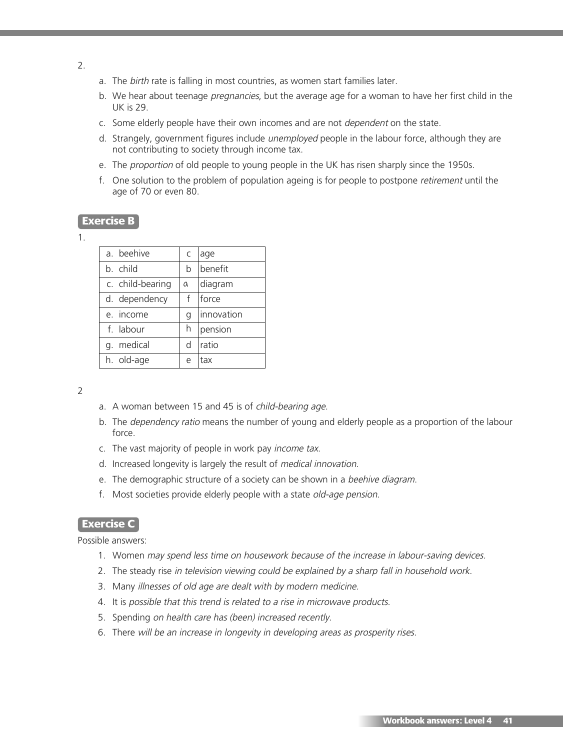2.

a. The *birth* rate is falling in most countries, as women start families later.
b. We hear about teenage *pregnancies*, but the average age for a woman to have her first child in the UK is 29.
c. Some elderly people have their own incomes and are not *dependent* on the state.
d. Strangely, government figures include *unemployed* people in the labour force, although they are not contributing to society through income tax.
e. The *proportion* of old people to young people in the UK has risen sharply since the 1950s.
f. One solution to the problem of population ageing is for people to postpone *retirement* until the age of 70 or even 80.

## Exercise B

1.

| | | |
|---|---|---|
| a. beehive | c | age |
| b. child | b | benefit |
| c. child-bearing | a | diagram |
| d. dependency | f | force |
| e. income | g | innovation |
| f. labour | h | pension |
| g. medical | d | ratio |
| h. old-age | e | tax |

2

a. A woman between 15 and 45 is of *child-bearing age*.
b. The *dependency ratio* means the number of young and elderly people as a proportion of the labour force.
c. The vast majority of people in work pay *income tax*.
d. Increased longevity is largely the result of *medical innovation*.
e. The demographic structure of a society can be shown in a *beehive diagram*.
f. Most societies provide elderly people with a state *old-age pension*.

## Exercise C

Possible answers:

1. Women *may spend less time on housework because of the increase in labour-saving devices.*
2. The steady rise *in television viewing could be explained by a sharp fall in household work.*
3. Many *illnesses of old age are dealt with by modern medicine.*
4. It is *possible that this trend is related to a rise in microwave products.*
5. Spending *on health care has (been) increased recently.*
6. There *will be an increase in longevity in developing areas as prosperity rises.*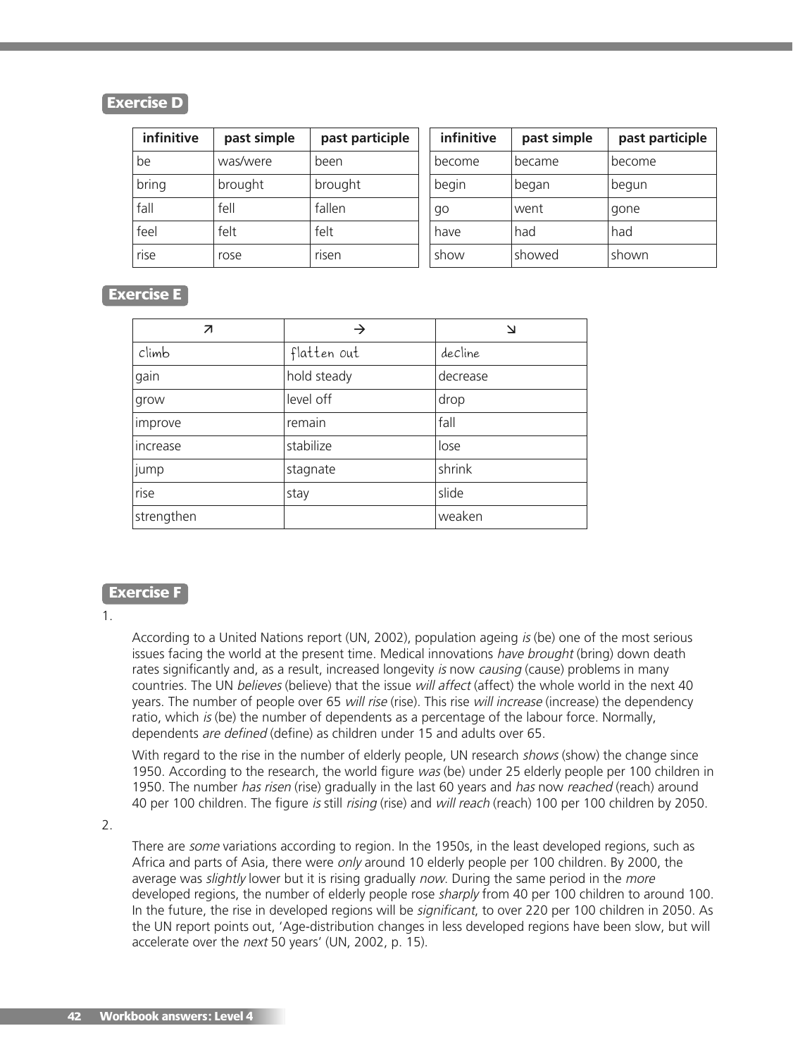## Exercise D

| infinitive | past simple | past participle |
|---|---|---|
| be | was/were | been |
| bring | brought | brought |
| fall | fell | fallen |
| feel | felt | felt |
| rise | rose | risen |

| infinitive | past simple | past participle |
|---|---|---|
| become | became | become |
| begin | began | begun |
| go | went | gone |
| have | had | had |
| show | showed | shown |

## Exercise E

| ↗ | → | ↘ |
|---|---|---|
| climb | flatten out | decline |
| gain | hold steady | decrease |
| grow | level off | drop |
| improve | remain | fall |
| increase | stabilize | lose |
| jump | stagnate | shrink |
| rise | stay | slide |
| strengthen | | weaken |

## Exercise F

1.

According to a United Nations report (UN, 2002), population ageing *is* (be) one of the most serious issues facing the world at the present time. Medical innovations *have brought* (bring) down death rates significantly and, as a result, increased longevity *is* now *causing* (cause) problems in many countries. The UN *believes* (believe) that the issue *will affect* (affect) the whole world in the next 40 years. The number of people over 65 *will rise* (rise). This rise *will increase* (increase) the dependency ratio, which *is* (be) the number of dependents as a percentage of the labour force. Normally, dependents *are defined* (define) as children under 15 and adults over 65.

With regard to the rise in the number of elderly people, UN research *shows* (show) the change since 1950. According to the research, the world figure *was* (be) under 25 elderly people per 100 children in 1950. The number *has risen* (rise) gradually in the last 60 years and *has* now *reached* (reach) around 40 per 100 children. The figure *is* still *rising* (rise) and *will reach* (reach) 100 per 100 children by 2050.

2.

There are *some* variations according to region. In the 1950s, in the least developed regions, such as Africa and parts of Asia, there were *only* around 10 elderly people per 100 children. By 2000, the average was *slightly* lower but it is rising gradually *now*. During the same period in the *more* developed regions, the number of elderly people rose *sharply* from 40 per 100 children to around 100. In the future, the rise in developed regions will be *significant*, to over 220 per 100 children in 2050. As the UN report points out, 'Age-distribution changes in less developed regions have been slow, but will accelerate over the *next* 50 years' (UN, 2002, p. 15).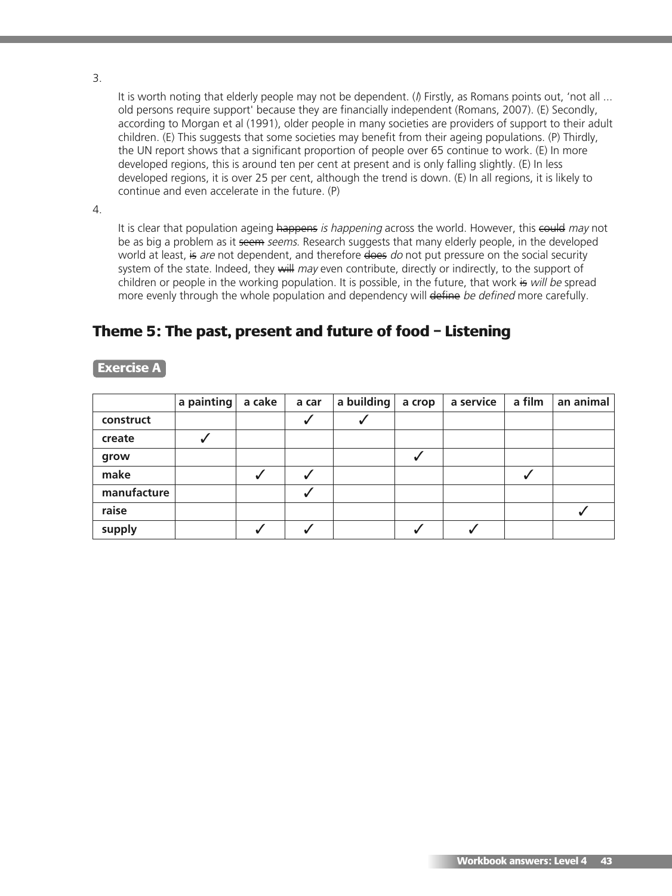3.

It is worth noting that elderly people may not be dependent. (*I*) Firstly, as Romans points out, 'not all ... old persons require support' because they are financially independent (Romans, 2007). (E) Secondly, according to Morgan et al (1991), older people in many societies are providers of support to their adult children. (E) This suggests that some societies may benefit from their ageing populations. (P) Thirdly, the UN report shows that a significant proportion of people over 65 continue to work. (E) In more developed regions, this is around ten per cent at present and is only falling slightly. (E) In less developed regions, it is over 25 per cent, although the trend is down. (E) In all regions, it is likely to continue and even accelerate in the future. (P)

4.

It is clear that population ageing ~~happens~~ *is happening* across the world. However, this ~~could~~ *may* not be as big a problem as it ~~seem~~ *seems*. Research suggests that many elderly people, in the developed world at least, ~~is~~ *are* not dependent, and therefore ~~does~~ *do* not put pressure on the social security system of the state. Indeed, they ~~will~~ *may* even contribute, directly or indirectly, to the support of children or people in the working population. It is possible, in the future, that work ~~is~~ *will be* spread more evenly through the whole population and dependency will ~~define~~ *be defined* more carefully.

## Theme 5: The past, present and future of food – Listening

### Exercise A

| | a painting | a cake | a car | a building | a crop | a service | a film | an animal |
|---|---|---|---|---|---|---|---|---|
| **construct** | | | ✓ | ✓ | | | | |
| **create** | ✓ | | | | | | | |
| **grow** | | | | | ✓ | | | |
| **make** | | ✓ | ✓ | | | | ✓ | |
| **manufacture** | | | ✓ | | | | | |
| **raise** | | | | | | | | ✓ |
| **supply** | | ✓ | ✓ | | ✓ | ✓ | | |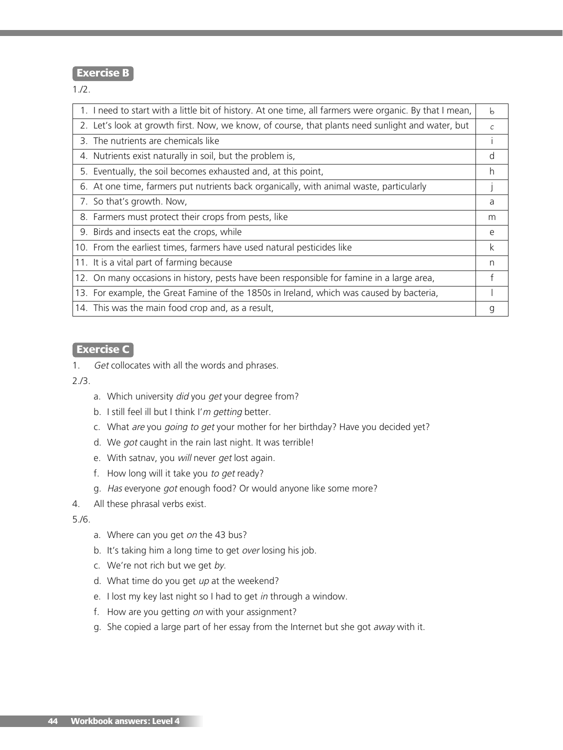## Exercise B

1./2.

| | |
|---|---|
| 1. I need to start with a little bit of history. At one time, all farmers were organic. By that I mean, | b |
| 2. Let's look at growth first. Now, we know, of course, that plants need sunlight and water, but | c |
| 3. The nutrients are chemicals like | i |
| 4. Nutrients exist naturally in soil, but the problem is, | d |
| 5. Eventually, the soil becomes exhausted and, at this point, | h |
| 6. At one time, farmers put nutrients back organically, with animal waste, particularly | j |
| 7. So that's growth. Now, | a |
| 8. Farmers must protect their crops from pests, like | m |
| 9. Birds and insects eat the crops, while | e |
| 10. From the earliest times, farmers have used natural pesticides like | k |
| 11. It is a vital part of farming because | n |
| 12. On many occasions in history, pests have been responsible for famine in a large area, | f |
| 13. For example, the Great Famine of the 1850s in Ireland, which was caused by bacteria, | l |
| 14. This was the main food crop and, as a result, | g |

## Exercise C

1. *Get* collocates with all the words and phrases.

2./3.

a. Which university *did* you *get* your degree from?
b. I still feel ill but I think I'*m getting* better.
c. What *are* you *going to get* your mother for her birthday? Have you decided yet?
d. We *got* caught in the rain last night. It was terrible!
e. With satnav, you *will* never *get* lost again.
f. How long will it take you *to get* ready?
g. *Has* everyone *got* enough food? Or would anyone like some more?

4. All these phrasal verbs exist.

5./6.

a. Where can you get *on* the 43 bus?
b. It's taking him a long time to get *over* losing his job.
c. We're not rich but we get *by*.
d. What time do you get *up* at the weekend?
e. I lost my key last night so I had to get *in* through a window.
f. How are you getting *on* with your assignment?
g. She copied a large part of her essay from the Internet but she got *away* with it.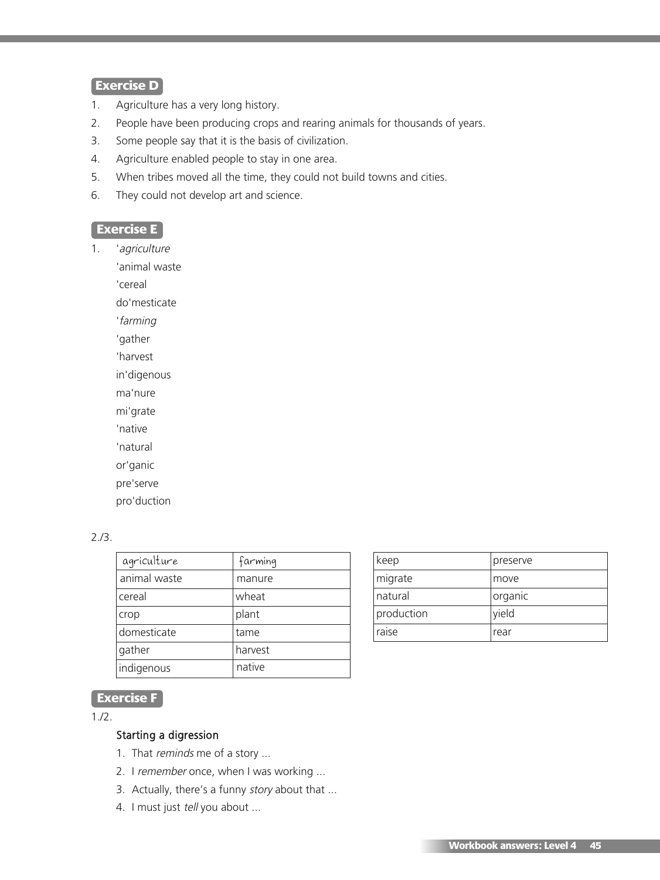## Exercise D

1. Agriculture has a very long history.
2. People have been producing crops and rearing animals for thousands of years.
3. Some people say that it is the basis of civilization.
4. Agriculture enabled people to stay in one area.
5. When tribes moved all the time, they could not build towns and cities.
6. They could not develop art and science.

## Exercise E

1. '*agriculture*
   'animal waste
   'cereal
   do'mesticate
   '*farming*
   'gather
   'harvest
   in'digenous
   ma'nure
   mi'grate
   'native
   'natural
   or'ganic
   pre'serve
   pro'duction

2./3.

| agriculture | farming |
|---|---|
| animal waste | manure |
| cereal | wheat |
| crop | plant |
| domesticate | tame |
| gather | harvest |
| indigenous | native |

| keep | preserve |
|---|---|
| migrate | move |
| natural | organic |
| production | yield |
| raise | rear |

## Exercise F

1./2.

Starting a digression

1. That *reminds* me of a story ...
2. I *remember* once, when I was working ...
3. Actually, there's a funny *story* about that ...
4. I must just *tell* you about ...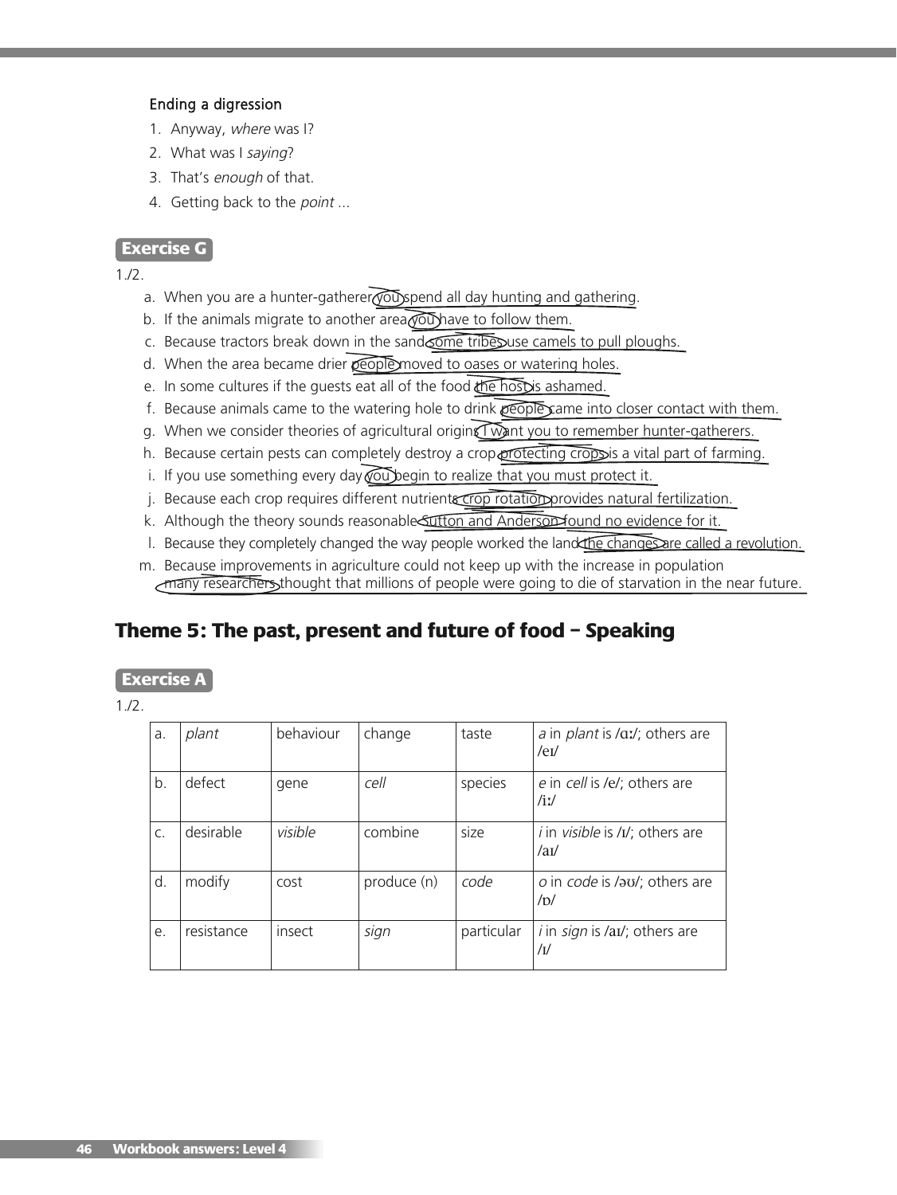### Ending a digression

1. Anyway, *where* was I?
2. What was I *saying*?
3. That's *enough* of that.
4. Getting back to the *point* ...

**Exercise G**

1./2.

a. When you are a hunter-gatherer you spend all day hunting and gathering.
b. If the animals migrate to another area you have to follow them.
c. Because tractors break down in the sand some tribes use camels to pull ploughs.
d. When the area became drier people moved to oases or watering holes.
e. In some cultures if the guests eat all of the food the host is ashamed.
f. Because animals came to the watering hole to drink people came into closer contact with them.
g. When we consider theories of agricultural origins I want you to remember hunter-gatherers.
h. Because certain pests can completely destroy a crop protecting crops is a vital part of farming.
i. If you use something every day you begin to realize that you must protect it.
j. Because each crop requires different nutrients crop rotation provides natural fertilization.
k. Although the theory sounds reasonable Sutton and Anderson found no evidence for it.
l. Because they completely changed the way people worked the land the changes are called a revolution.
m. Because improvements in agriculture could not keep up with the increase in population many researchers thought that millions of people were going to die of starvation in the near future.

## Theme 5: The past, present and future of food – Speaking

**Exercise A**

1./2.

| | | | | | |
|---|---|---|---|---|---|
| a. | *plant* | behaviour | change | taste | *a* in *plant* is /ɑː/; others are /eɪ/ |
| b. | defect | gene | *cell* | species | *e* in *cell* is /e/; others are /iː/ |
| c. | desirable | *visible* | combine | size | *i* in *visible* is /ɪ/; others are /aɪ/ |
| d. | modify | cost | produce (n) | *code* | *o* in *code* is /əʊ/; others are /ɒ/ |
| e. | resistance | insect | *sign* | particular | *i* in *sign* is /aɪ/; others are /ɪ/ |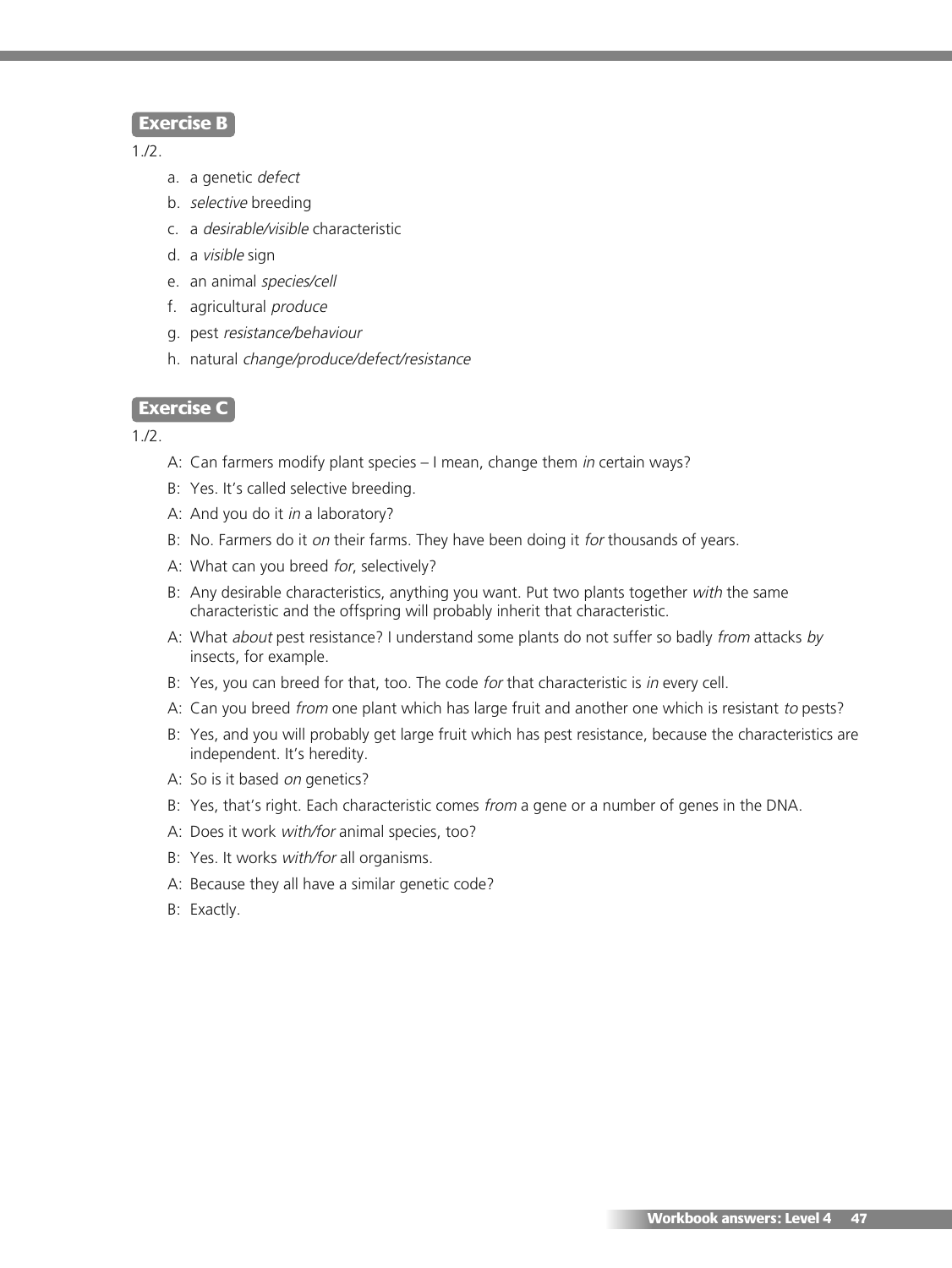## Exercise B

1./2.

a. a genetic *defect*
b. *selective* breeding
c. a *desirable/visible* characteristic
d. a *visible* sign
e. an animal *species/cell*
f. agricultural *produce*
g. pest *resistance/behaviour*
h. natural *change/produce/defect/resistance*

## Exercise C

1./2.

A: Can farmers modify plant species – I mean, change them *in* certain ways?

B: Yes. It's called selective breeding.

A: And you do it *in* a laboratory?

B: No. Farmers do it *on* their farms. They have been doing it *for* thousands of years.

A: What can you breed *for*, selectively?

B: Any desirable characteristics, anything you want. Put two plants together *with* the same characteristic and the offspring will probably inherit that characteristic.

A: What *about* pest resistance? I understand some plants do not suffer so badly *from* attacks *by* insects, for example.

B: Yes, you can breed for that, too. The code *for* that characteristic is *in* every cell.

A: Can you breed *from* one plant which has large fruit and another one which is resistant *to* pests?

B: Yes, and you will probably get large fruit which has pest resistance, because the characteristics are independent. It's heredity.

A: So is it based *on* genetics?

B: Yes, that's right. Each characteristic comes *from* a gene or a number of genes in the DNA.

A: Does it work *with/for* animal species, too?

B: Yes. It works *with/for* all organisms.

A: Because they all have a similar genetic code?

B: Exactly.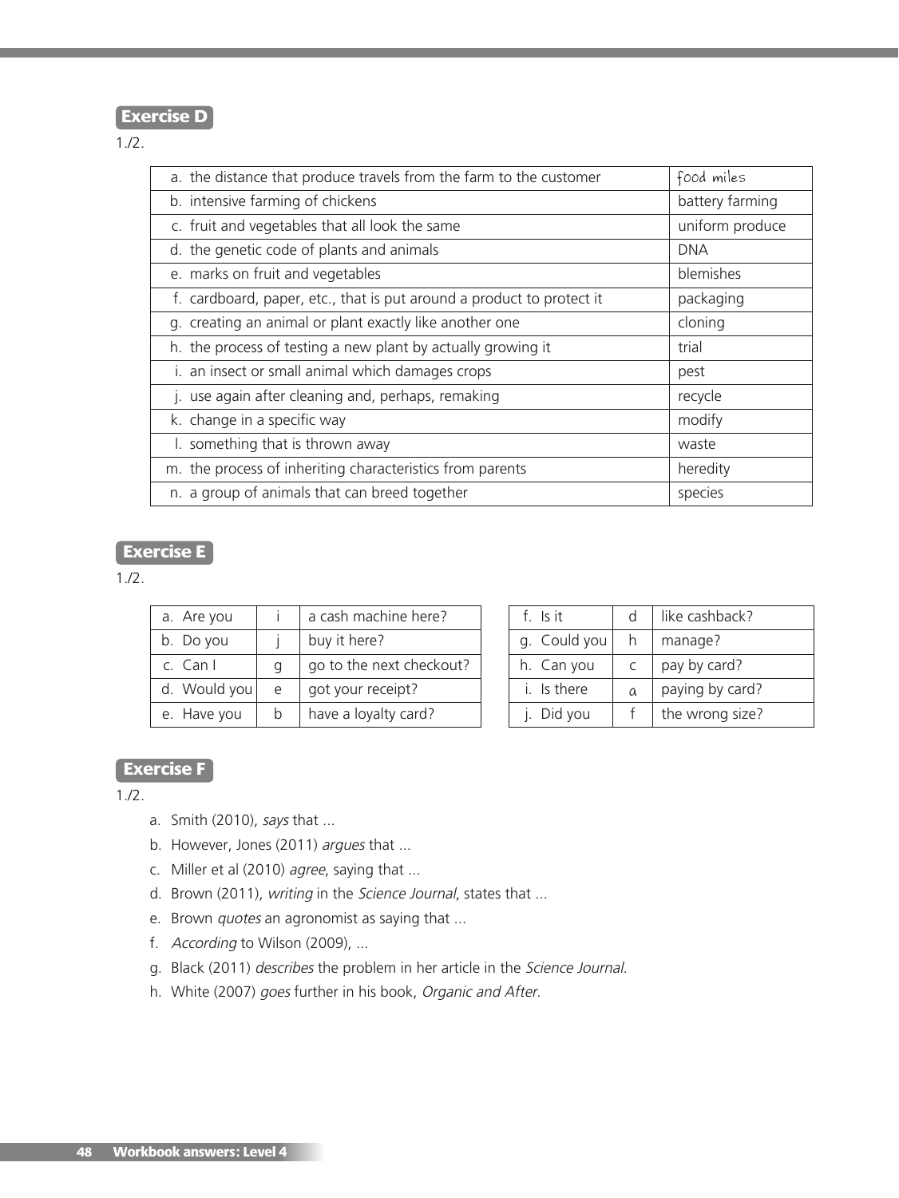## Exercise D

1./2.

| | |
|---|---|
| a. the distance that produce travels from the farm to the customer | food miles |
| b. intensive farming of chickens | battery farming |
| c. fruit and vegetables that all look the same | uniform produce |
| d. the genetic code of plants and animals | DNA |
| e. marks on fruit and vegetables | blemishes |
| f. cardboard, paper, etc., that is put around a product to protect it | packaging |
| g. creating an animal or plant exactly like another one | cloning |
| h. the process of testing a new plant by actually growing it | trial |
| i. an insect or small animal which damages crops | pest |
| j. use again after cleaning and, perhaps, remaking | recycle |
| k. change in a specific way | modify |
| l. something that is thrown away | waste |
| m. the process of inheriting characteristics from parents | heredity |
| n. a group of animals that can breed together | species |

## Exercise E

1./2.

| | | |
|---|---|---|
| a. Are you | i | a cash machine here? |
| b. Do you | j | buy it here? |
| c. Can I | g | go to the next checkout? |
| d. Would you | e | got your receipt? |
| e. Have you | b | have a loyalty card? |

| | | |
|---|---|---|
| f. Is it | d | like cashback? |
| g. Could you | h | manage? |
| h. Can you | c | pay by card? |
| i. Is there | a | paying by card? |
| j. Did you | f | the wrong size? |

## Exercise F

1./2.

a. Smith (2010), *says* that ...

b. However, Jones (2011) *argues* that ...

c. Miller et al (2010) *agree*, saying that ...

d. Brown (2011), *writing* in the *Science Journal*, states that ...

e. Brown *quotes* an agronomist as saying that ...

f. *According* to Wilson (2009), ...

g. Black (2011) *describes* the problem in her article in the *Science Journal.*

h. White (2007) *goes* further in his book, *Organic and After.*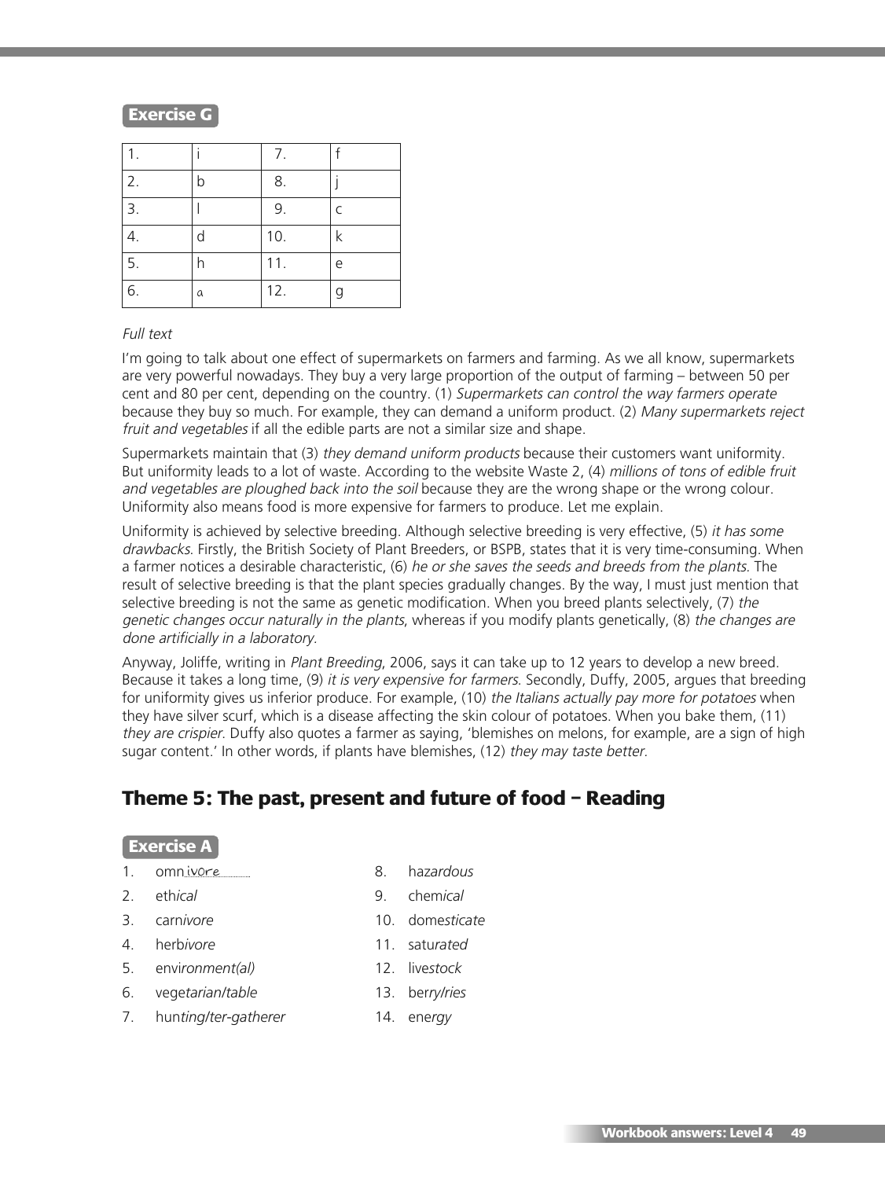**Exercise G**

| | | | |
|---|---|---|---|
| 1. | i | 7. | f |
| 2. | b | 8. | j |
| 3. | l | 9. | c |
| 4. | d | 10. | k |
| 5. | h | 11. | e |
| 6. | a | 12. | g |

*Full text*

I'm going to talk about one effect of supermarkets on farmers and farming. As we all know, supermarkets are very powerful nowadays. They buy a very large proportion of the output of farming – between 50 per cent and 80 per cent, depending on the country. (1) *Supermarkets can control the way farmers operate* because they buy so much. For example, they can demand a uniform product. (2) *Many supermarkets reject fruit and vegetables* if all the edible parts are not a similar size and shape.

Supermarkets maintain that (3) *they demand uniform products* because their customers want uniformity. But uniformity leads to a lot of waste. According to the website Waste 2, (4) *millions of tons of edible fruit and vegetables are ploughed back into the soil* because they are the wrong shape or the wrong colour. Uniformity also means food is more expensive for farmers to produce. Let me explain.

Uniformity is achieved by selective breeding. Although selective breeding is very effective, (5) *it has some drawbacks*. Firstly, the British Society of Plant Breeders, or BSPB, states that it is very time-consuming. When a farmer notices a desirable characteristic, (6) *he or she saves the seeds and breeds from the plants*. The result of selective breeding is that the plant species gradually changes. By the way, I must just mention that selective breeding is not the same as genetic modification. When you breed plants selectively, (7) *the genetic changes occur naturally in the plants*, whereas if you modify plants genetically, (8) *the changes are done artificially in a laboratory*.

Anyway, Joliffe, writing in *Plant Breeding*, 2006, says it can take up to 12 years to develop a new breed. Because it takes a long time, (9) *it is very expensive for farmers*. Secondly, Duffy, 2005, argues that breeding for uniformity gives us inferior produce. For example, (10) *the Italians actually pay more for potatoes* when they have silver scurf, which is a disease affecting the skin colour of potatoes. When you bake them, (11) *they are crispier*. Duffy also quotes a farmer as saying, 'blemishes on melons, for example, are a sign of high sugar content.' In other words, if plants have blemishes, (12) *they may taste better*.

## Theme 5: The past, present and future of food – Reading

**Exercise A**

1. omn*ivore*
2. eth*ical*
3. carn*ivore*
4. herb*ivore*
5. envir*onment(al)*
6. veget*arian/table*
7. hun*ting/ter-gatherer*
8. haz*ardous*
9. chem*ical*
10. dome*sticate*
11. satu*rated*
12. live*stock*
13. ber*ry/ries*
14. ener*gy*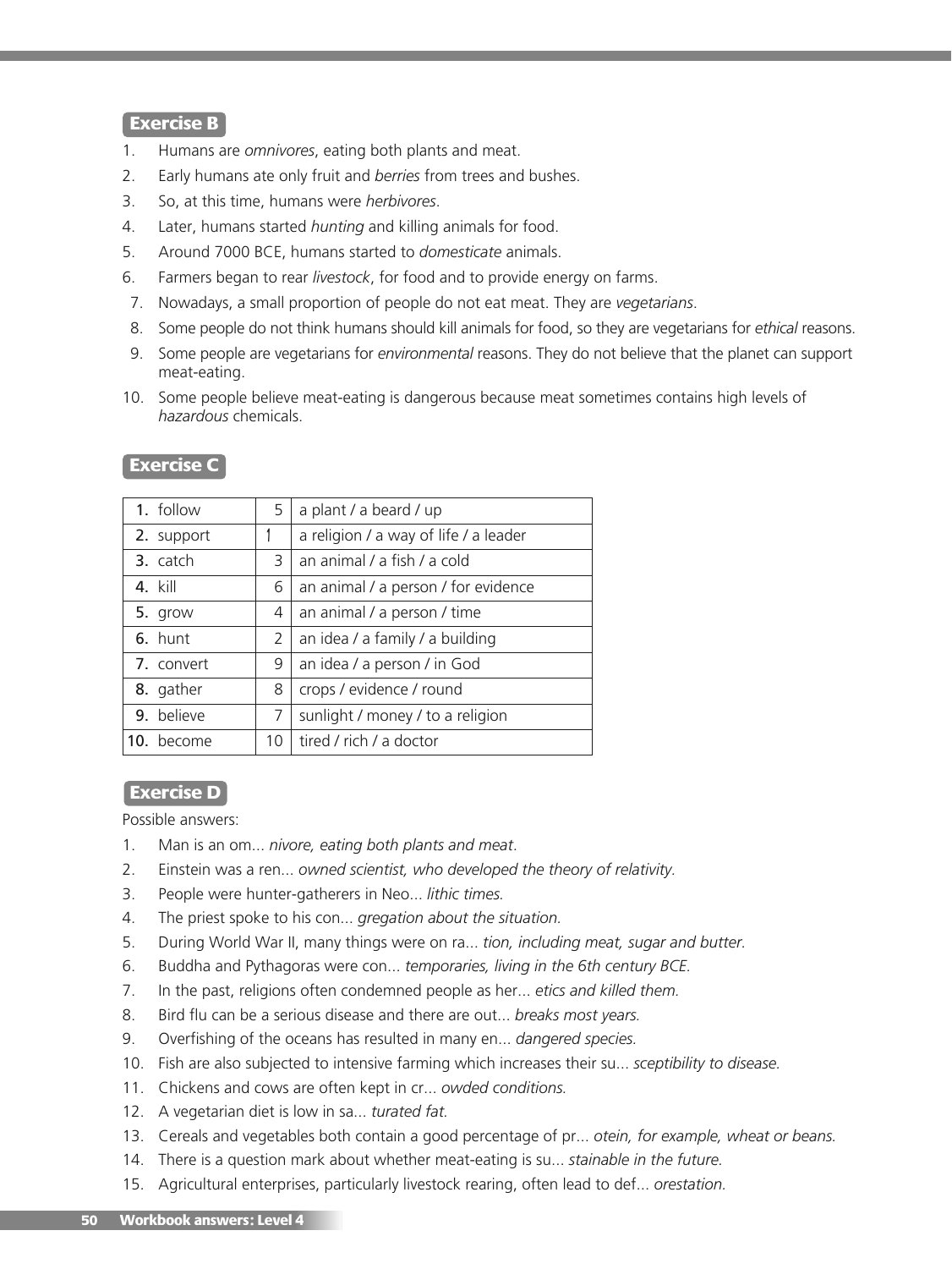## Exercise B

1. Humans are *omnivores*, eating both plants and meat.
2. Early humans ate only fruit and *berries* from trees and bushes.
3. So, at this time, humans were *herbivores*.
4. Later, humans started *hunting* and killing animals for food.
5. Around 7000 BCE, humans started to *domesticate* animals.
6. Farmers began to rear *livestock*, for food and to provide energy on farms.
7. Nowadays, a small proportion of people do not eat meat. They are *vegetarians*.
8. Some people do not think humans should kill animals for food, so they are vegetarians for *ethical* reasons.
9. Some people are vegetarians for *environmental* reasons. They do not believe that the planet can support meat-eating.
10. Some people believe meat-eating is dangerous because meat sometimes contains high levels of *hazardous* chemicals.

## Exercise C

| | | |
|---|---|---|
| **1.** follow | 5 | a plant / a beard / up |
| **2.** support | 1 | a religion / a way of life / a leader |
| **3.** catch | 3 | an animal / a fish / a cold |
| **4.** kill | 6 | an animal / a person / for evidence |
| **5.** grow | 4 | an animal / a person / time |
| **6.** hunt | 2 | an idea / a family / a building |
| **7.** convert | 9 | an idea / a person / in God |
| **8.** gather | 8 | crops / evidence / round |
| **9.** believe | 7 | sunlight / money / to a religion |
| **10.** become | 10 | tired / rich / a doctor |

## Exercise D

Possible answers:

1. Man is an om... *nivore, eating both plants and meat.*
2. Einstein was a ren... *owned scientist, who developed the theory of relativity.*
3. People were hunter-gatherers in Neo... *lithic times.*
4. The priest spoke to his con... *gregation about the situation.*
5. During World War II, many things were on ra... *tion, including meat, sugar and butter.*
6. Buddha and Pythagoras were con... *temporaries, living in the 6th century BCE.*
7. In the past, religions often condemned people as her... *etics and killed them.*
8. Bird flu can be a serious disease and there are out... *breaks most years.*
9. Overfishing of the oceans has resulted in many en... *dangered species.*
10. Fish are also subjected to intensive farming which increases their su... *sceptibility to disease.*
11. Chickens and cows are often kept in cr... *owded conditions.*
12. A vegetarian diet is low in sa... *turated fat.*
13. Cereals and vegetables both contain a good percentage of pr... *otein, for example, wheat or beans.*
14. There is a question mark about whether meat-eating is su... *stainable in the future.*
15. Agricultural enterprises, particularly livestock rearing, often lead to def... *orestation.*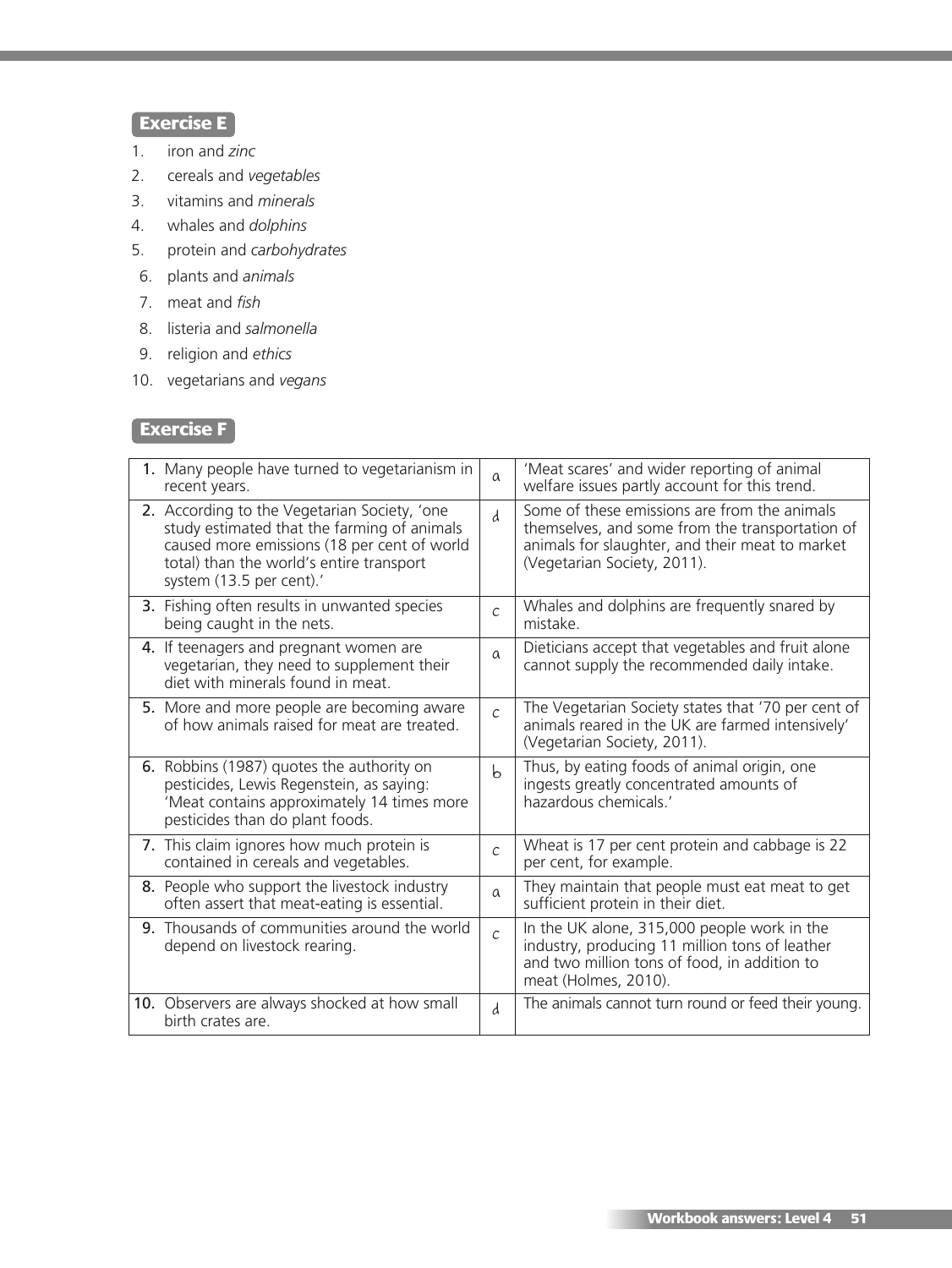## Exercise E

1. iron and *zinc*
2. cereals and *vegetables*
3. vitamins and *minerals*
4. whales and *dolphins*
5. protein and *carbohydrates*
6. plants and *animals*
7. meat and *fish*
8. listeria and *salmonella*
9. religion and *ethics*
10. vegetarians and *vegans*

## Exercise F

| | | |
|---|---|---|
| **1.** Many people have turned to vegetarianism in recent years. | a | 'Meat scares' and wider reporting of animal welfare issues partly account for this trend. |
| **2.** According to the Vegetarian Society, 'one study estimated that the farming of animals caused more emissions (18 per cent of world total) than the world's entire transport system (13.5 per cent).' | d | Some of these emissions are from the animals themselves, and some from the transportation of animals for slaughter, and their meat to market (Vegetarian Society, 2011). |
| **3.** Fishing often results in unwanted species being caught in the nets. | c | Whales and dolphins are frequently snared by mistake. |
| **4.** If teenagers and pregnant women are vegetarian, they need to supplement their diet with minerals found in meat. | a | Dieticians accept that vegetables and fruit alone cannot supply the recommended daily intake. |
| **5.** More and more people are becoming aware of how animals raised for meat are treated. | c | The Vegetarian Society states that '70 per cent of animals reared in the UK are farmed intensively' (Vegetarian Society, 2011). |
| **6.** Robbins (1987) quotes the authority on pesticides, Lewis Regenstein, as saying: 'Meat contains approximately 14 times more pesticides than do plant foods. | b | Thus, by eating foods of animal origin, one ingests greatly concentrated amounts of hazardous chemicals.' |
| **7.** This claim ignores how much protein is contained in cereals and vegetables. | c | Wheat is 17 per cent protein and cabbage is 22 per cent, for example. |
| **8.** People who support the livestock industry often assert that meat-eating is essential. | a | They maintain that people must eat meat to get sufficient protein in their diet. |
| **9.** Thousands of communities around the world depend on livestock rearing. | c | In the UK alone, 315,000 people work in the industry, producing 11 million tons of leather and two million tons of food, in addition to meat (Holmes, 2010). |
| **10.** Observers are always shocked at how small birth crates are. | d | The animals cannot turn round or feed their young. |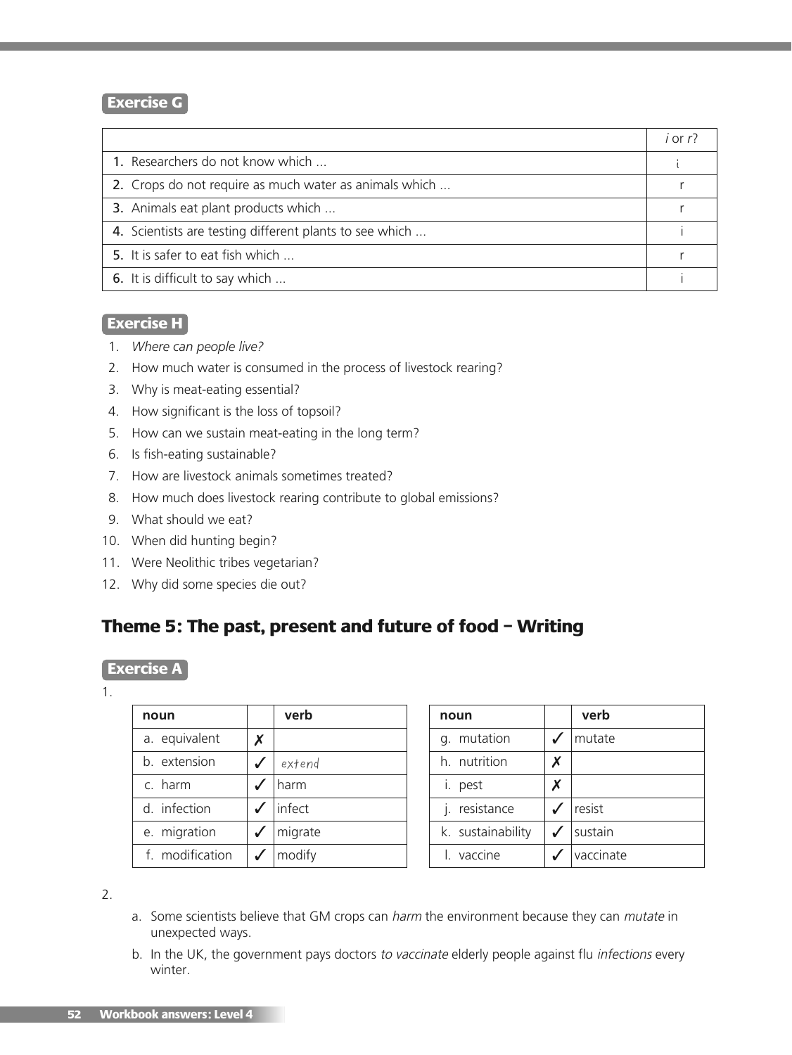### Exercise G

| | *i* or *r*? |
|---|---|
| **1.** Researchers do not know which ... | i |
| **2.** Crops do not require as much water as animals which ... | r |
| **3.** Animals eat plant products which ... | r |
| **4.** Scientists are testing different plants to see which ... | i |
| **5.** It is safer to eat fish which ... | r |
| **6.** It is difficult to say which ... | i |

### Exercise H

1. *Where can people live?*
2. How much water is consumed in the process of livestock rearing?
3. Why is meat-eating essential?
4. How significant is the loss of topsoil?
5. How can we sustain meat-eating in the long term?
6. Is fish-eating sustainable?
7. How are livestock animals sometimes treated?
8. How much does livestock rearing contribute to global emissions?
9. What should we eat?
10. When did hunting begin?
11. Were Neolithic tribes vegetarian?
12. Why did some species die out?

## Theme 5: The past, present and future of food – Writing

### Exercise A

1.

| noun | | verb |
|---|---|---|
| a. equivalent | ✗ | |
| b. extension | ✓ | *extend* |
| c. harm | ✓ | harm |
| d. infection | ✓ | infect |
| e. migration | ✓ | migrate |
| f. modification | ✓ | modify |

| noun | | verb |
|---|---|---|
| g. mutation | ✓ | mutate |
| h. nutrition | ✗ | |
| i. pest | ✗ | |
| j. resistance | ✓ | resist |
| k. sustainability | ✓ | sustain |
| l. vaccine | ✓ | vaccinate |

2.

a. Some scientists believe that GM crops can *harm* the environment because they can *mutate* in unexpected ways.

b. In the UK, the government pays doctors *to vaccinate* elderly people against flu *infections* every winter.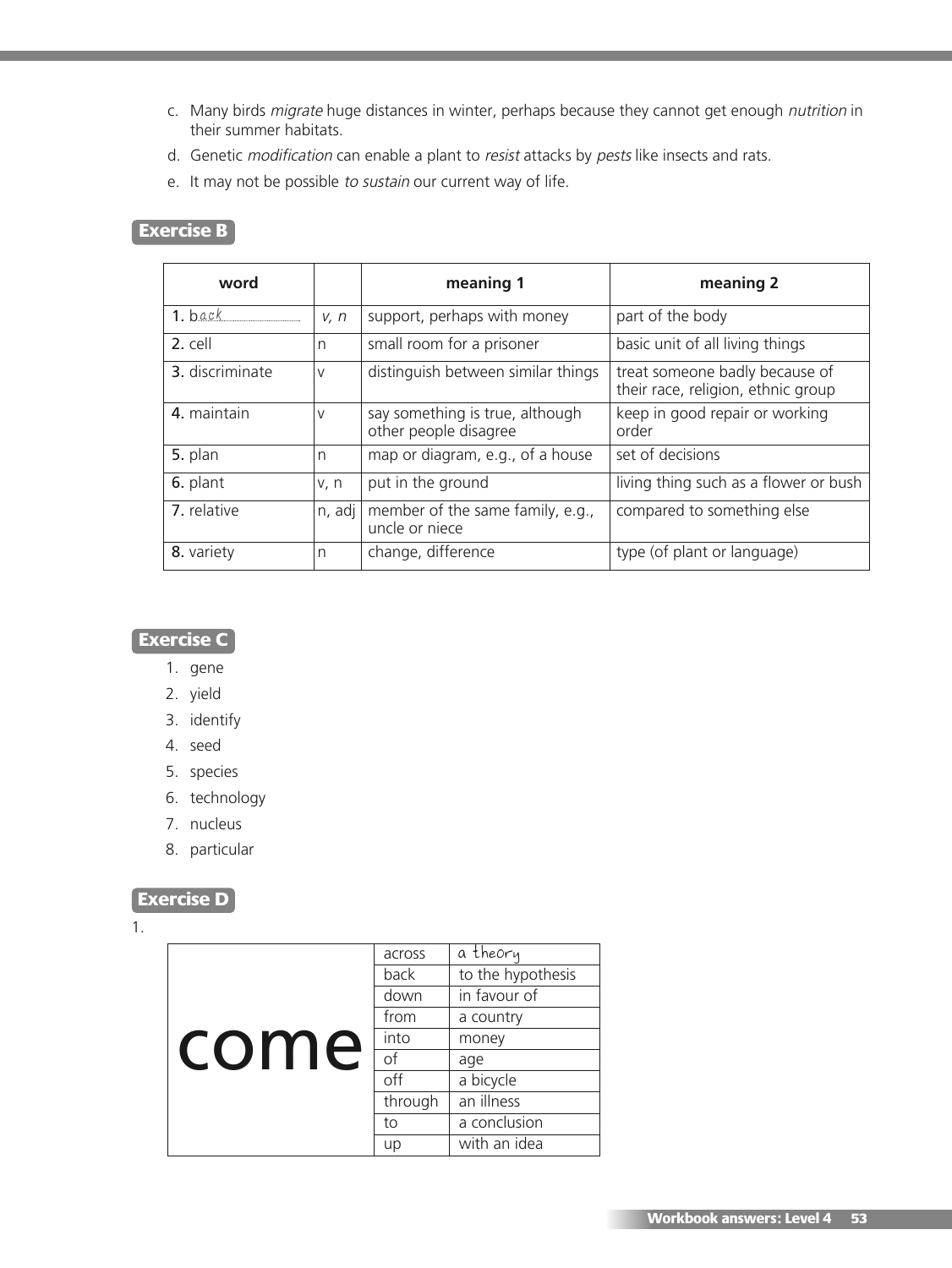c. Many birds *migrate* huge distances in winter, perhaps because they cannot get enough *nutrition* in their summer habitats.

d. Genetic *modification* can enable a plant to *resist* attacks by *pests* like insects and rats.

e. It may not be possible *to sustain* our current way of life.

## Exercise B

| word | | meaning 1 | meaning 2 |
|---|---|---|---|
| **1.** back | *v, n* | support, perhaps with money | part of the body |
| **2.** cell | n | small room for a prisoner | basic unit of all living things |
| **3.** discriminate | v | distinguish between similar things | treat someone badly because of their race, religion, ethnic group |
| **4.** maintain | v | say something is true, although other people disagree | keep in good repair or working order |
| **5.** plan | n | map or diagram, e.g., of a house | set of decisions |
| **6.** plant | v, n | put in the ground | living thing such as a flower or bush |
| **7.** relative | n, adj | member of the same family, e.g., uncle or niece | compared to something else |
| **8.** variety | n | change, difference | type (of plant or language) |

## Exercise C

1. gene
2. yield
3. identify
4. seed
5. species
6. technology
7. nucleus
8. particular

## Exercise D

1.

| | | |
|---|---|---|
| come | across | a theory |
| | back | to the hypothesis |
| | down | in favour of |
| | from | a country |
| | into | money |
| | of | age |
| | off | a bicycle |
| | through | an illness |
| | to | a conclusion |
| | up | with an idea |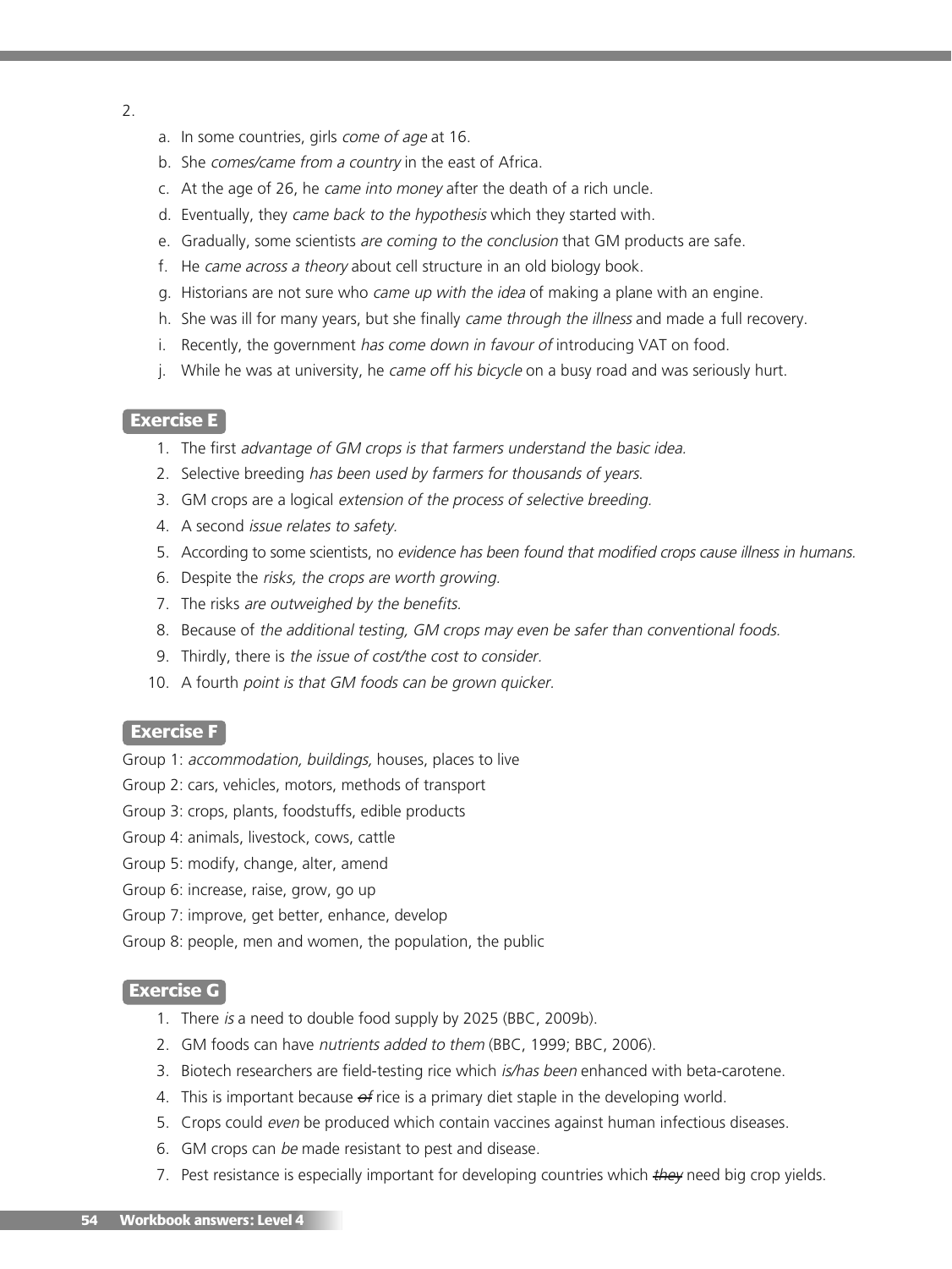2.

a. In some countries, girls *come of age* at 16.
b. She *comes/came from a country* in the east of Africa.
c. At the age of 26, he *came into money* after the death of a rich uncle.
d. Eventually, they *came back to the hypothesis* which they started with.
e. Gradually, some scientists *are coming to the conclusion* that GM products are safe.
f. He *came across a theory* about cell structure in an old biology book.
g. Historians are not sure who *came up with the idea* of making a plane with an engine.
h. She was ill for many years, but she finally *came through the illness* and made a full recovery.
i. Recently, the government *has come down in favour of* introducing VAT on food.
j. While he was at university, he *came off his bicycle* on a busy road and was seriously hurt.

## Exercise E

1. The first *advantage of GM crops is that farmers understand the basic idea.*
2. Selective breeding *has been used by farmers for thousands of years.*
3. GM crops are a logical *extension of the process of selective breeding.*
4. A second *issue relates to safety.*
5. According to some scientists, no *evidence has been found that modified crops cause illness in humans.*
6. Despite the *risks, the crops are worth growing.*
7. The risks *are outweighed by the benefits.*
8. Because of *the additional testing, GM crops may even be safer than conventional foods.*
9. Thirdly, there is *the issue of cost/the cost to consider.*
10. A fourth *point is that GM foods can be grown quicker.*

## Exercise F

Group 1: *accommodation, buildings,* houses, places to live

Group 2: cars, vehicles, motors, methods of transport

Group 3: crops, plants, foodstuffs, edible products

Group 4: animals, livestock, cows, cattle

Group 5: modify, change, alter, amend

Group 6: increase, raise, grow, go up

Group 7: improve, get better, enhance, develop

Group 8: people, men and women, the population, the public

## Exercise G

1. There *is* a need to double food supply by 2025 (BBC, 2009b).
2. GM foods can have *nutrients added to them* (BBC, 1999; BBC, 2006).
3. Biotech researchers are field-testing rice which *is/has been* enhanced with beta-carotene.
4. This is important because ~~*of*~~ rice is a primary diet staple in the developing world.
5. Crops could *even* be produced which contain vaccines against human infectious diseases.
6. GM crops can *be* made resistant to pest and disease.
7. Pest resistance is especially important for developing countries which ~~*they*~~ need big crop yields.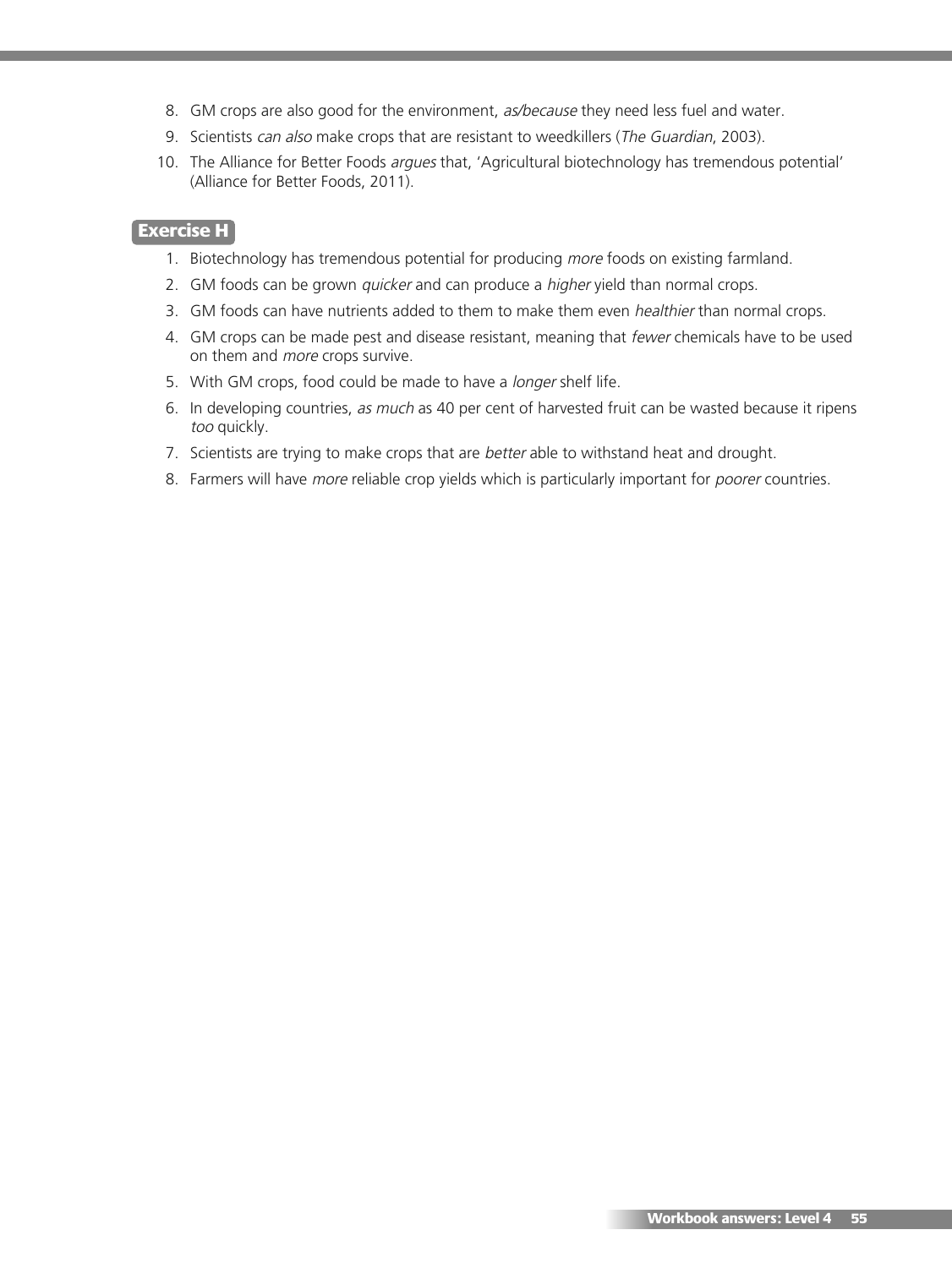8. GM crops are also good for the environment, *as/because* they need less fuel and water.
9. Scientists *can also* make crops that are resistant to weedkillers (*The Guardian*, 2003).
10. The Alliance for Better Foods *argues* that, 'Agricultural biotechnology has tremendous potential' (Alliance for Better Foods, 2011).

## Exercise H

1. Biotechnology has tremendous potential for producing *more* foods on existing farmland.
2. GM foods can be grown *quicker* and can produce a *higher* yield than normal crops.
3. GM foods can have nutrients added to them to make them even *healthier* than normal crops.
4. GM crops can be made pest and disease resistant, meaning that *fewer* chemicals have to be used on them and *more* crops survive.
5. With GM crops, food could be made to have a *longer* shelf life.
6. In developing countries, *as much* as 40 per cent of harvested fruit can be wasted because it ripens *too* quickly.
7. Scientists are trying to make crops that are *better* able to withstand heat and drought.
8. Farmers will have *more* reliable crop yields which is particularly important for *poorer* countries.